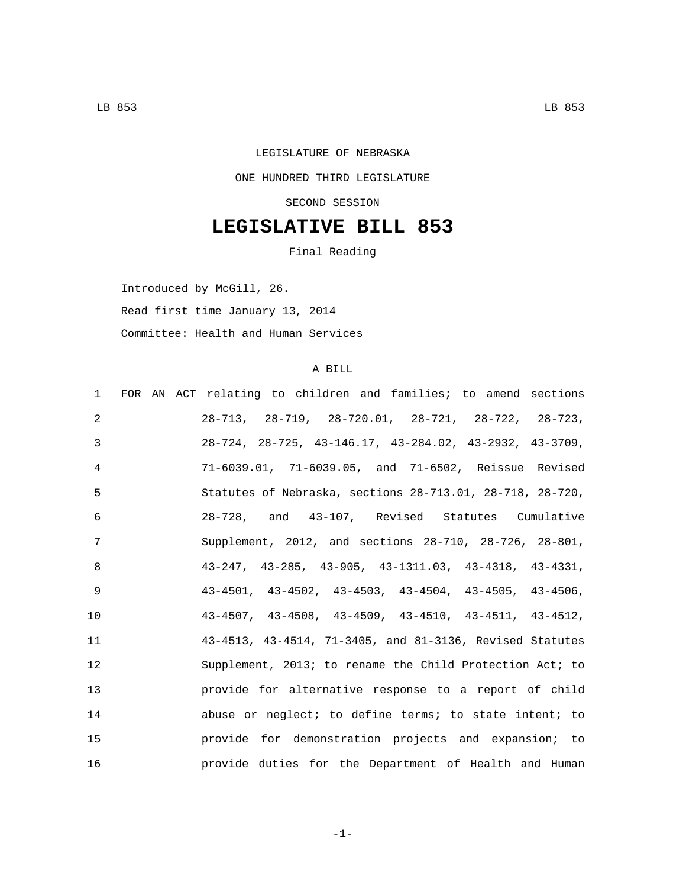LEGISLATURE OF NEBRASKA

ONE HUNDRED THIRD LEGISLATURE

SECOND SESSION

# LEGISLATIVE BILL 853

Final Reading

Introduced by McGill, 26.

Read first time January 13, 2014

Committee: Health and Human Services

A BILL

1 FOR AN ACT relating to children and families; to amend sections
2 28-713, 28-719, 28-720.01, 28-721, 28-722, 28-723,
3 28-724, 28-725, 43-146.17, 43-284.02, 43-2932, 43-3709,
4 71-6039.01, 71-6039.05, and 71-6502, Reissue Revised
5 Statutes of Nebraska, sections 28-713.01, 28-718, 28-720,
6 28-728, and 43-107, Revised Statutes Cumulative
7 Supplement, 2012, and sections 28-710, 28-726, 28-801,
8 43-247, 43-285, 43-905, 43-1311.03, 43-4318, 43-4331,
9 43-4501, 43-4502, 43-4503, 43-4504, 43-4505, 43-4506,
10 43-4507, 43-4508, 43-4509, 43-4510, 43-4511, 43-4512,
11 43-4513, 43-4514, 71-3405, and 81-3136, Revised Statutes
12 Supplement, 2013; to rename the Child Protection Act; to
13 provide for alternative response to a report of child
14 abuse or neglect; to define terms; to state intent; to
15 provide for demonstration projects and expansion; to
16 provide duties for the Department of Health and Human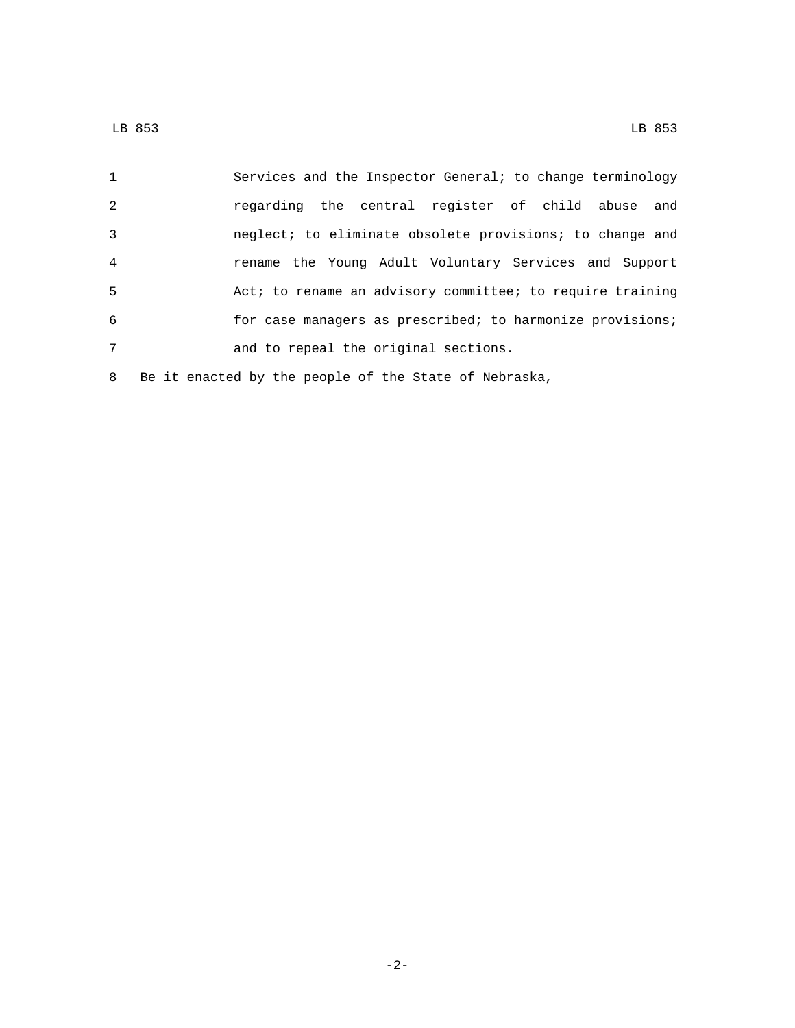Services and the Inspector General; to change terminology regarding the central register of child abuse and neglect; to eliminate obsolete provisions; to change and rename the Young Adult Voluntary Services and Support Act; to rename an advisory committee; to require training for case managers as prescribed; to harmonize provisions; and to repeal the original sections.

Be it enacted by the people of the State of Nebraska,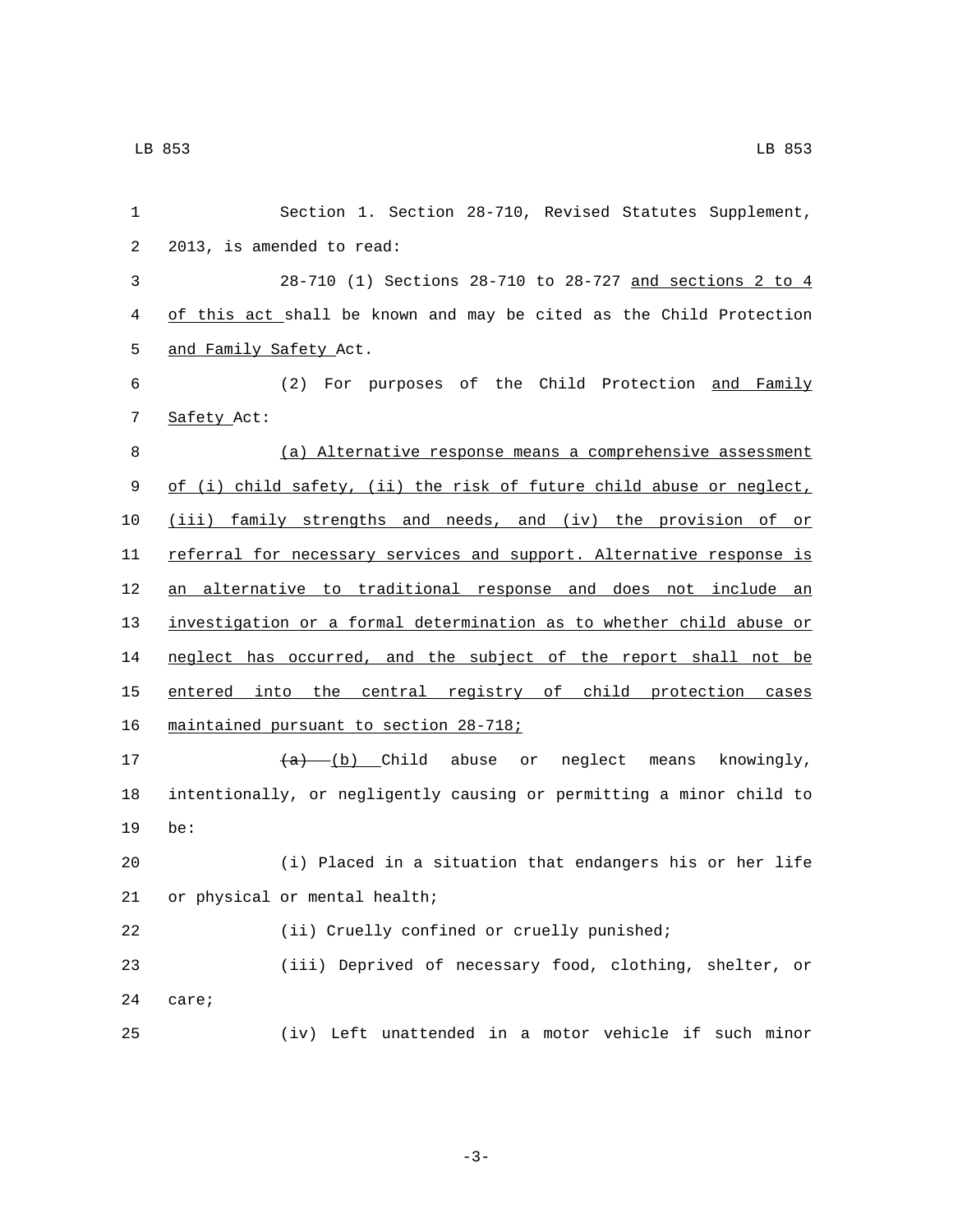Section 1. Section 28-710, Revised Statutes Supplement, 2013, is amended to read:

28-710 (1) Sections 28-710 to 28-727 and sections 2 to 4 of this act shall be known and may be cited as the Child Protection and Family Safety Act.

(2) For purposes of the Child Protection and Family Safety Act:

(a) Alternative response means a comprehensive assessment of (i) child safety, (ii) the risk of future child abuse or neglect, (iii) family strengths and needs, and (iv) the provision of or referral for necessary services and support. Alternative response is an alternative to traditional response and does not include an investigation or a formal determination as to whether child abuse or neglect has occurred, and the subject of the report shall not be entered into the central registry of child protection cases maintained pursuant to section 28-718;

~~(a)~~ (b) Child abuse or neglect means knowingly, intentionally, or negligently causing or permitting a minor child to be:

(i) Placed in a situation that endangers his or her life or physical or mental health;

(ii) Cruelly confined or cruelly punished;

(iii) Deprived of necessary food, clothing, shelter, or care;

(iv) Left unattended in a motor vehicle if such minor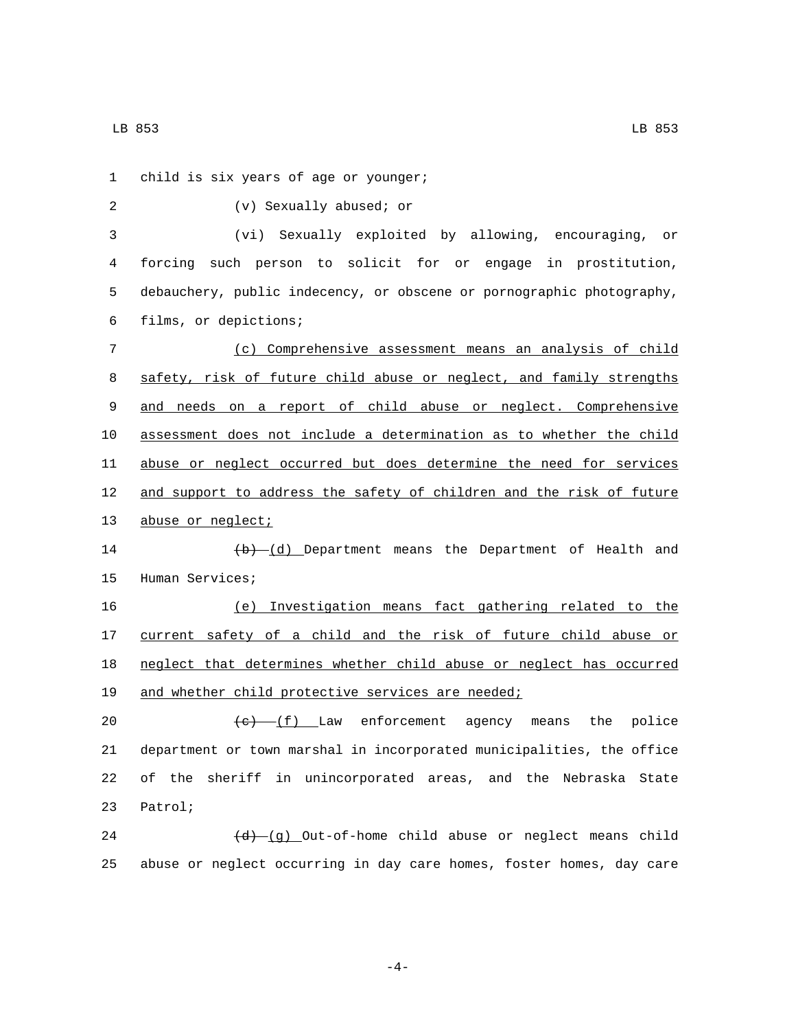child is six years of age or younger;

(v) Sexually abused; or

(vi) Sexually exploited by allowing, encouraging, or forcing such person to solicit for or engage in prostitution, debauchery, public indecency, or obscene or pornographic photography, films, or depictions;

<u>(c) Comprehensive assessment means an analysis of child safety, risk of future child abuse or neglect, and family strengths and needs on a report of child abuse or neglect. Comprehensive assessment does not include a determination as to whether the child abuse or neglect occurred but does determine the need for services and support to address the safety of children and the risk of future abuse or neglect;</u>

~~(b)~~ <u>(d)</u> Department means the Department of Health and Human Services;

<u>(e) Investigation means fact gathering related to the current safety of a child and the risk of future child abuse or neglect that determines whether child abuse or neglect has occurred and whether child protective services are needed;</u>

~~(c)~~ <u>(f)</u> Law enforcement agency means the police department or town marshal in incorporated municipalities, the office of the sheriff in unincorporated areas, and the Nebraska State Patrol;

~~(d)~~ <u>(g)</u> Out-of-home child abuse or neglect means child abuse or neglect occurring in day care homes, foster homes, day care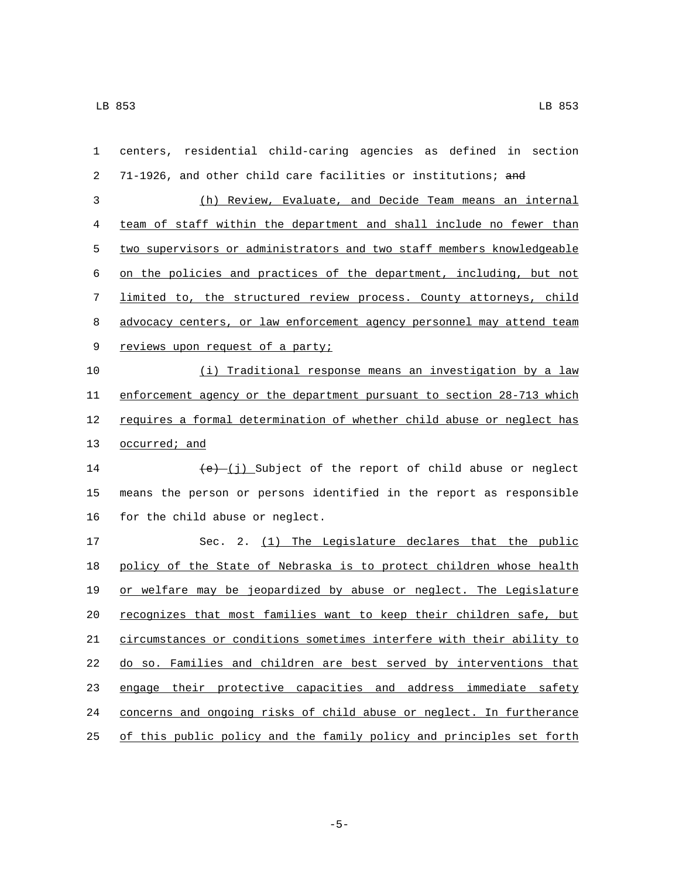centers, residential child-caring agencies as defined in section 71-1926, and other child care facilities or institutions; ~~and~~

(h) Review, Evaluate, and Decide Team means an internal team of staff within the department and shall include no fewer than two supervisors or administrators and two staff members knowledgeable on the policies and practices of the department, including, but not limited to, the structured review process. County attorneys, child advocacy centers, or law enforcement agency personnel may attend team reviews upon request of a party;

(i) Traditional response means an investigation by a law enforcement agency or the department pursuant to section 28-713 which requires a formal determination of whether child abuse or neglect has occurred; and

~~(e)~~ (j) Subject of the report of child abuse or neglect means the person or persons identified in the report as responsible for the child abuse or neglect.

Sec. 2. (1) The Legislature declares that the public policy of the State of Nebraska is to protect children whose health or welfare may be jeopardized by abuse or neglect. The Legislature recognizes that most families want to keep their children safe, but circumstances or conditions sometimes interfere with their ability to do so. Families and children are best served by interventions that engage their protective capacities and address immediate safety concerns and ongoing risks of child abuse or neglect. In furtherance of this public policy and the family policy and principles set forth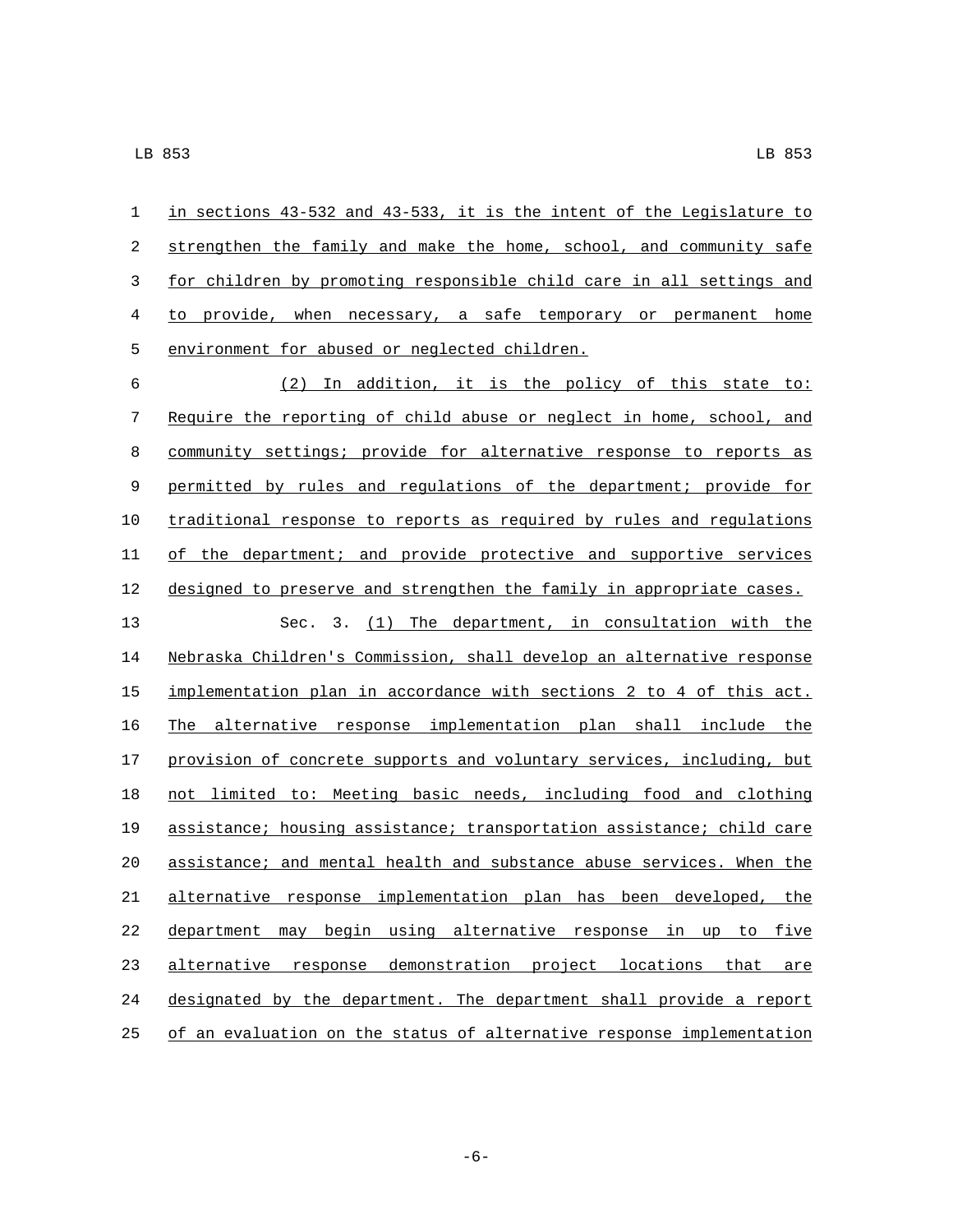in sections 43-532 and 43-533, it is the intent of the Legislature to strengthen the family and make the home, school, and community safe for children by promoting responsible child care in all settings and to provide, when necessary, a safe temporary or permanent home environment for abused or neglected children.

(2) In addition, it is the policy of this state to: Require the reporting of child abuse or neglect in home, school, and community settings; provide for alternative response to reports as permitted by rules and regulations of the department; provide for traditional response to reports as required by rules and regulations of the department; and provide protective and supportive services designed to preserve and strengthen the family in appropriate cases.

Sec. 3. (1) The department, in consultation with the Nebraska Children's Commission, shall develop an alternative response implementation plan in accordance with sections 2 to 4 of this act. The alternative response implementation plan shall include the provision of concrete supports and voluntary services, including, but not limited to: Meeting basic needs, including food and clothing assistance; housing assistance; transportation assistance; child care assistance; and mental health and substance abuse services. When the alternative response implementation plan has been developed, the department may begin using alternative response in up to five alternative response demonstration project locations that are designated by the department. The department shall provide a report of an evaluation on the status of alternative response implementation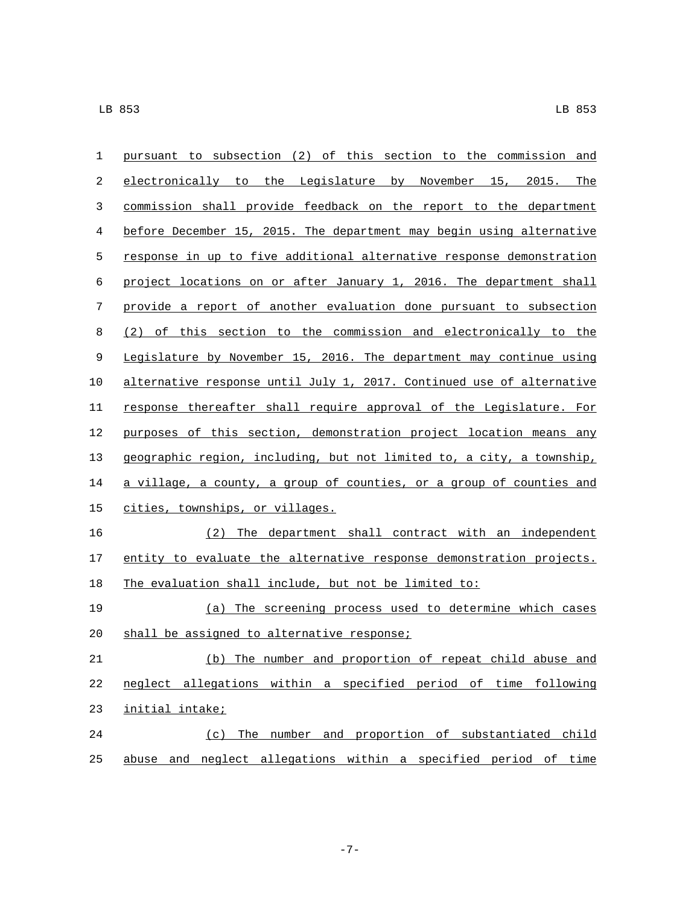pursuant to subsection (2) of this section to the commission and electronically to the Legislature by November 15, 2015. The commission shall provide feedback on the report to the department before December 15, 2015. The department may begin using alternative response in up to five additional alternative response demonstration project locations on or after January 1, 2016. The department shall provide a report of another evaluation done pursuant to subsection (2) of this section to the commission and electronically to the Legislature by November 15, 2016. The department may continue using alternative response until July 1, 2017. Continued use of alternative response thereafter shall require approval of the Legislature. For purposes of this section, demonstration project location means any geographic region, including, but not limited to, a city, a township, a village, a county, a group of counties, or a group of counties and cities, townships, or villages.

(2) The department shall contract with an independent entity to evaluate the alternative response demonstration projects. The evaluation shall include, but not be limited to:

(a) The screening process used to determine which cases shall be assigned to alternative response;

(b) The number and proportion of repeat child abuse and neglect allegations within a specified period of time following initial intake;

(c) The number and proportion of substantiated child abuse and neglect allegations within a specified period of time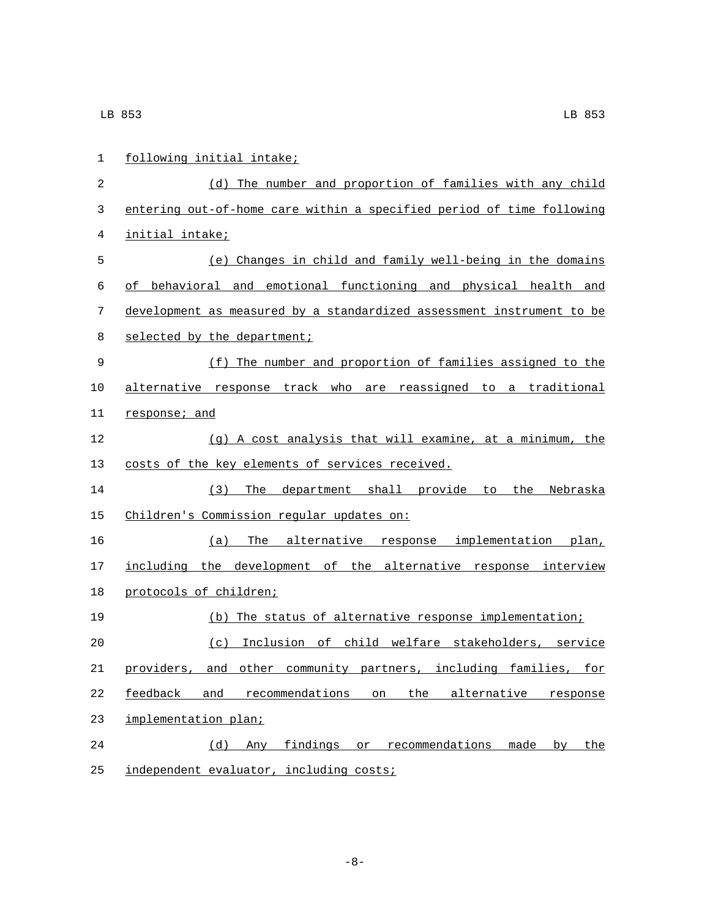following initial intake;

(d) The number and proportion of families with any child entering out-of-home care within a specified period of time following initial intake;

(e) Changes in child and family well-being in the domains of behavioral and emotional functioning and physical health and development as measured by a standardized assessment instrument to be selected by the department;

(f) The number and proportion of families assigned to the alternative response track who are reassigned to a traditional response; and

(g) A cost analysis that will examine, at a minimum, the costs of the key elements of services received.

(3) The department shall provide to the Nebraska Children's Commission regular updates on:

(a) The alternative response implementation plan, including the development of the alternative response interview protocols of children;

(b) The status of alternative response implementation;

(c) Inclusion of child welfare stakeholders, service providers, and other community partners, including families, for feedback and recommendations on the alternative response implementation plan;

(d) Any findings or recommendations made by the independent evaluator, including costs;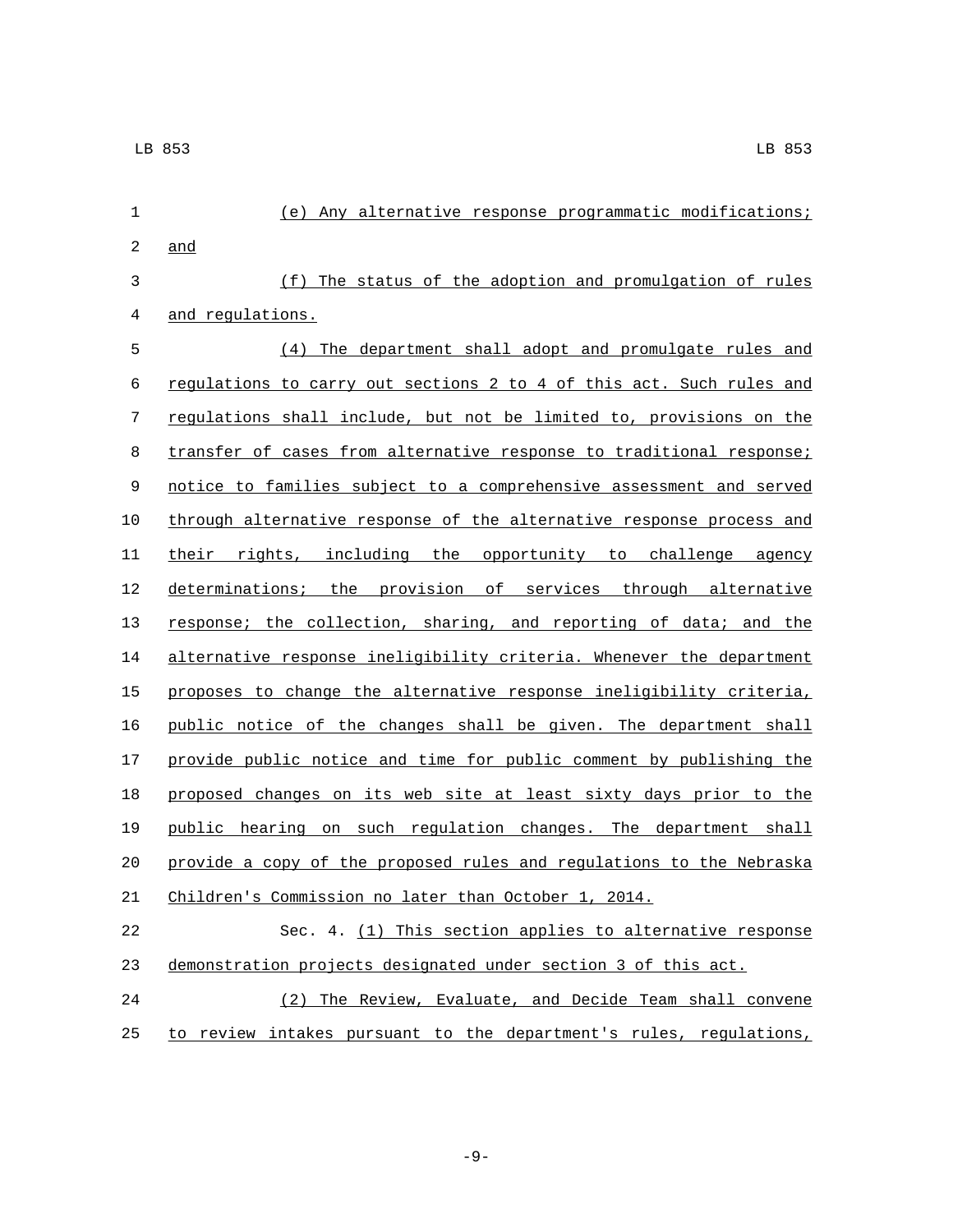(e) Any alternative response programmatic modifications; and

(f) The status of the adoption and promulgation of rules and regulations.

(4) The department shall adopt and promulgate rules and regulations to carry out sections 2 to 4 of this act. Such rules and regulations shall include, but not be limited to, provisions on the transfer of cases from alternative response to traditional response; notice to families subject to a comprehensive assessment and served through alternative response of the alternative response process and their rights, including the opportunity to challenge agency determinations; the provision of services through alternative response; the collection, sharing, and reporting of data; and the alternative response ineligibility criteria. Whenever the department proposes to change the alternative response ineligibility criteria, public notice of the changes shall be given. The department shall provide public notice and time for public comment by publishing the proposed changes on its web site at least sixty days prior to the public hearing on such regulation changes. The department shall provide a copy of the proposed rules and regulations to the Nebraska Children's Commission no later than October 1, 2014.

Sec. 4. (1) This section applies to alternative response demonstration projects designated under section 3 of this act.

(2) The Review, Evaluate, and Decide Team shall convene to review intakes pursuant to the department's rules, regulations,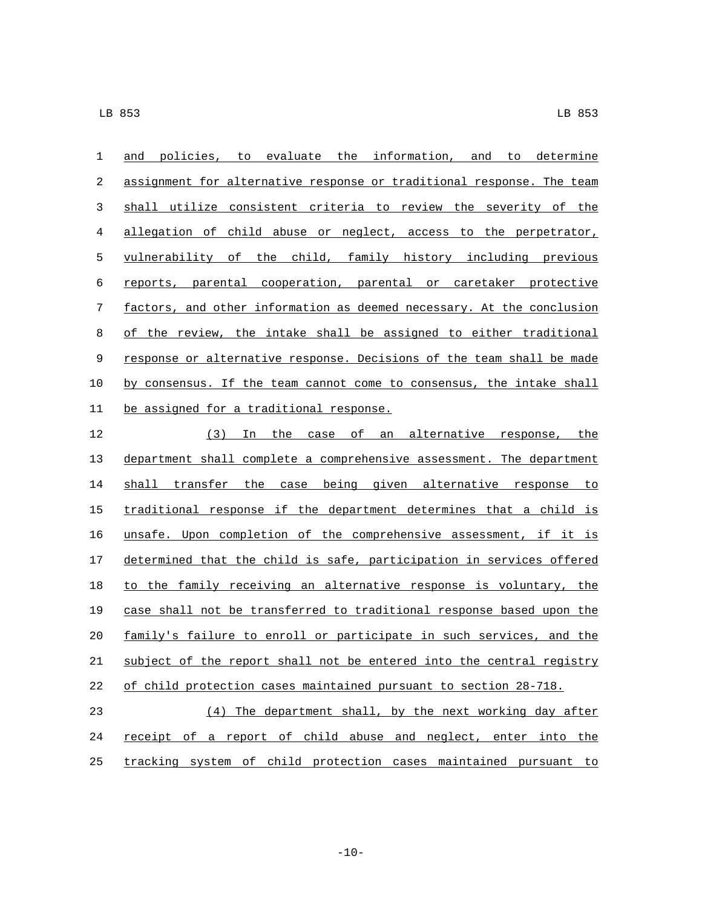and policies, to evaluate the information, and to determine assignment for alternative response or traditional response. The team shall utilize consistent criteria to review the severity of the allegation of child abuse or neglect, access to the perpetrator, vulnerability of the child, family history including previous reports, parental cooperation, parental or caretaker protective factors, and other information as deemed necessary. At the conclusion of the review, the intake shall be assigned to either traditional response or alternative response. Decisions of the team shall be made by consensus. If the team cannot come to consensus, the intake shall be assigned for a traditional response.

(3) In the case of an alternative response, the department shall complete a comprehensive assessment. The department shall transfer the case being given alternative response to traditional response if the department determines that a child is unsafe. Upon completion of the comprehensive assessment, if it is determined that the child is safe, participation in services offered to the family receiving an alternative response is voluntary, the case shall not be transferred to traditional response based upon the family's failure to enroll or participate in such services, and the subject of the report shall not be entered into the central registry of child protection cases maintained pursuant to section 28-718.

(4) The department shall, by the next working day after receipt of a report of child abuse and neglect, enter into the tracking system of child protection cases maintained pursuant to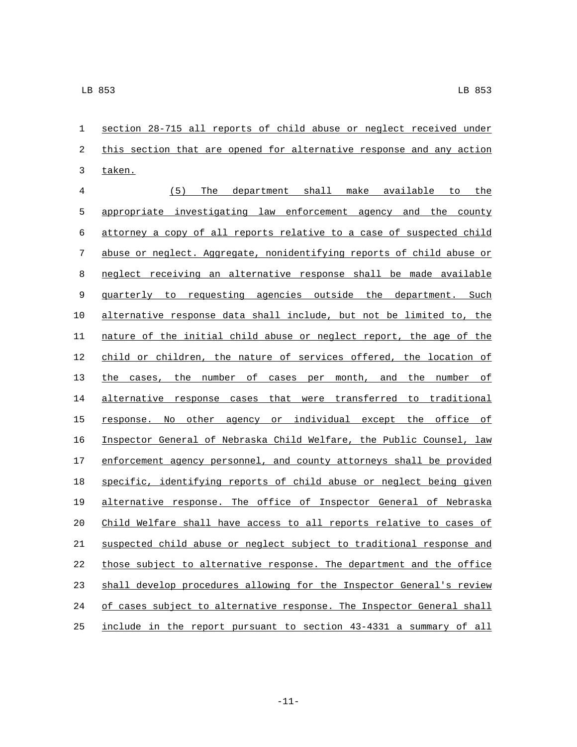section 28-715 all reports of child abuse or neglect received under this section that are opened for alternative response and any action taken.

(5) The department shall make available to the appropriate investigating law enforcement agency and the county attorney a copy of all reports relative to a case of suspected child abuse or neglect. Aggregate, nonidentifying reports of child abuse or neglect receiving an alternative response shall be made available quarterly to requesting agencies outside the department. Such alternative response data shall include, but not be limited to, the nature of the initial child abuse or neglect report, the age of the child or children, the nature of services offered, the location of the cases, the number of cases per month, and the number of alternative response cases that were transferred to traditional response. No other agency or individual except the office of Inspector General of Nebraska Child Welfare, the Public Counsel, law enforcement agency personnel, and county attorneys shall be provided specific, identifying reports of child abuse or neglect being given alternative response. The office of Inspector General of Nebraska Child Welfare shall have access to all reports relative to cases of suspected child abuse or neglect subject to traditional response and those subject to alternative response. The department and the office shall develop procedures allowing for the Inspector General's review of cases subject to alternative response. The Inspector General shall include in the report pursuant to section 43-4331 a summary of all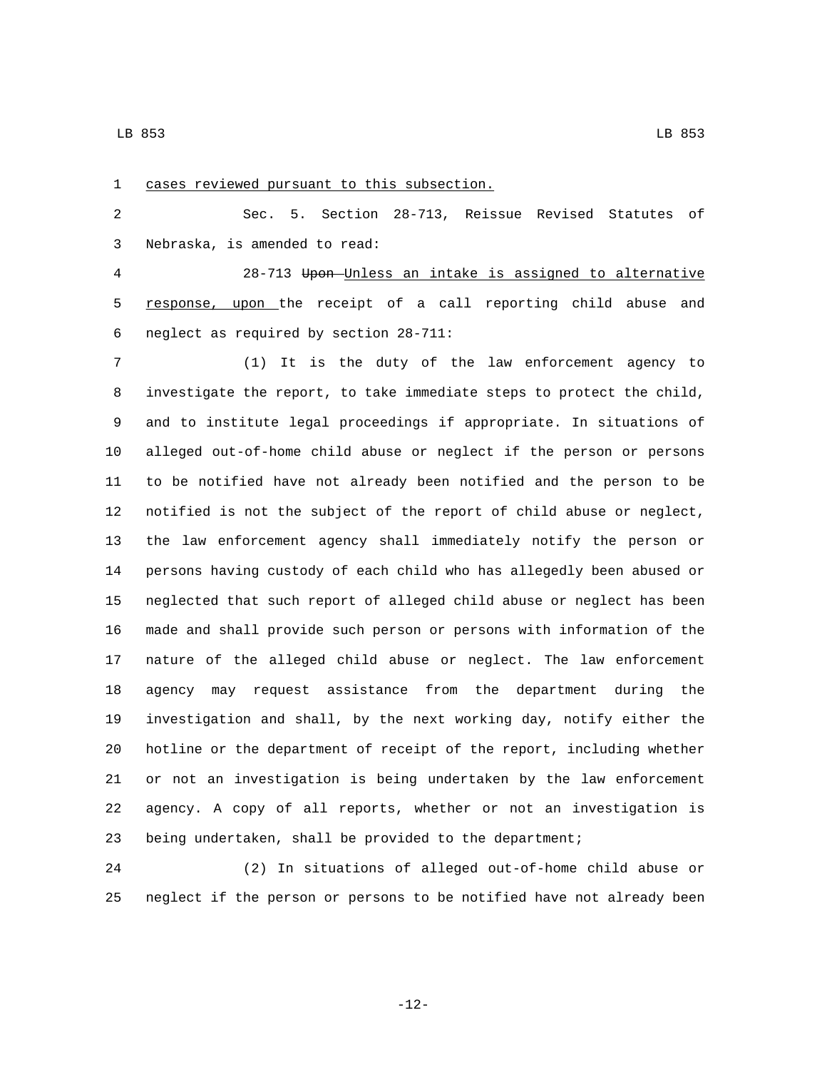cases reviewed pursuant to this subsection.

Sec. 5. Section 28-713, Reissue Revised Statutes of Nebraska, is amended to read:

28-713 ~~Upon~~ Unless an intake is assigned to alternative response, upon the receipt of a call reporting child abuse and neglect as required by section 28-711:

(1) It is the duty of the law enforcement agency to investigate the report, to take immediate steps to protect the child, and to institute legal proceedings if appropriate. In situations of alleged out-of-home child abuse or neglect if the person or persons to be notified have not already been notified and the person to be notified is not the subject of the report of child abuse or neglect, the law enforcement agency shall immediately notify the person or persons having custody of each child who has allegedly been abused or neglected that such report of alleged child abuse or neglect has been made and shall provide such person or persons with information of the nature of the alleged child abuse or neglect. The law enforcement agency may request assistance from the department during the investigation and shall, by the next working day, notify either the hotline or the department of receipt of the report, including whether or not an investigation is being undertaken by the law enforcement agency. A copy of all reports, whether or not an investigation is being undertaken, shall be provided to the department;

(2) In situations of alleged out-of-home child abuse or neglect if the person or persons to be notified have not already been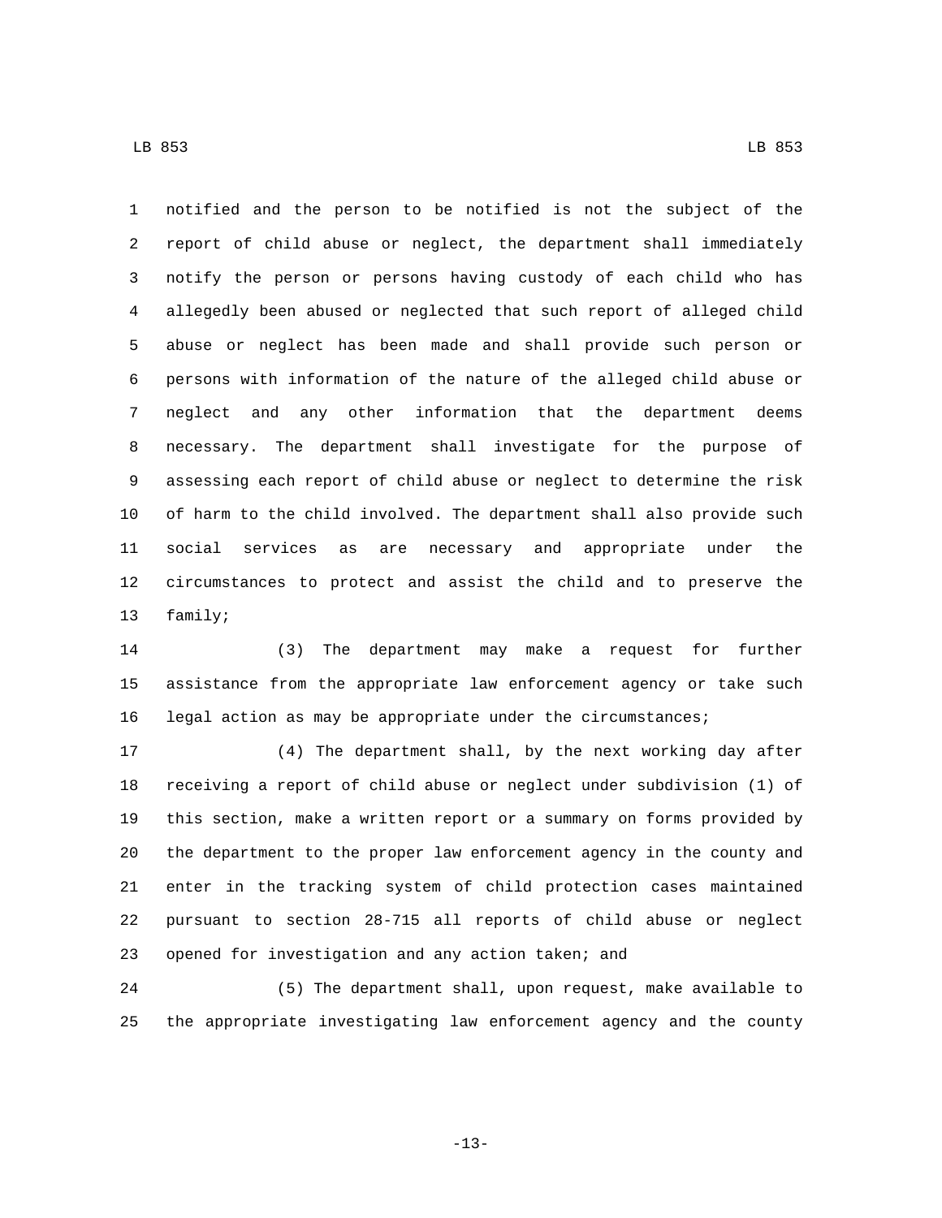notified and the person to be notified is not the subject of the report of child abuse or neglect, the department shall immediately notify the person or persons having custody of each child who has allegedly been abused or neglected that such report of alleged child abuse or neglect has been made and shall provide such person or persons with information of the nature of the alleged child abuse or neglect and any other information that the department deems necessary. The department shall investigate for the purpose of assessing each report of child abuse or neglect to determine the risk of harm to the child involved. The department shall also provide such social services as are necessary and appropriate under the circumstances to protect and assist the child and to preserve the family;

(3) The department may make a request for further assistance from the appropriate law enforcement agency or take such legal action as may be appropriate under the circumstances;

(4) The department shall, by the next working day after receiving a report of child abuse or neglect under subdivision (1) of this section, make a written report or a summary on forms provided by the department to the proper law enforcement agency in the county and enter in the tracking system of child protection cases maintained pursuant to section 28-715 all reports of child abuse or neglect opened for investigation and any action taken; and

(5) The department shall, upon request, make available to the appropriate investigating law enforcement agency and the county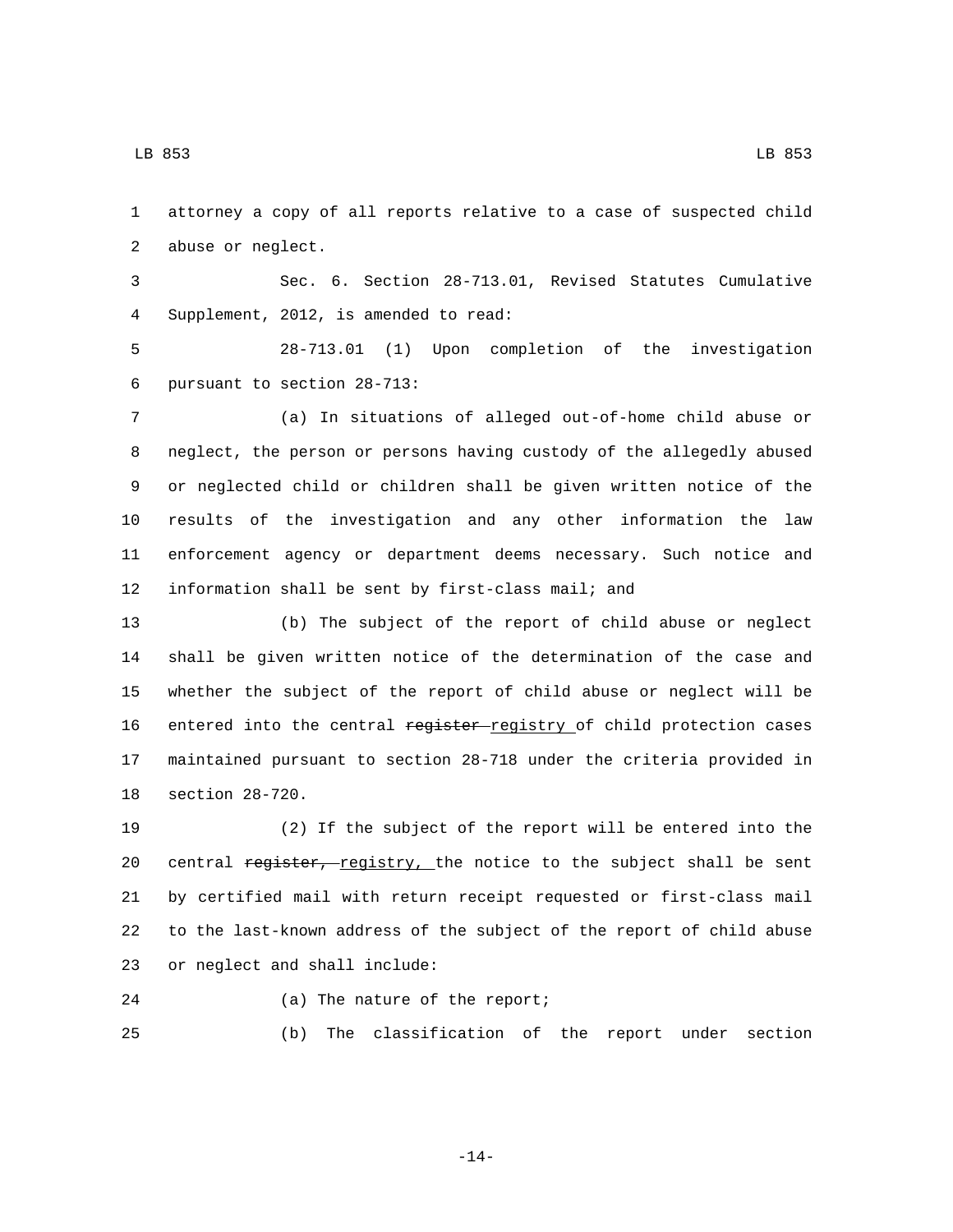attorney a copy of all reports relative to a case of suspected child abuse or neglect.

Sec. 6. Section 28-713.01, Revised Statutes Cumulative Supplement, 2012, is amended to read:

28-713.01 (1) Upon completion of the investigation pursuant to section 28-713:

(a) In situations of alleged out-of-home child abuse or neglect, the person or persons having custody of the allegedly abused or neglected child or children shall be given written notice of the results of the investigation and any other information the law enforcement agency or department deems necessary. Such notice and information shall be sent by first-class mail; and

(b) The subject of the report of child abuse or neglect shall be given written notice of the determination of the case and whether the subject of the report of child abuse or neglect will be entered into the central ~~register~~ registry of child protection cases maintained pursuant to section 28-718 under the criteria provided in section 28-720.

(2) If the subject of the report will be entered into the central ~~register,~~ registry, the notice to the subject shall be sent by certified mail with return receipt requested or first-class mail to the last-known address of the subject of the report of child abuse or neglect and shall include:

(a) The nature of the report;

(b) The classification of the report under section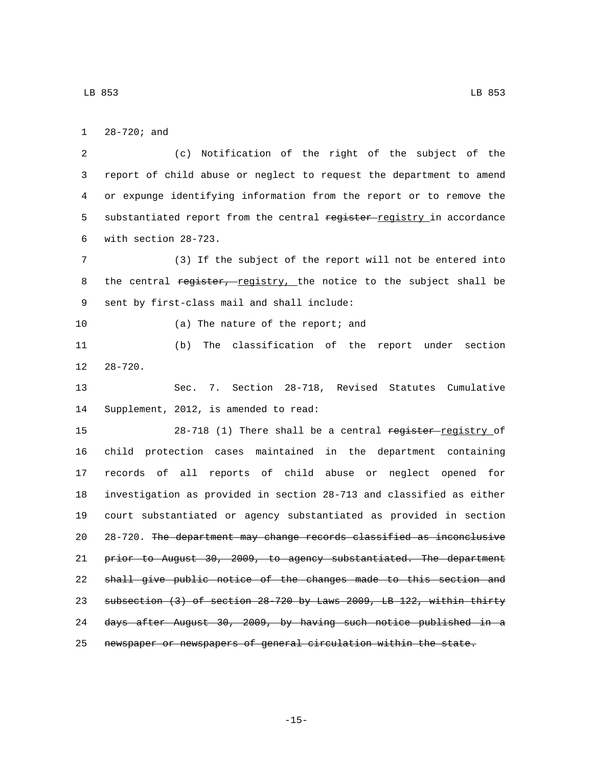28-720; and

(c) Notification of the right of the subject of the report of child abuse or neglect to request the department to amend or expunge identifying information from the report or to remove the substantiated report from the central ~~register~~ registry in accordance with section 28-723.

(3) If the subject of the report will not be entered into the central ~~register,~~ registry, the notice to the subject shall be sent by first-class mail and shall include:

(a) The nature of the report; and

(b) The classification of the report under section 28-720.

Sec. 7. Section 28-718, Revised Statutes Cumulative Supplement, 2012, is amended to read:

28-718 (1) There shall be a central ~~register~~ registry of child protection cases maintained in the department containing records of all reports of child abuse or neglect opened for investigation as provided in section 28-713 and classified as either court substantiated or agency substantiated as provided in section 28-720. ~~The department may change records classified as inconclusive prior to August 30, 2009, to agency substantiated. The department shall give public notice of the changes made to this section and subsection (3) of section 28-720 by Laws 2009, LB 122, within thirty days after August 30, 2009, by having such notice published in a newspaper or newspapers of general circulation within the state.~~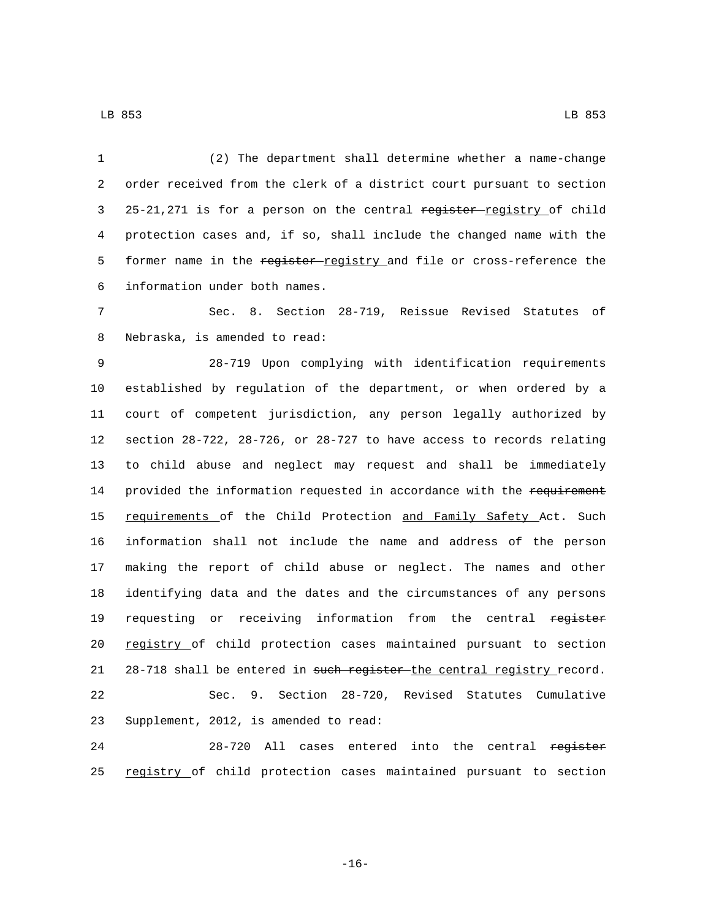(2) The department shall determine whether a name-change order received from the clerk of a district court pursuant to section 25-21,271 is for a person on the central ~~register~~ registry of child protection cases and, if so, shall include the changed name with the former name in the ~~register~~ registry and file or cross-reference the information under both names.

Sec. 8. Section 28-719, Reissue Revised Statutes of Nebraska, is amended to read:

28-719 Upon complying with identification requirements established by regulation of the department, or when ordered by a court of competent jurisdiction, any person legally authorized by section 28-722, 28-726, or 28-727 to have access to records relating to child abuse and neglect may request and shall be immediately provided the information requested in accordance with the ~~requirement~~ requirements of the Child Protection and Family Safety Act. Such information shall not include the name and address of the person making the report of child abuse or neglect. The names and other identifying data and the dates and the circumstances of any persons requesting or receiving information from the central ~~register~~ registry of child protection cases maintained pursuant to section 28-718 shall be entered in ~~such register~~ the central registry record.

Sec. 9. Section 28-720, Revised Statutes Cumulative Supplement, 2012, is amended to read:

28-720 All cases entered into the central ~~register~~ registry of child protection cases maintained pursuant to section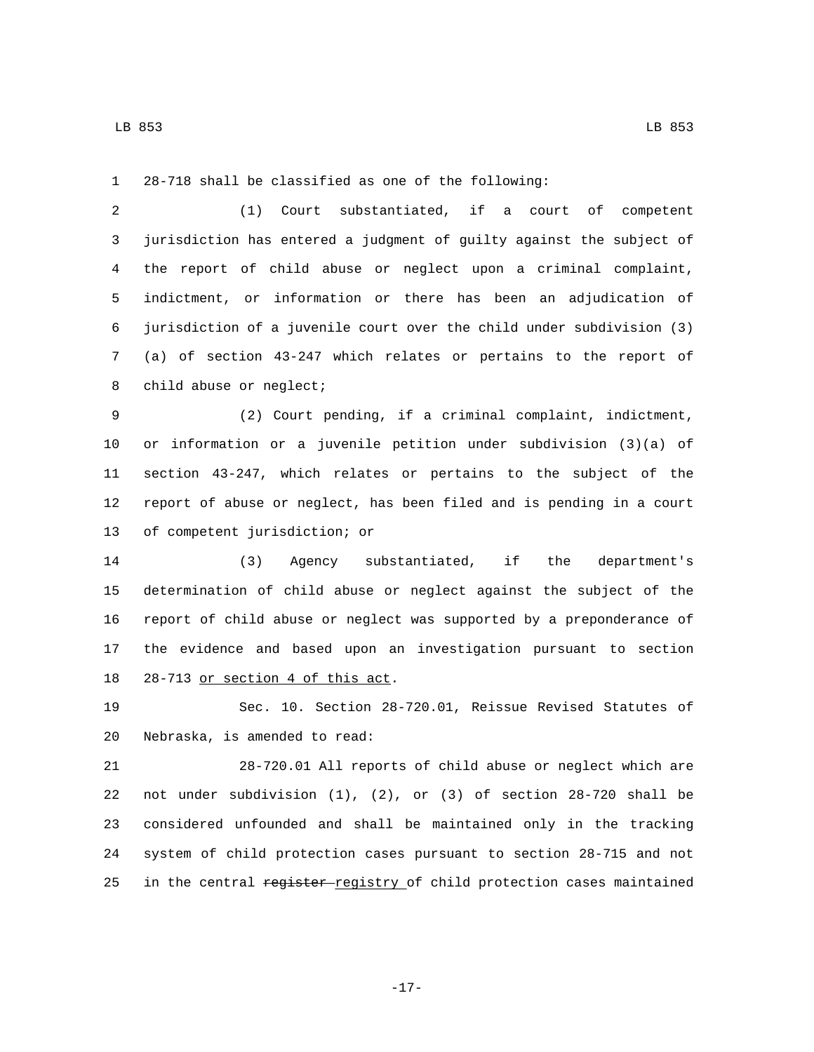28-718 shall be classified as one of the following:

(1) Court substantiated, if a court of competent jurisdiction has entered a judgment of guilty against the subject of the report of child abuse or neglect upon a criminal complaint, indictment, or information or there has been an adjudication of jurisdiction of a juvenile court over the child under subdivision (3)(a) of section 43-247 which relates or pertains to the report of child abuse or neglect;

(2) Court pending, if a criminal complaint, indictment, or information or a juvenile petition under subdivision (3)(a) of section 43-247, which relates or pertains to the subject of the report of abuse or neglect, has been filed and is pending in a court of competent jurisdiction; or

(3) Agency substantiated, if the department's determination of child abuse or neglect against the subject of the report of child abuse or neglect was supported by a preponderance of the evidence and based upon an investigation pursuant to section 28-713 <u>or section 4 of this act</u>.

Sec. 10. Section 28-720.01, Reissue Revised Statutes of Nebraska, is amended to read:

28-720.01 All reports of child abuse or neglect which are not under subdivision (1), (2), or (3) of section 28-720 shall be considered unfounded and shall be maintained only in the tracking system of child protection cases pursuant to section 28-715 and not in the central ~~register~~ <u>registry</u> of child protection cases maintained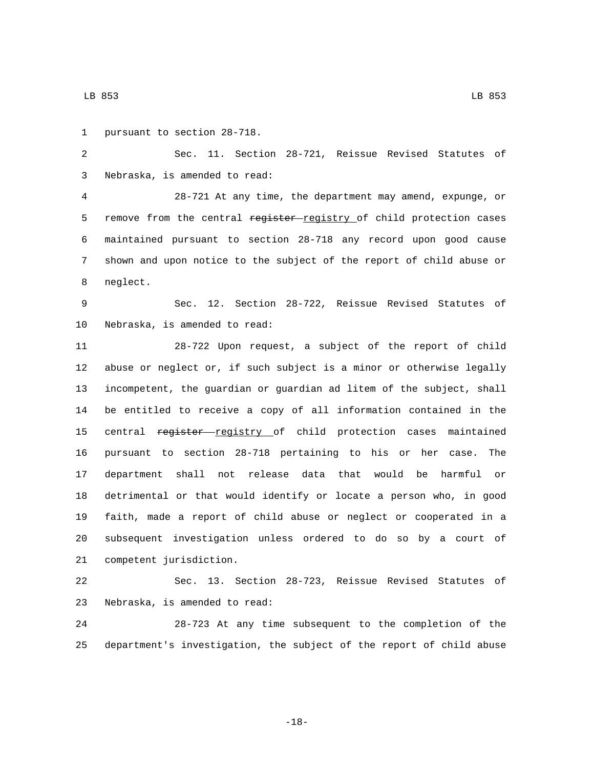pursuant to section 28-718.

Sec. 11. Section 28-721, Reissue Revised Statutes of Nebraska, is amended to read:

28-721 At any time, the department may amend, expunge, or remove from the central ~~register~~ registry of child protection cases maintained pursuant to section 28-718 any record upon good cause shown and upon notice to the subject of the report of child abuse or neglect.

Sec. 12. Section 28-722, Reissue Revised Statutes of Nebraska, is amended to read:

28-722 Upon request, a subject of the report of child abuse or neglect or, if such subject is a minor or otherwise legally incompetent, the guardian or guardian ad litem of the subject, shall be entitled to receive a copy of all information contained in the central ~~register~~ registry of child protection cases maintained pursuant to section 28-718 pertaining to his or her case. The department shall not release data that would be harmful or detrimental or that would identify or locate a person who, in good faith, made a report of child abuse or neglect or cooperated in a subsequent investigation unless ordered to do so by a court of competent jurisdiction.

Sec. 13. Section 28-723, Reissue Revised Statutes of Nebraska, is amended to read:

28-723 At any time subsequent to the completion of the department's investigation, the subject of the report of child abuse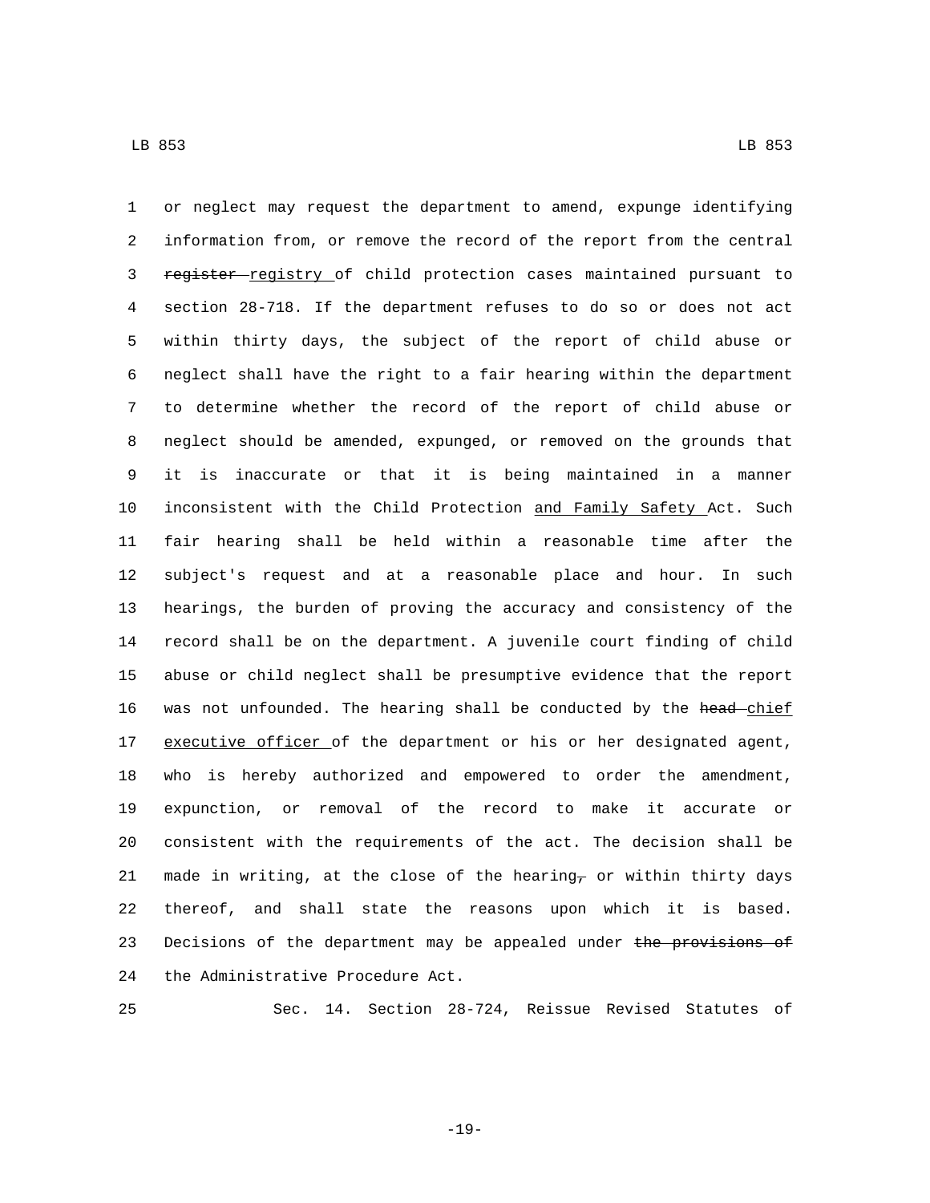or neglect may request the department to amend, expunge identifying information from, or remove the record of the report from the central ~~register~~ registry of child protection cases maintained pursuant to section 28-718. If the department refuses to do so or does not act within thirty days, the subject of the report of child abuse or neglect shall have the right to a fair hearing within the department to determine whether the record of the report of child abuse or neglect should be amended, expunged, or removed on the grounds that it is inaccurate or that it is being maintained in a manner inconsistent with the Child Protection and Family Safety Act. Such fair hearing shall be held within a reasonable time after the subject's request and at a reasonable place and hour. In such hearings, the burden of proving the accuracy and consistency of the record shall be on the department. A juvenile court finding of child abuse or child neglect shall be presumptive evidence that the report was not unfounded. The hearing shall be conducted by the ~~head~~ chief executive officer of the department or his or her designated agent, who is hereby authorized and empowered to order the amendment, expunction, or removal of the record to make it accurate or consistent with the requirements of the act. The decision shall be made in writing, at the close of the hearing~~,~~ or within thirty days thereof, and shall state the reasons upon which it is based. Decisions of the department may be appealed under ~~the provisions of~~ the Administrative Procedure Act.

Sec. 14. Section 28-724, Reissue Revised Statutes of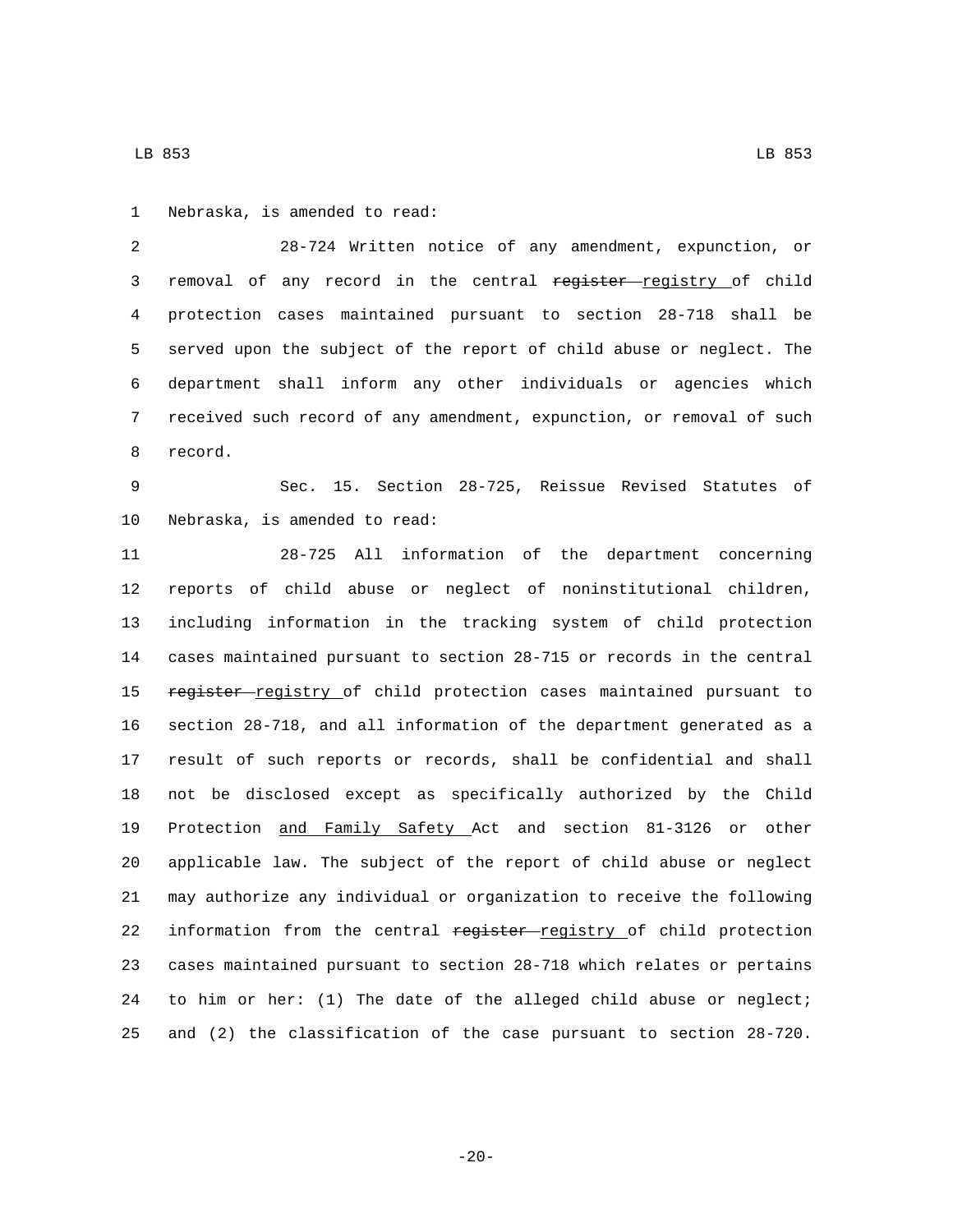Nebraska, is amended to read:

28-724 Written notice of any amendment, expunction, or removal of any record in the central ~~register~~ registry of child protection cases maintained pursuant to section 28-718 shall be served upon the subject of the report of child abuse or neglect. The department shall inform any other individuals or agencies which received such record of any amendment, expunction, or removal of such record.

Sec. 15. Section 28-725, Reissue Revised Statutes of Nebraska, is amended to read:

28-725 All information of the department concerning reports of child abuse or neglect of noninstitutional children, including information in the tracking system of child protection cases maintained pursuant to section 28-715 or records in the central ~~register~~ registry of child protection cases maintained pursuant to section 28-718, and all information of the department generated as a result of such reports or records, shall be confidential and shall not be disclosed except as specifically authorized by the Child Protection and Family Safety Act and section 81-3126 or other applicable law. The subject of the report of child abuse or neglect may authorize any individual or organization to receive the following information from the central ~~register~~ registry of child protection cases maintained pursuant to section 28-718 which relates or pertains to him or her: (1) The date of the alleged child abuse or neglect; and (2) the classification of the case pursuant to section 28-720.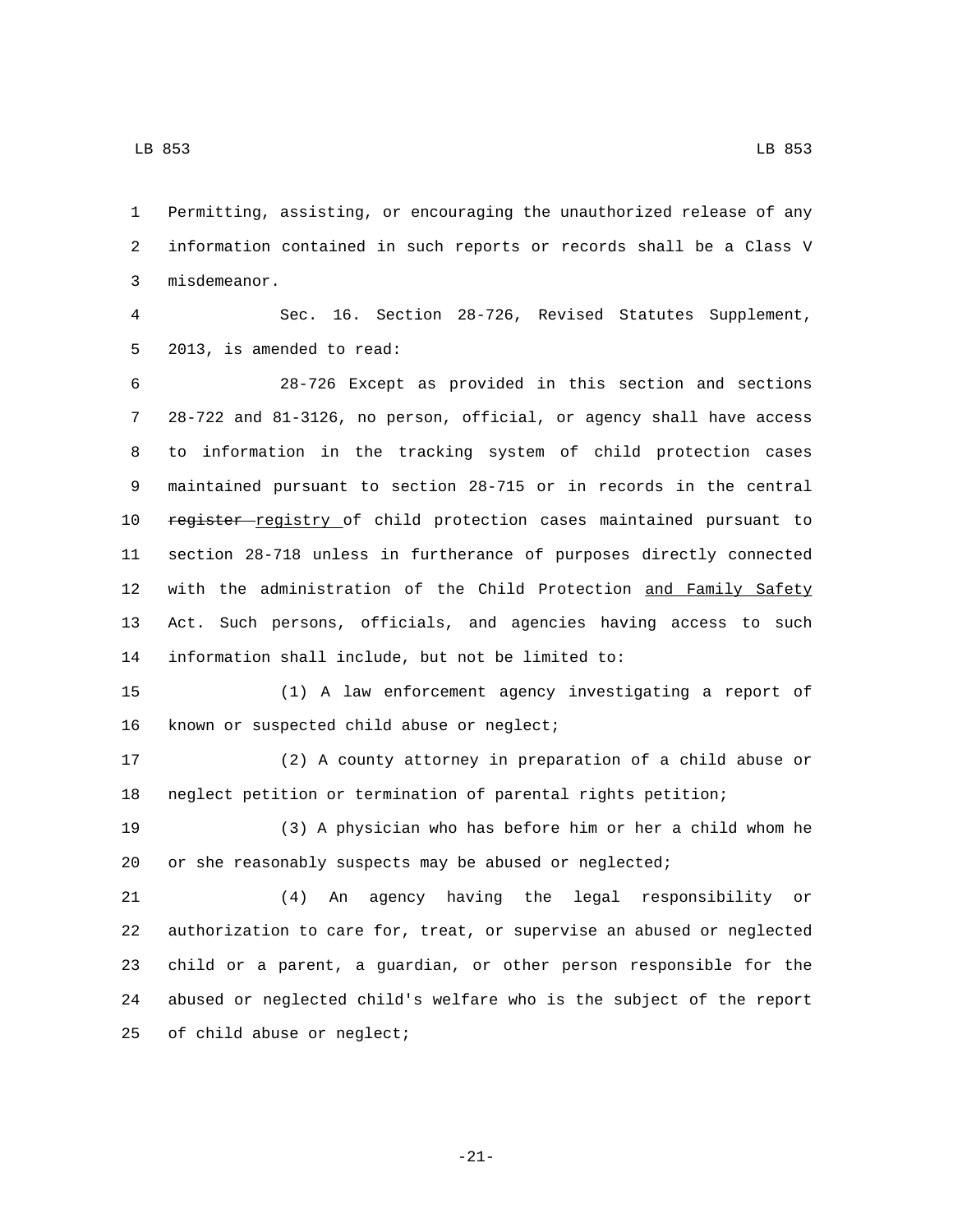Permitting, assisting, or encouraging the unauthorized release of any information contained in such reports or records shall be a Class V misdemeanor.

Sec. 16. Section 28-726, Revised Statutes Supplement, 2013, is amended to read:

28-726 Except as provided in this section and sections 28-722 and 81-3126, no person, official, or agency shall have access to information in the tracking system of child protection cases maintained pursuant to section 28-715 or in records in the central ~~register~~ registry of child protection cases maintained pursuant to section 28-718 unless in furtherance of purposes directly connected with the administration of the Child Protection and Family Safety Act. Such persons, officials, and agencies having access to such information shall include, but not be limited to:

(1) A law enforcement agency investigating a report of known or suspected child abuse or neglect;

(2) A county attorney in preparation of a child abuse or neglect petition or termination of parental rights petition;

(3) A physician who has before him or her a child whom he or she reasonably suspects may be abused or neglected;

(4) An agency having the legal responsibility or authorization to care for, treat, or supervise an abused or neglected child or a parent, a guardian, or other person responsible for the abused or neglected child's welfare who is the subject of the report of child abuse or neglect;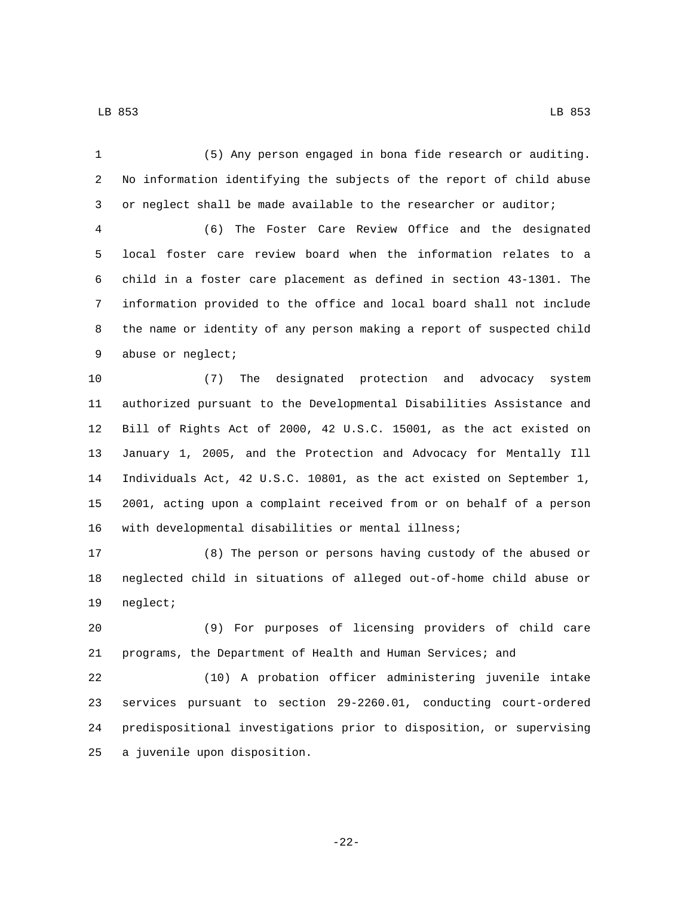(5) Any person engaged in bona fide research or auditing. No information identifying the subjects of the report of child abuse or neglect shall be made available to the researcher or auditor;

(6) The Foster Care Review Office and the designated local foster care review board when the information relates to a child in a foster care placement as defined in section 43-1301. The information provided to the office and local board shall not include the name or identity of any person making a report of suspected child abuse or neglect;

(7) The designated protection and advocacy system authorized pursuant to the Developmental Disabilities Assistance and Bill of Rights Act of 2000, 42 U.S.C. 15001, as the act existed on January 1, 2005, and the Protection and Advocacy for Mentally Ill Individuals Act, 42 U.S.C. 10801, as the act existed on September 1, 2001, acting upon a complaint received from or on behalf of a person with developmental disabilities or mental illness;

(8) The person or persons having custody of the abused or neglected child in situations of alleged out-of-home child abuse or neglect;

(9) For purposes of licensing providers of child care programs, the Department of Health and Human Services; and

(10) A probation officer administering juvenile intake services pursuant to section 29-2260.01, conducting court-ordered predispositional investigations prior to disposition, or supervising a juvenile upon disposition.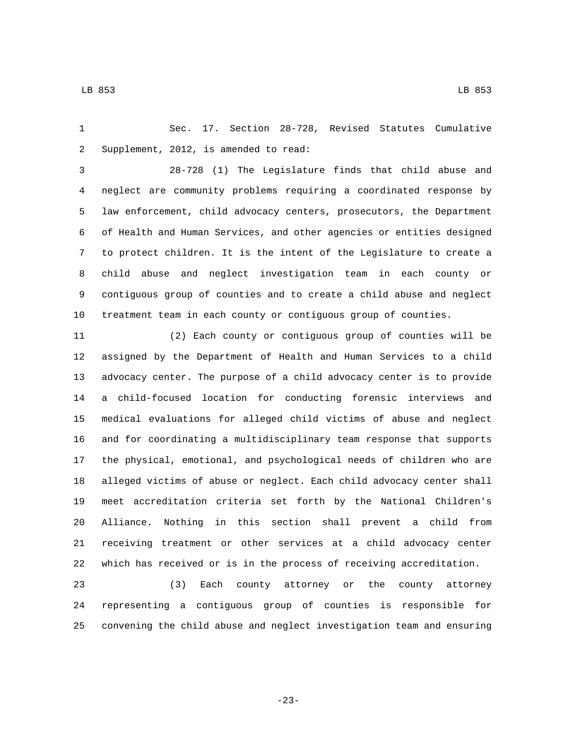Sec. 17. Section 28-728, Revised Statutes Cumulative Supplement, 2012, is amended to read:

28-728 (1) The Legislature finds that child abuse and neglect are community problems requiring a coordinated response by law enforcement, child advocacy centers, prosecutors, the Department of Health and Human Services, and other agencies or entities designed to protect children. It is the intent of the Legislature to create a child abuse and neglect investigation team in each county or contiguous group of counties and to create a child abuse and neglect treatment team in each county or contiguous group of counties.

(2) Each county or contiguous group of counties will be assigned by the Department of Health and Human Services to a child advocacy center. The purpose of a child advocacy center is to provide a child-focused location for conducting forensic interviews and medical evaluations for alleged child victims of abuse and neglect and for coordinating a multidisciplinary team response that supports the physical, emotional, and psychological needs of children who are alleged victims of abuse or neglect. Each child advocacy center shall meet accreditation criteria set forth by the National Children's Alliance. Nothing in this section shall prevent a child from receiving treatment or other services at a child advocacy center which has received or is in the process of receiving accreditation.

(3) Each county attorney or the county attorney representing a contiguous group of counties is responsible for convening the child abuse and neglect investigation team and ensuring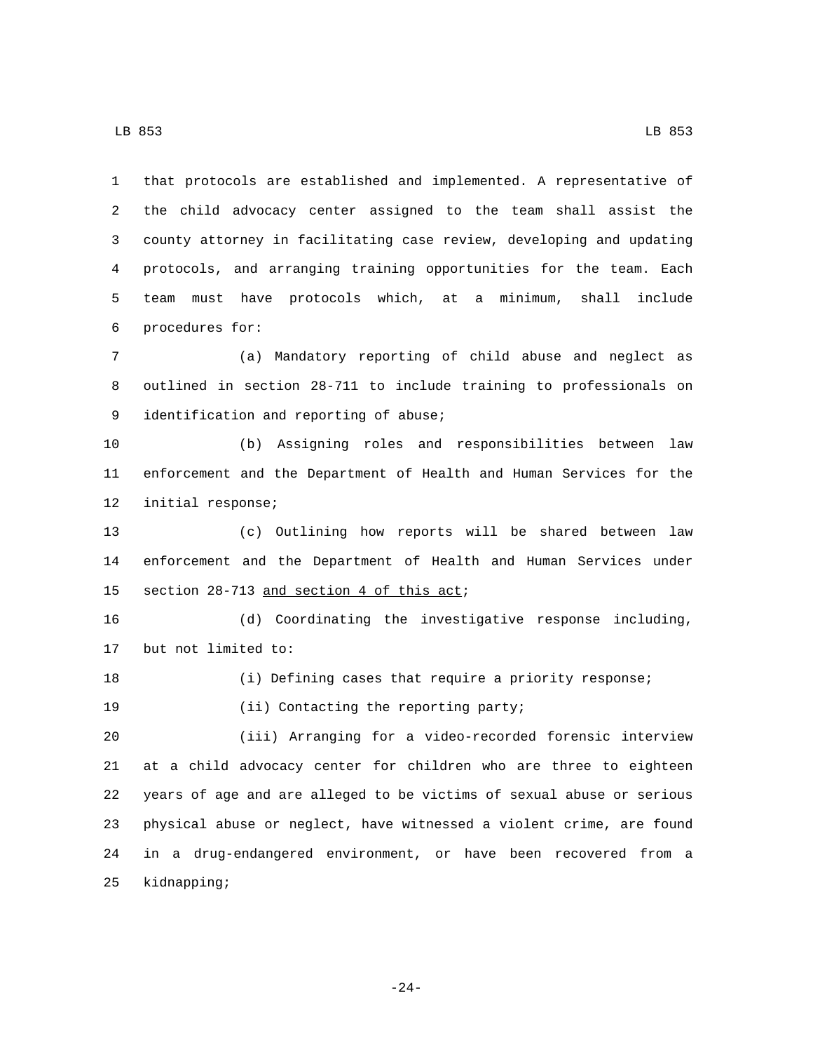that protocols are established and implemented. A representative of the child advocacy center assigned to the team shall assist the county attorney in facilitating case review, developing and updating protocols, and arranging training opportunities for the team. Each team must have protocols which, at a minimum, shall include procedures for:

(a) Mandatory reporting of child abuse and neglect as outlined in section 28-711 to include training to professionals on identification and reporting of abuse;

(b) Assigning roles and responsibilities between law enforcement and the Department of Health and Human Services for the initial response;

(c) Outlining how reports will be shared between law enforcement and the Department of Health and Human Services under section 28-713 <u>and section 4 of this act</u>;

(d) Coordinating the investigative response including, but not limited to:

(i) Defining cases that require a priority response;

(ii) Contacting the reporting party;

(iii) Arranging for a video-recorded forensic interview at a child advocacy center for children who are three to eighteen years of age and are alleged to be victims of sexual abuse or serious physical abuse or neglect, have witnessed a violent crime, are found in a drug-endangered environment, or have been recovered from a kidnapping;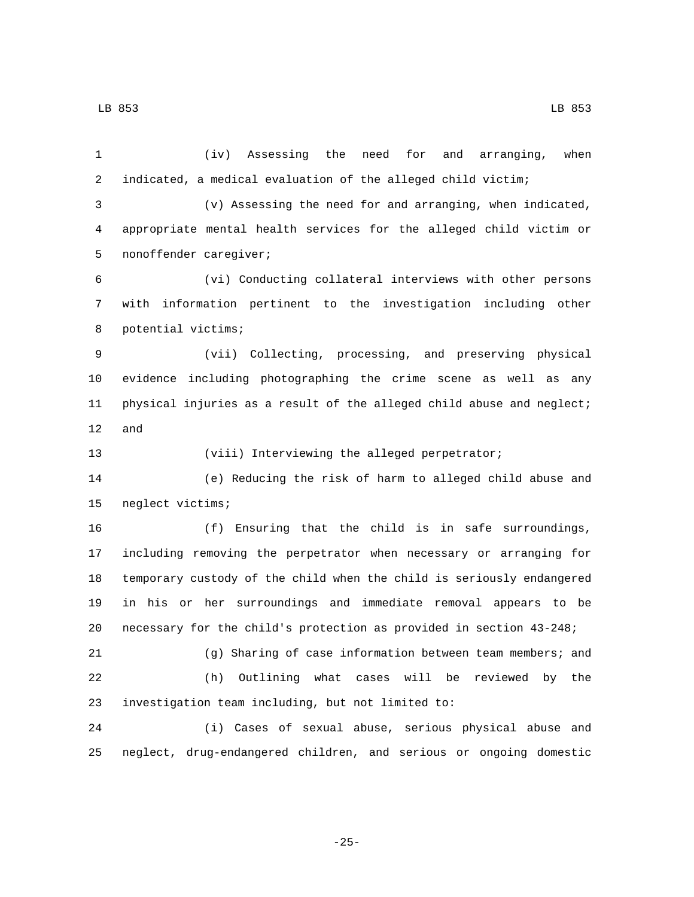(iv) Assessing the need for and arranging, when indicated, a medical evaluation of the alleged child victim;

(v) Assessing the need for and arranging, when indicated, appropriate mental health services for the alleged child victim or nonoffender caregiver;

(vi) Conducting collateral interviews with other persons with information pertinent to the investigation including other potential victims;

(vii) Collecting, processing, and preserving physical evidence including photographing the crime scene as well as any physical injuries as a result of the alleged child abuse and neglect; and

(viii) Interviewing the alleged perpetrator;

(e) Reducing the risk of harm to alleged child abuse and neglect victims;

(f) Ensuring that the child is in safe surroundings, including removing the perpetrator when necessary or arranging for temporary custody of the child when the child is seriously endangered in his or her surroundings and immediate removal appears to be necessary for the child's protection as provided in section 43-248;

(g) Sharing of case information between team members; and

(h) Outlining what cases will be reviewed by the investigation team including, but not limited to:

(i) Cases of sexual abuse, serious physical abuse and neglect, drug-endangered children, and serious or ongoing domestic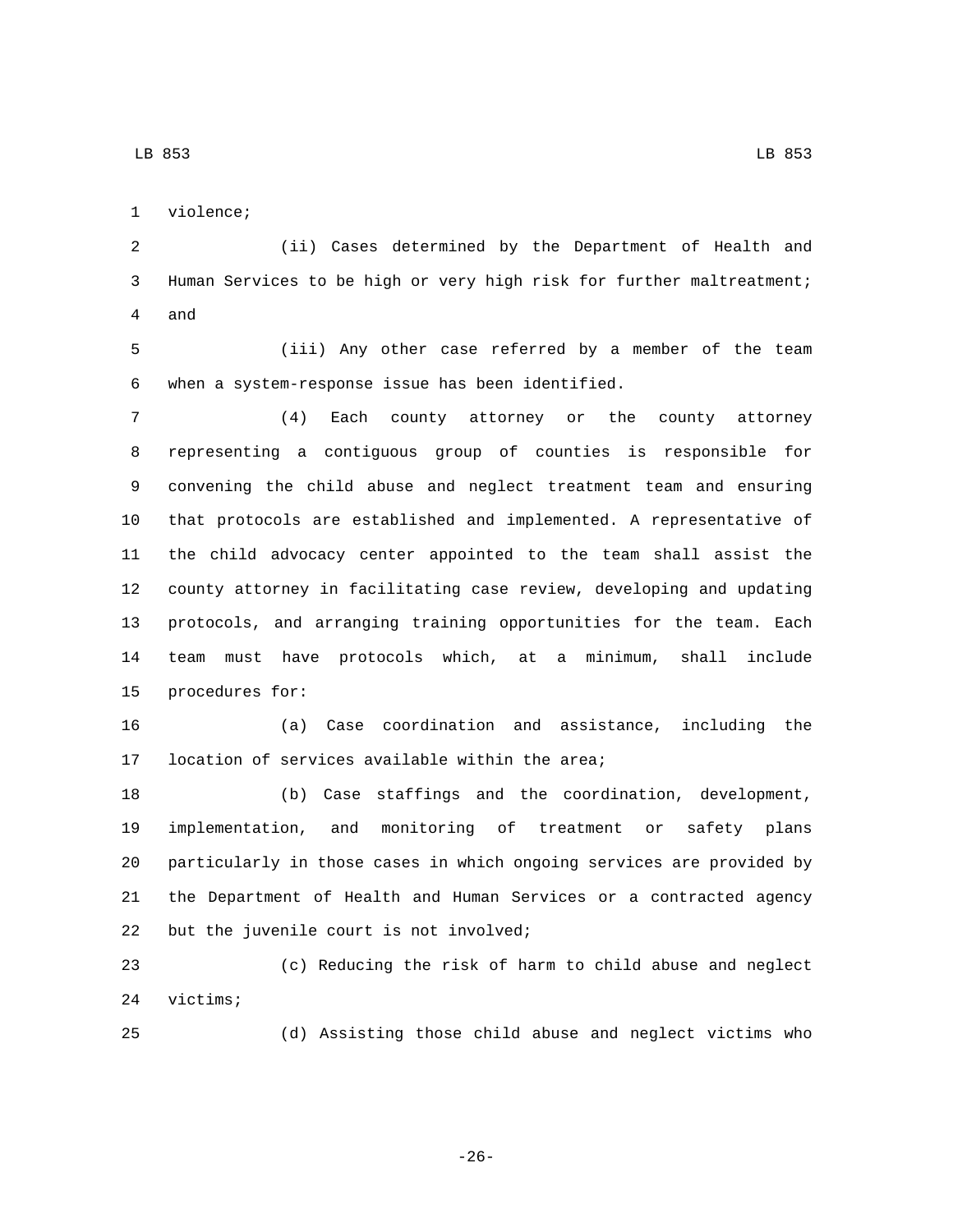violence;

(ii) Cases determined by the Department of Health and Human Services to be high or very high risk for further maltreatment; and

(iii) Any other case referred by a member of the team when a system-response issue has been identified.

(4) Each county attorney or the county attorney representing a contiguous group of counties is responsible for convening the child abuse and neglect treatment team and ensuring that protocols are established and implemented. A representative of the child advocacy center appointed to the team shall assist the county attorney in facilitating case review, developing and updating protocols, and arranging training opportunities for the team. Each team must have protocols which, at a minimum, shall include procedures for:

(a) Case coordination and assistance, including the location of services available within the area;

(b) Case staffings and the coordination, development, implementation, and monitoring of treatment or safety plans particularly in those cases in which ongoing services are provided by the Department of Health and Human Services or a contracted agency but the juvenile court is not involved;

(c) Reducing the risk of harm to child abuse and neglect victims;

(d) Assisting those child abuse and neglect victims who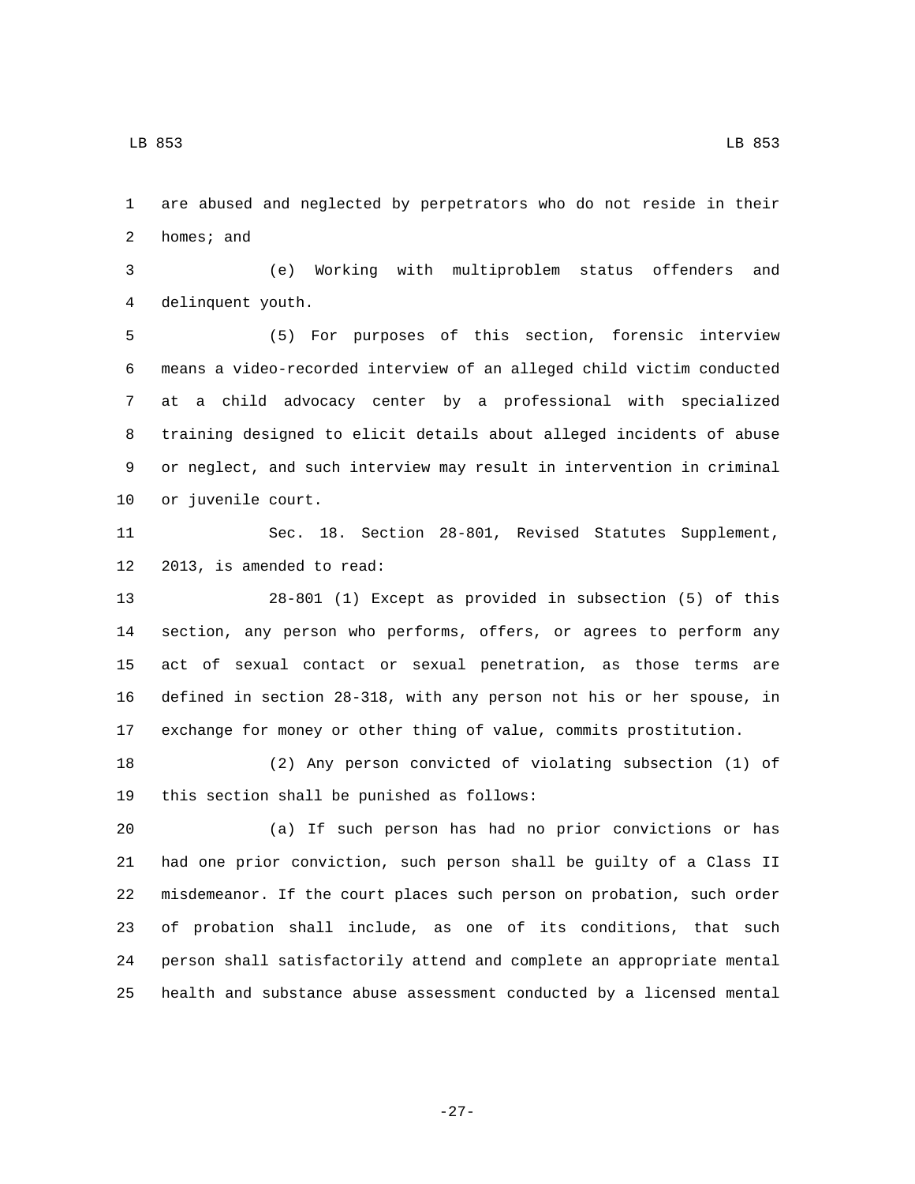are abused and neglected by perpetrators who do not reside in their homes; and

(e) Working with multiproblem status offenders and delinquent youth.

(5) For purposes of this section, forensic interview means a video-recorded interview of an alleged child victim conducted at a child advocacy center by a professional with specialized training designed to elicit details about alleged incidents of abuse or neglect, and such interview may result in intervention in criminal or juvenile court.

Sec. 18. Section 28-801, Revised Statutes Supplement, 2013, is amended to read:

28-801 (1) Except as provided in subsection (5) of this section, any person who performs, offers, or agrees to perform any act of sexual contact or sexual penetration, as those terms are defined in section 28-318, with any person not his or her spouse, in exchange for money or other thing of value, commits prostitution.

(2) Any person convicted of violating subsection (1) of this section shall be punished as follows:

(a) If such person has had no prior convictions or has had one prior conviction, such person shall be guilty of a Class II misdemeanor. If the court places such person on probation, such order of probation shall include, as one of its conditions, that such person shall satisfactorily attend and complete an appropriate mental health and substance abuse assessment conducted by a licensed mental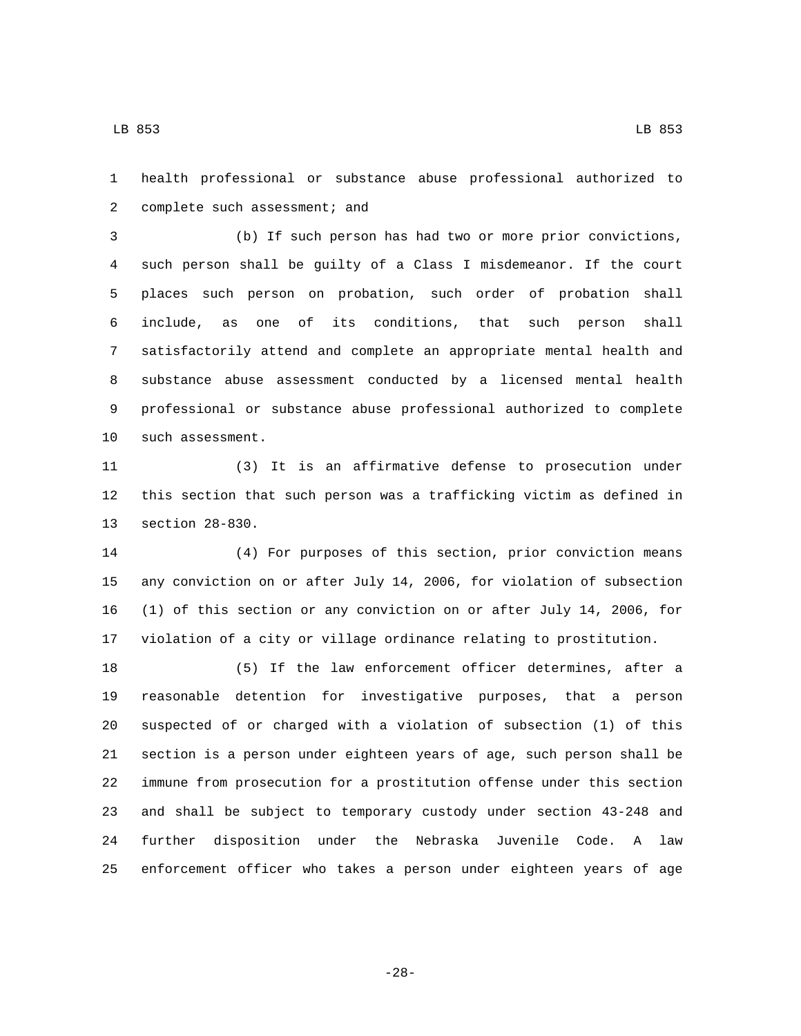health professional or substance abuse professional authorized to complete such assessment; and

(b) If such person has had two or more prior convictions, such person shall be guilty of a Class I misdemeanor. If the court places such person on probation, such order of probation shall include, as one of its conditions, that such person shall satisfactorily attend and complete an appropriate mental health and substance abuse assessment conducted by a licensed mental health professional or substance abuse professional authorized to complete such assessment.

(3) It is an affirmative defense to prosecution under this section that such person was a trafficking victim as defined in section 28-830.

(4) For purposes of this section, prior conviction means any conviction on or after July 14, 2006, for violation of subsection (1) of this section or any conviction on or after July 14, 2006, for violation of a city or village ordinance relating to prostitution.

(5) If the law enforcement officer determines, after a reasonable detention for investigative purposes, that a person suspected of or charged with a violation of subsection (1) of this section is a person under eighteen years of age, such person shall be immune from prosecution for a prostitution offense under this section and shall be subject to temporary custody under section 43-248 and further disposition under the Nebraska Juvenile Code. A law enforcement officer who takes a person under eighteen years of age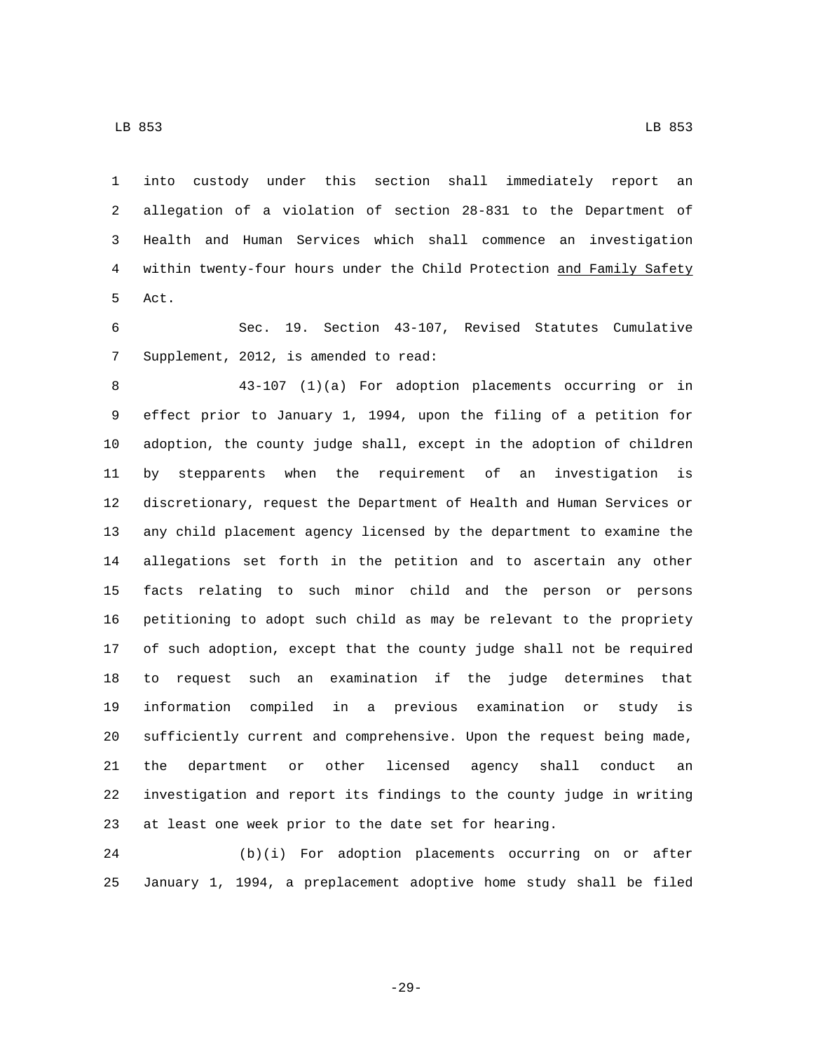into custody under this section shall immediately report an allegation of a violation of section 28-831 to the Department of Health and Human Services which shall commence an investigation within twenty-four hours under the Child Protection and Family Safety Act.

Sec. 19. Section 43-107, Revised Statutes Cumulative Supplement, 2012, is amended to read:

43-107 (1)(a) For adoption placements occurring or in effect prior to January 1, 1994, upon the filing of a petition for adoption, the county judge shall, except in the adoption of children by stepparents when the requirement of an investigation is discretionary, request the Department of Health and Human Services or any child placement agency licensed by the department to examine the allegations set forth in the petition and to ascertain any other facts relating to such minor child and the person or persons petitioning to adopt such child as may be relevant to the propriety of such adoption, except that the county judge shall not be required to request such an examination if the judge determines that information compiled in a previous examination or study is sufficiently current and comprehensive. Upon the request being made, the department or other licensed agency shall conduct an investigation and report its findings to the county judge in writing at least one week prior to the date set for hearing.

(b)(i) For adoption placements occurring on or after January 1, 1994, a preplacement adoptive home study shall be filed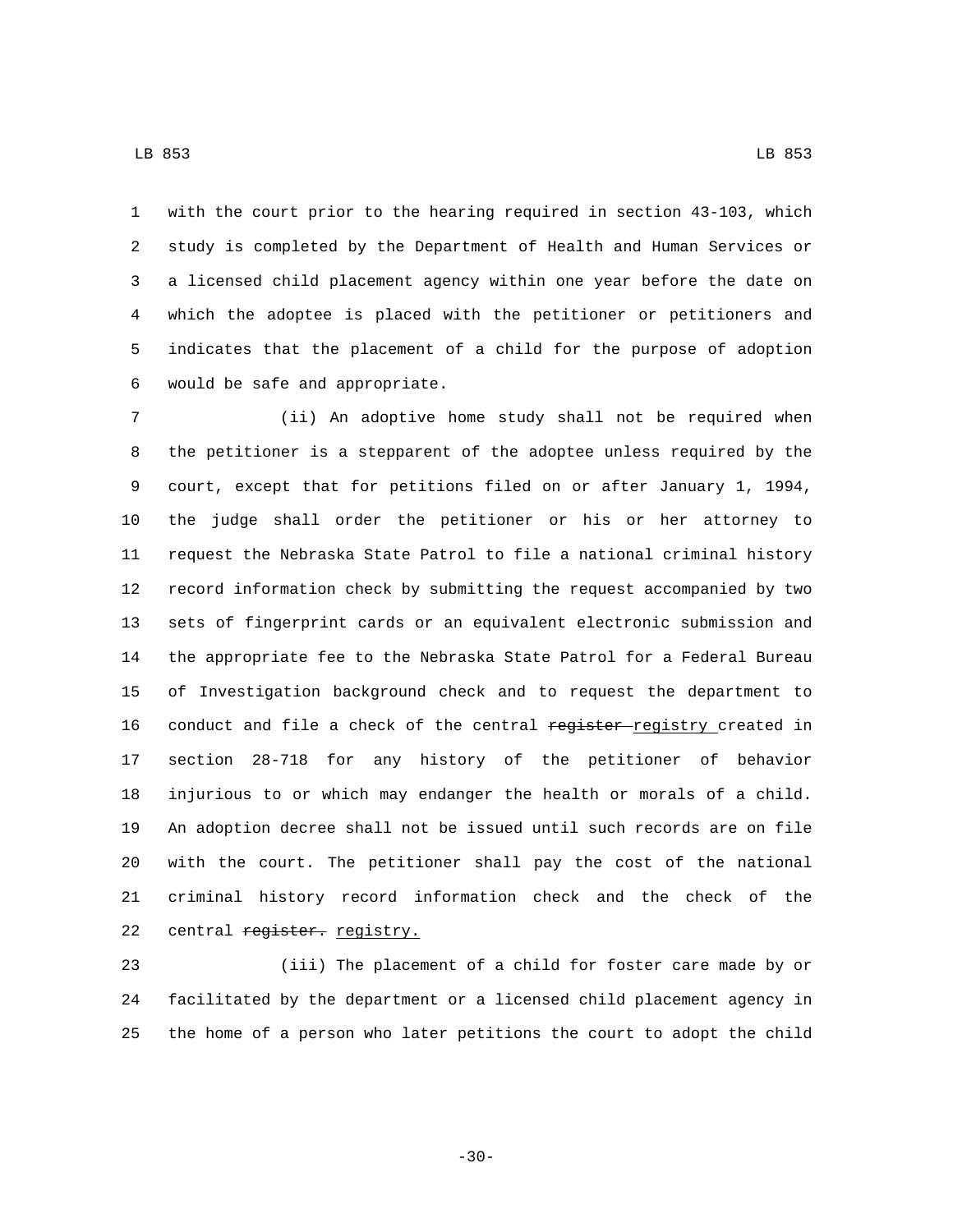with the court prior to the hearing required in section 43-103, which study is completed by the Department of Health and Human Services or a licensed child placement agency within one year before the date on which the adoptee is placed with the petitioner or petitioners and indicates that the placement of a child for the purpose of adoption would be safe and appropriate.

(ii) An adoptive home study shall not be required when the petitioner is a stepparent of the adoptee unless required by the court, except that for petitions filed on or after January 1, 1994, the judge shall order the petitioner or his or her attorney to request the Nebraska State Patrol to file a national criminal history record information check by submitting the request accompanied by two sets of fingerprint cards or an equivalent electronic submission and the appropriate fee to the Nebraska State Patrol for a Federal Bureau of Investigation background check and to request the department to conduct and file a check of the central ~~register~~ registry created in section 28-718 for any history of the petitioner of behavior injurious to or which may endanger the health or morals of a child. An adoption decree shall not be issued until such records are on file with the court. The petitioner shall pay the cost of the national criminal history record information check and the check of the central ~~register.~~ registry.

(iii) The placement of a child for foster care made by or facilitated by the department or a licensed child placement agency in the home of a person who later petitions the court to adopt the child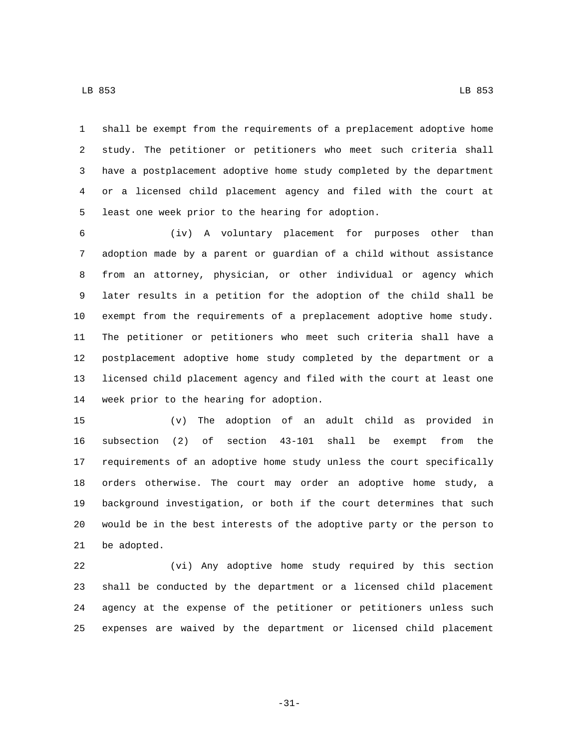shall be exempt from the requirements of a preplacement adoptive home study. The petitioner or petitioners who meet such criteria shall have a postplacement adoptive home study completed by the department or a licensed child placement agency and filed with the court at least one week prior to the hearing for adoption.

(iv) A voluntary placement for purposes other than adoption made by a parent or guardian of a child without assistance from an attorney, physician, or other individual or agency which later results in a petition for the adoption of the child shall be exempt from the requirements of a preplacement adoptive home study. The petitioner or petitioners who meet such criteria shall have a postplacement adoptive home study completed by the department or a licensed child placement agency and filed with the court at least one week prior to the hearing for adoption.

(v) The adoption of an adult child as provided in subsection (2) of section 43-101 shall be exempt from the requirements of an adoptive home study unless the court specifically orders otherwise. The court may order an adoptive home study, a background investigation, or both if the court determines that such would be in the best interests of the adoptive party or the person to be adopted.

(vi) Any adoptive home study required by this section shall be conducted by the department or a licensed child placement agency at the expense of the petitioner or petitioners unless such expenses are waived by the department or licensed child placement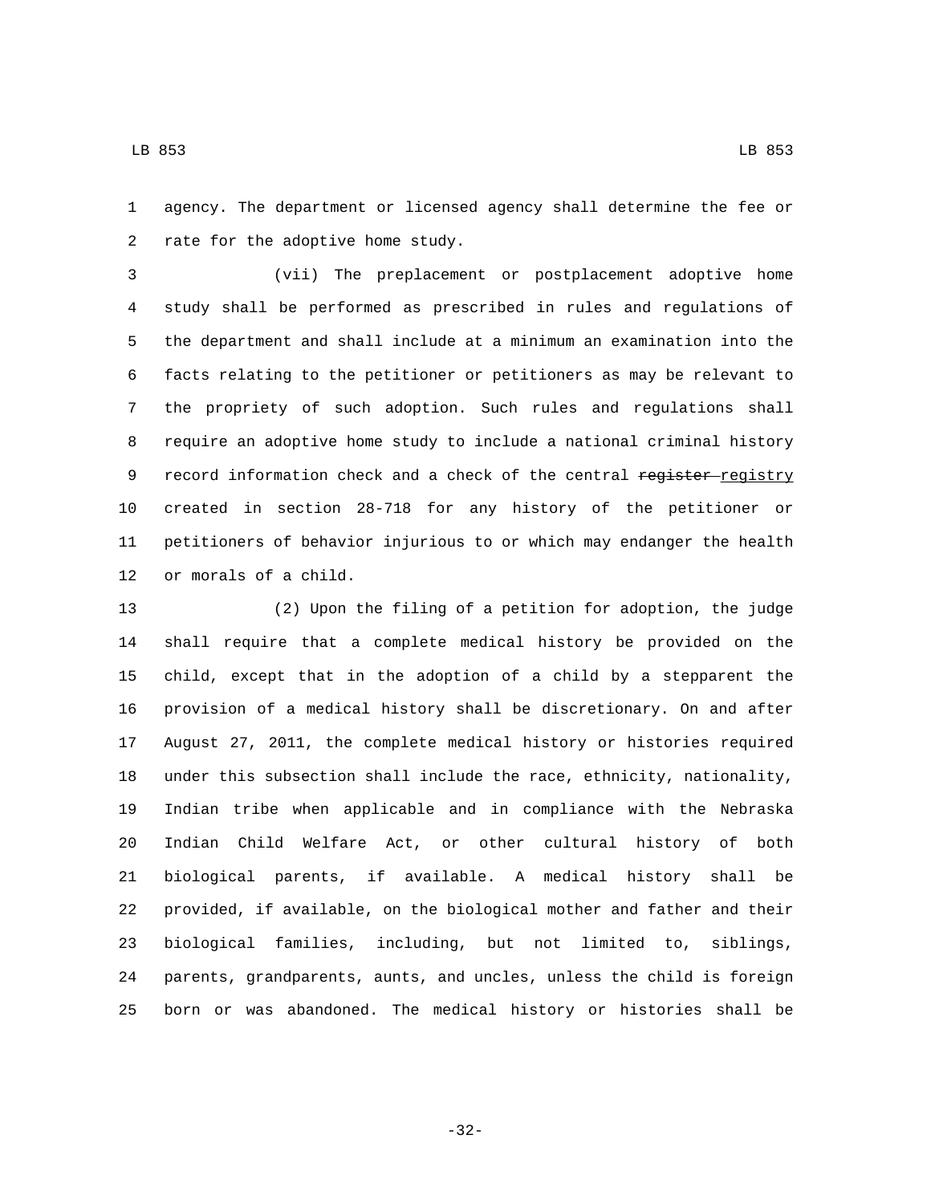agency. The department or licensed agency shall determine the fee or rate for the adoptive home study.

(vii) The preplacement or postplacement adoptive home study shall be performed as prescribed in rules and regulations of the department and shall include at a minimum an examination into the facts relating to the petitioner or petitioners as may be relevant to the propriety of such adoption. Such rules and regulations shall require an adoptive home study to include a national criminal history record information check and a check of the central ~~register~~ registry created in section 28-718 for any history of the petitioner or petitioners of behavior injurious to or which may endanger the health or morals of a child.

(2) Upon the filing of a petition for adoption, the judge shall require that a complete medical history be provided on the child, except that in the adoption of a child by a stepparent the provision of a medical history shall be discretionary. On and after August 27, 2011, the complete medical history or histories required under this subsection shall include the race, ethnicity, nationality, Indian tribe when applicable and in compliance with the Nebraska Indian Child Welfare Act, or other cultural history of both biological parents, if available. A medical history shall be provided, if available, on the biological mother and father and their biological families, including, but not limited to, siblings, parents, grandparents, aunts, and uncles, unless the child is foreign born or was abandoned. The medical history or histories shall be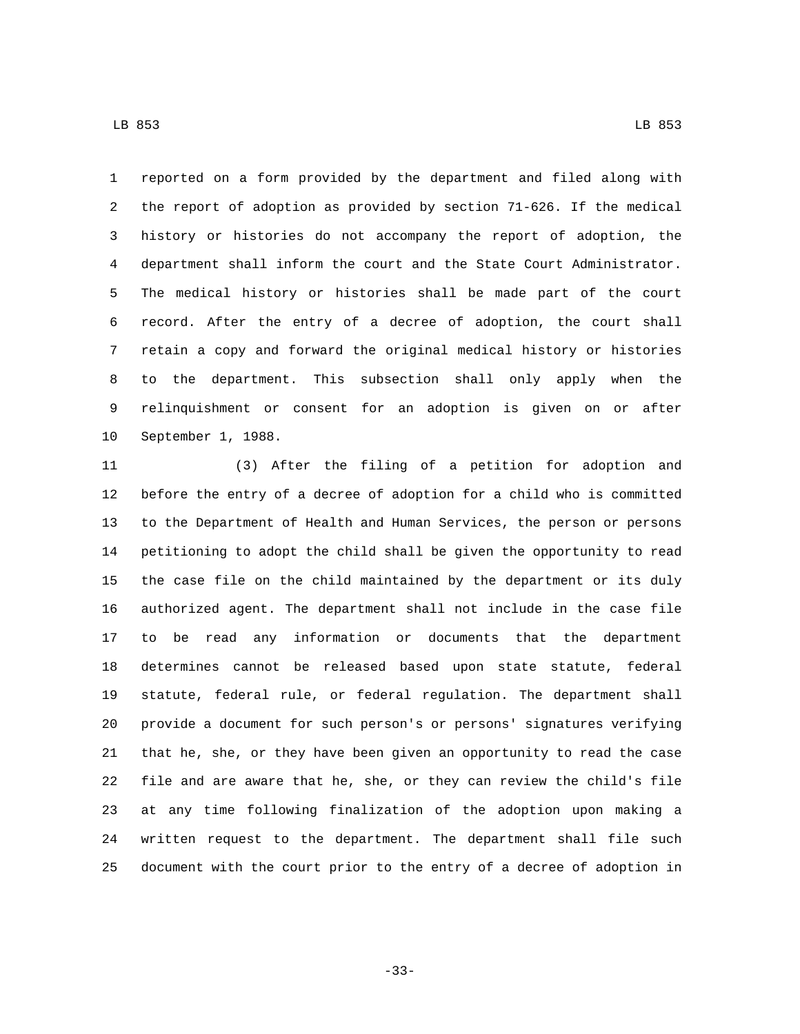reported on a form provided by the department and filed along with the report of adoption as provided by section 71-626. If the medical history or histories do not accompany the report of adoption, the department shall inform the court and the State Court Administrator. The medical history or histories shall be made part of the court record. After the entry of a decree of adoption, the court shall retain a copy and forward the original medical history or histories to the department. This subsection shall only apply when the relinquishment or consent for an adoption is given on or after September 1, 1988.

(3) After the filing of a petition for adoption and before the entry of a decree of adoption for a child who is committed to the Department of Health and Human Services, the person or persons petitioning to adopt the child shall be given the opportunity to read the case file on the child maintained by the department or its duly authorized agent. The department shall not include in the case file to be read any information or documents that the department determines cannot be released based upon state statute, federal statute, federal rule, or federal regulation. The department shall provide a document for such person's or persons' signatures verifying that he, she, or they have been given an opportunity to read the case file and are aware that he, she, or they can review the child's file at any time following finalization of the adoption upon making a written request to the department. The department shall file such document with the court prior to the entry of a decree of adoption in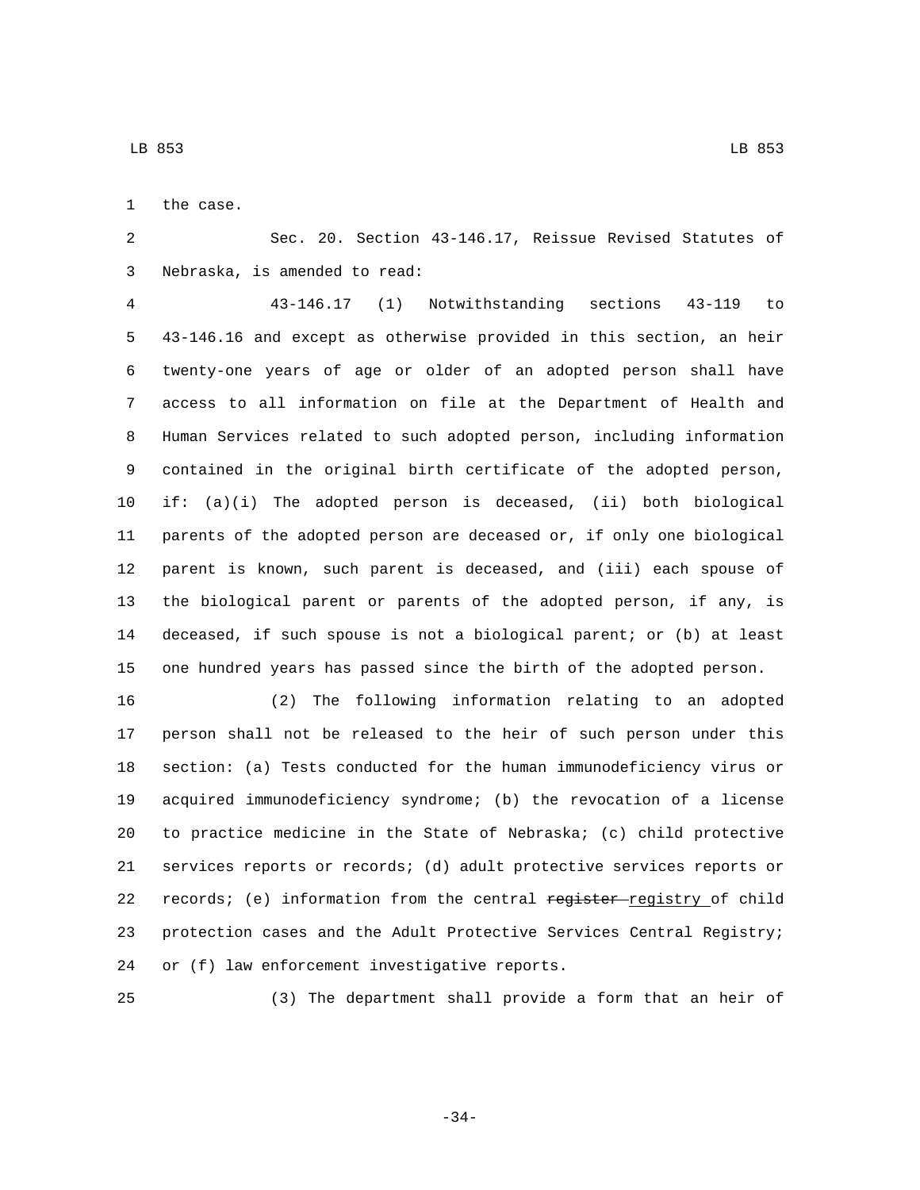the case.

Sec. 20. Section 43-146.17, Reissue Revised Statutes of Nebraska, is amended to read:

43-146.17 (1) Notwithstanding sections 43-119 to 43-146.16 and except as otherwise provided in this section, an heir twenty-one years of age or older of an adopted person shall have access to all information on file at the Department of Health and Human Services related to such adopted person, including information contained in the original birth certificate of the adopted person, if: (a)(i) The adopted person is deceased, (ii) both biological parents of the adopted person are deceased or, if only one biological parent is known, such parent is deceased, and (iii) each spouse of the biological parent or parents of the adopted person, if any, is deceased, if such spouse is not a biological parent; or (b) at least one hundred years has passed since the birth of the adopted person.

(2) The following information relating to an adopted person shall not be released to the heir of such person under this section: (a) Tests conducted for the human immunodeficiency virus or acquired immunodeficiency syndrome; (b) the revocation of a license to practice medicine in the State of Nebraska; (c) child protective services reports or records; (d) adult protective services reports or records; (e) information from the central ~~register~~ registry of child protection cases and the Adult Protective Services Central Registry; or (f) law enforcement investigative reports.

(3) The department shall provide a form that an heir of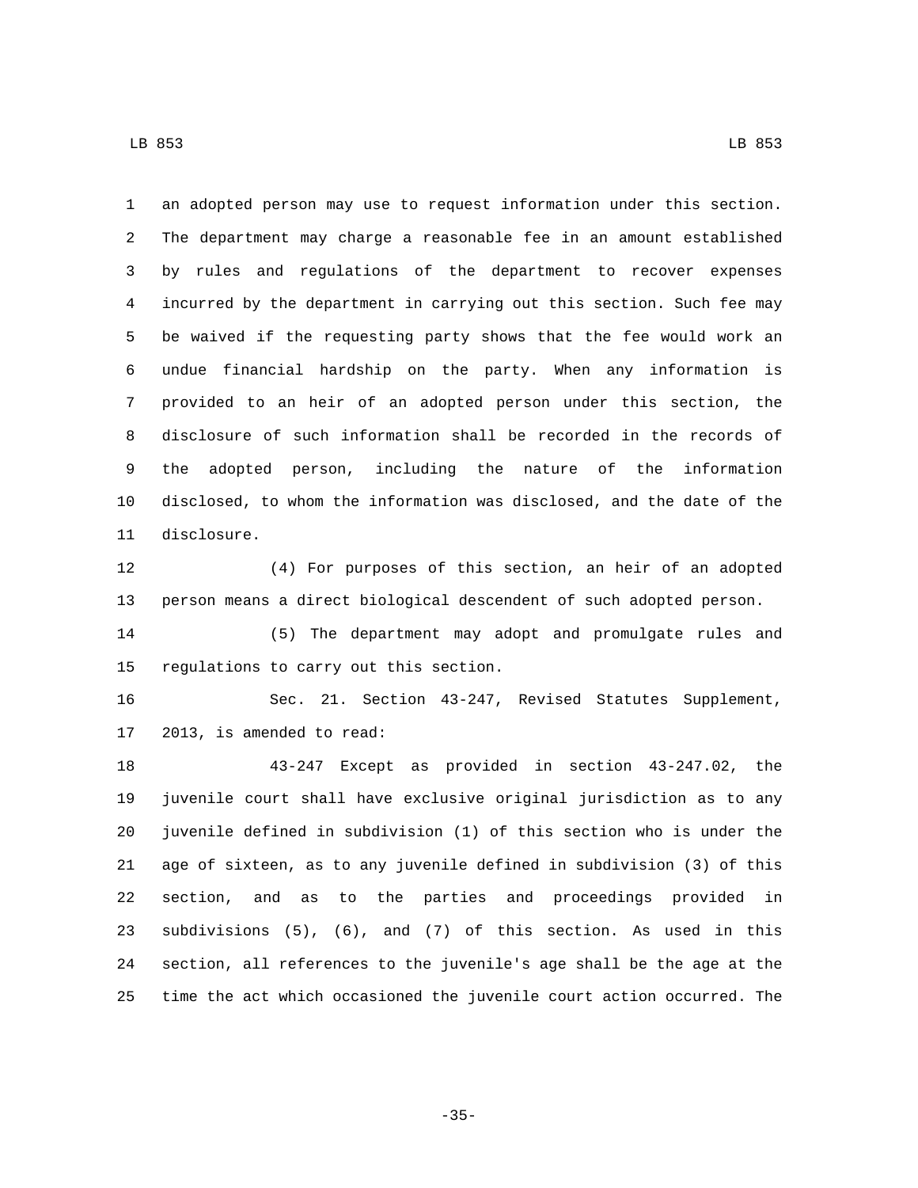an adopted person may use to request information under this section. The department may charge a reasonable fee in an amount established by rules and regulations of the department to recover expenses incurred by the department in carrying out this section. Such fee may be waived if the requesting party shows that the fee would work an undue financial hardship on the party. When any information is provided to an heir of an adopted person under this section, the disclosure of such information shall be recorded in the records of the adopted person, including the nature of the information disclosed, to whom the information was disclosed, and the date of the disclosure.

(4) For purposes of this section, an heir of an adopted person means a direct biological descendent of such adopted person.

(5) The department may adopt and promulgate rules and regulations to carry out this section.

Sec. 21. Section 43-247, Revised Statutes Supplement, 2013, is amended to read:

43-247 Except as provided in section 43-247.02, the juvenile court shall have exclusive original jurisdiction as to any juvenile defined in subdivision (1) of this section who is under the age of sixteen, as to any juvenile defined in subdivision (3) of this section, and as to the parties and proceedings provided in subdivisions (5), (6), and (7) of this section. As used in this section, all references to the juvenile's age shall be the age at the time the act which occasioned the juvenile court action occurred. The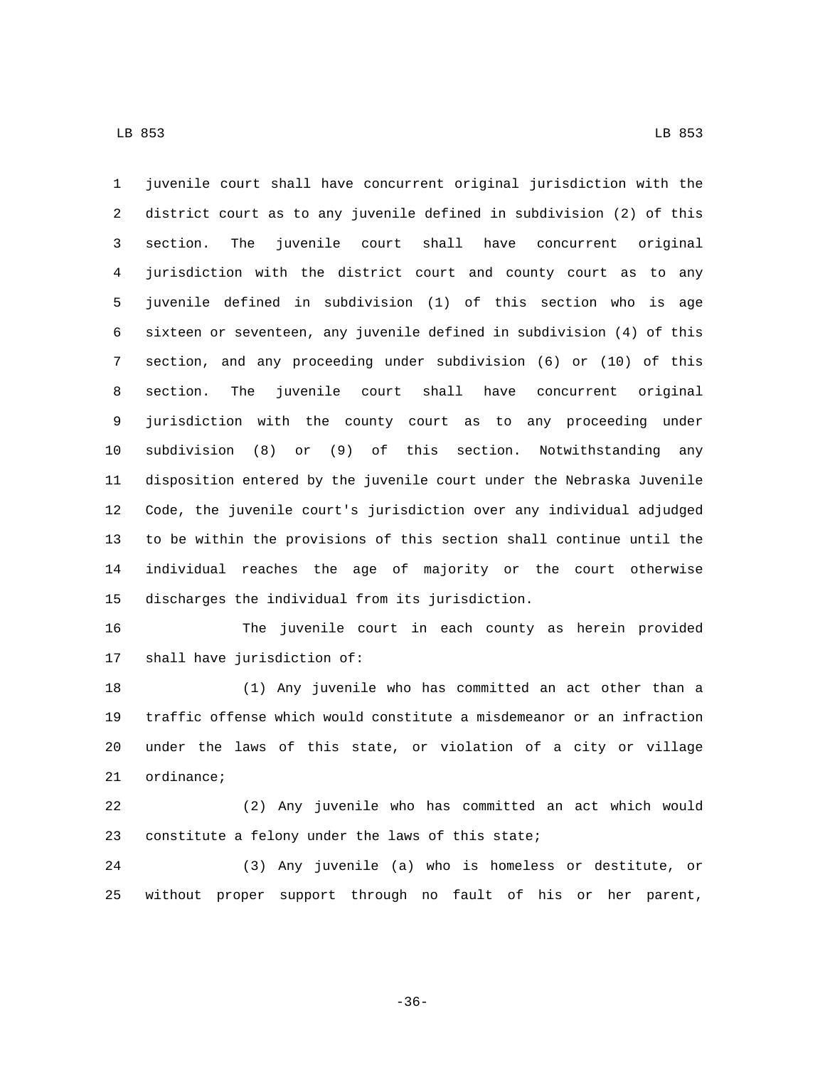juvenile court shall have concurrent original jurisdiction with the district court as to any juvenile defined in subdivision (2) of this section. The juvenile court shall have concurrent original jurisdiction with the district court and county court as to any juvenile defined in subdivision (1) of this section who is age sixteen or seventeen, any juvenile defined in subdivision (4) of this section, and any proceeding under subdivision (6) or (10) of this section. The juvenile court shall have concurrent original jurisdiction with the county court as to any proceeding under subdivision (8) or (9) of this section. Notwithstanding any disposition entered by the juvenile court under the Nebraska Juvenile Code, the juvenile court's jurisdiction over any individual adjudged to be within the provisions of this section shall continue until the individual reaches the age of majority or the court otherwise discharges the individual from its jurisdiction.

The juvenile court in each county as herein provided shall have jurisdiction of:

(1) Any juvenile who has committed an act other than a traffic offense which would constitute a misdemeanor or an infraction under the laws of this state, or violation of a city or village ordinance;

(2) Any juvenile who has committed an act which would constitute a felony under the laws of this state;

(3) Any juvenile (a) who is homeless or destitute, or without proper support through no fault of his or her parent,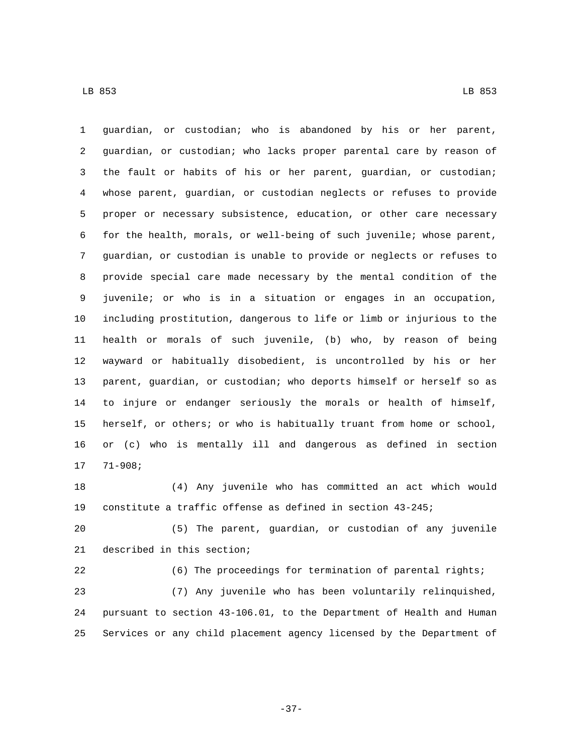guardian, or custodian; who is abandoned by his or her parent, guardian, or custodian; who lacks proper parental care by reason of the fault or habits of his or her parent, guardian, or custodian; whose parent, guardian, or custodian neglects or refuses to provide proper or necessary subsistence, education, or other care necessary for the health, morals, or well-being of such juvenile; whose parent, guardian, or custodian is unable to provide or neglects or refuses to provide special care made necessary by the mental condition of the juvenile; or who is in a situation or engages in an occupation, including prostitution, dangerous to life or limb or injurious to the health or morals of such juvenile, (b) who, by reason of being wayward or habitually disobedient, is uncontrolled by his or her parent, guardian, or custodian; who deports himself or herself so as to injure or endanger seriously the morals or health of himself, herself, or others; or who is habitually truant from home or school, or (c) who is mentally ill and dangerous as defined in section 71-908;

(4) Any juvenile who has committed an act which would constitute a traffic offense as defined in section 43-245;

(5) The parent, guardian, or custodian of any juvenile described in this section;

(6) The proceedings for termination of parental rights;

(7) Any juvenile who has been voluntarily relinquished, pursuant to section 43-106.01, to the Department of Health and Human Services or any child placement agency licensed by the Department of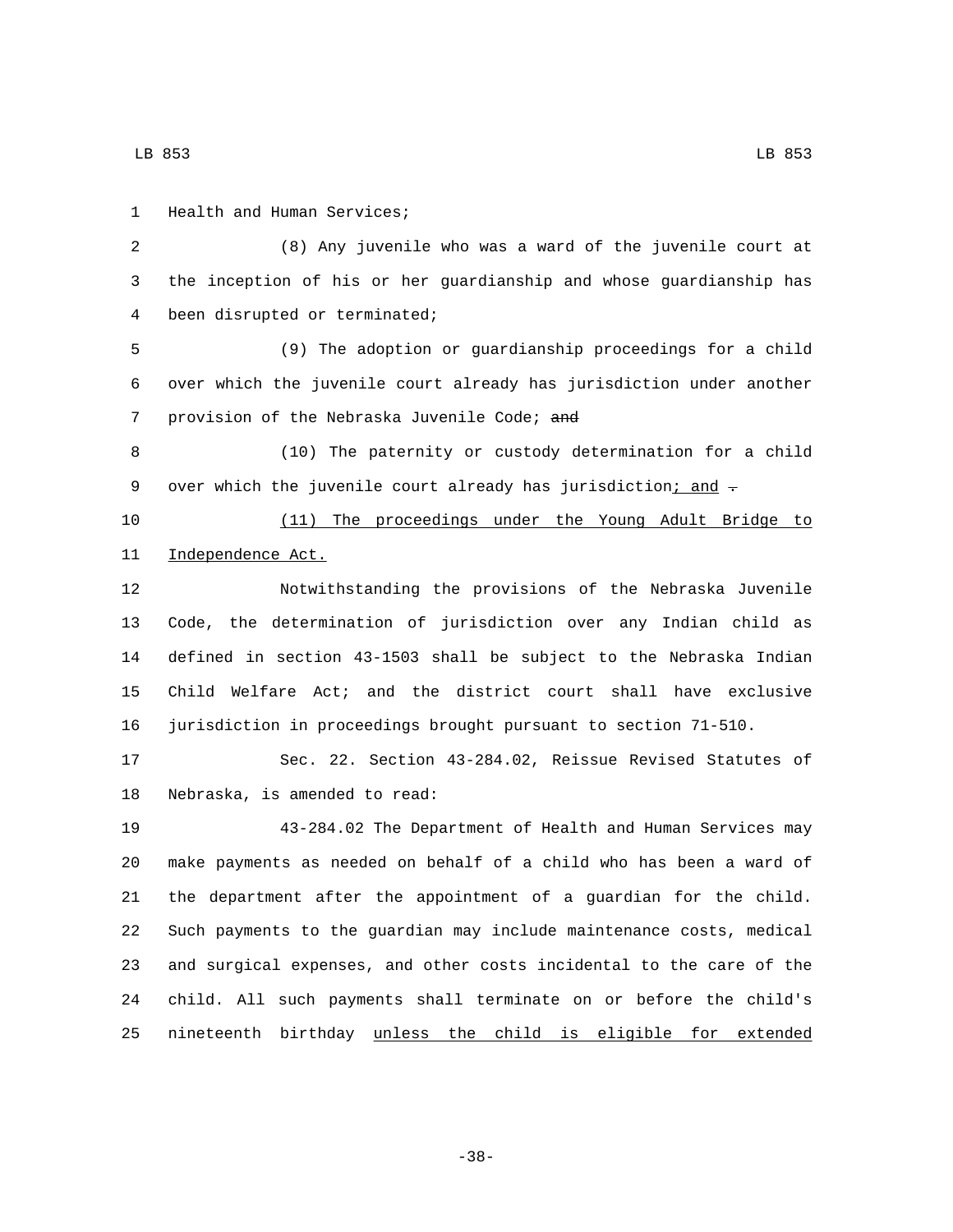Health and Human Services;

(8) Any juvenile who was a ward of the juvenile court at the inception of his or her guardianship and whose guardianship has been disrupted or terminated;

(9) The adoption or guardianship proceedings for a child over which the juvenile court already has jurisdiction under another provision of the Nebraska Juvenile Code; ~~and~~

(10) The paternity or custody determination for a child over which the juvenile court already has jurisdiction<u>; and</u> ~~.~~

<u>(11) The proceedings under the Young Adult Bridge to Independence Act.</u>

Notwithstanding the provisions of the Nebraska Juvenile Code, the determination of jurisdiction over any Indian child as defined in section 43-1503 shall be subject to the Nebraska Indian Child Welfare Act; and the district court shall have exclusive jurisdiction in proceedings brought pursuant to section 71-510.

Sec. 22. Section 43-284.02, Reissue Revised Statutes of Nebraska, is amended to read:

43-284.02 The Department of Health and Human Services may make payments as needed on behalf of a child who has been a ward of the department after the appointment of a guardian for the child. Such payments to the guardian may include maintenance costs, medical and surgical expenses, and other costs incidental to the care of the child. All such payments shall terminate on or before the child's nineteenth birthday <u>unless the child is eligible for extended</u>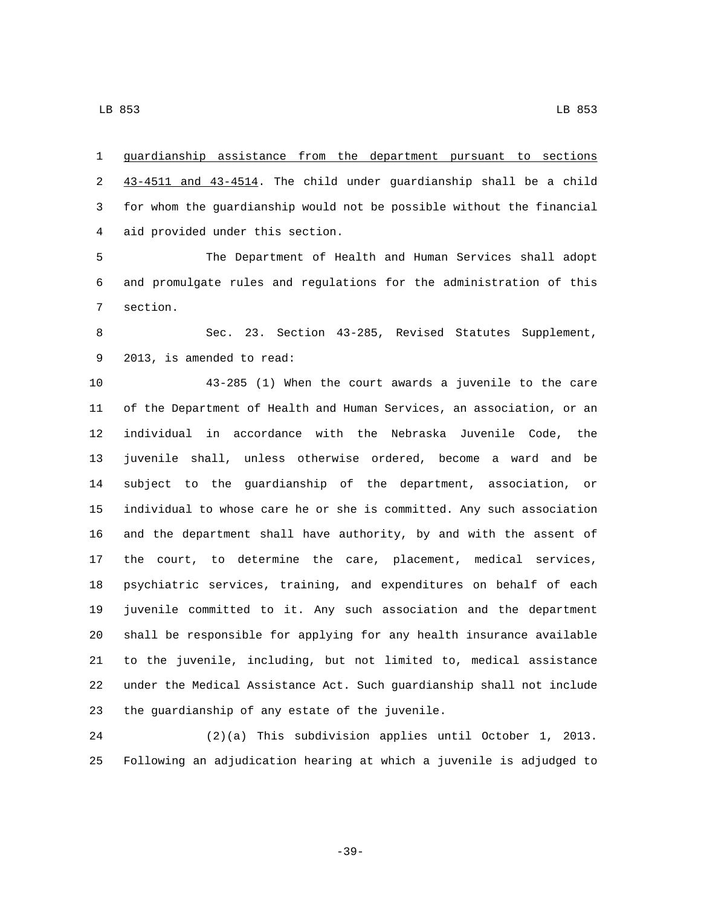guardianship assistance from the department pursuant to sections 43-4511 and 43-4514. The child under guardianship shall be a child for whom the guardianship would not be possible without the financial aid provided under this section.

The Department of Health and Human Services shall adopt and promulgate rules and regulations for the administration of this section.

Sec. 23. Section 43-285, Revised Statutes Supplement, 2013, is amended to read:

43-285 (1) When the court awards a juvenile to the care of the Department of Health and Human Services, an association, or an individual in accordance with the Nebraska Juvenile Code, the juvenile shall, unless otherwise ordered, become a ward and be subject to the guardianship of the department, association, or individual to whose care he or she is committed. Any such association and the department shall have authority, by and with the assent of the court, to determine the care, placement, medical services, psychiatric services, training, and expenditures on behalf of each juvenile committed to it. Any such association and the department shall be responsible for applying for any health insurance available to the juvenile, including, but not limited to, medical assistance under the Medical Assistance Act. Such guardianship shall not include the guardianship of any estate of the juvenile.

(2)(a) This subdivision applies until October 1, 2013. Following an adjudication hearing at which a juvenile is adjudged to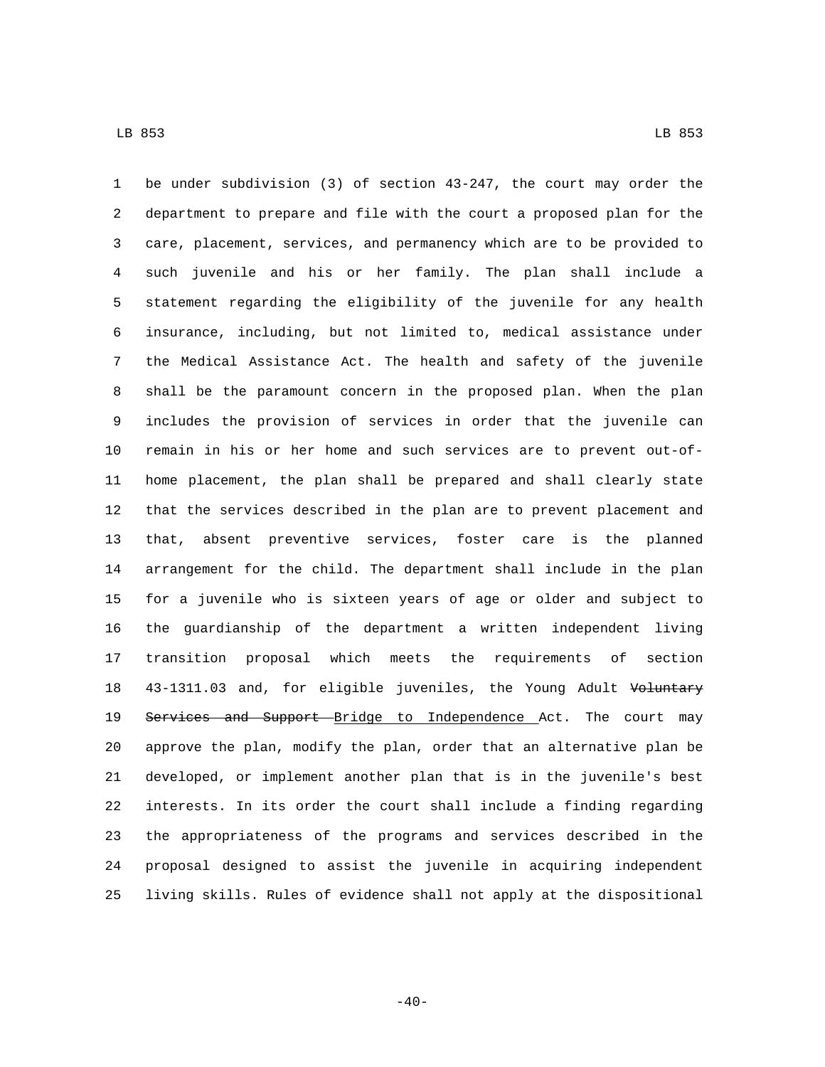be under subdivision (3) of section 43-247, the court may order the department to prepare and file with the court a proposed plan for the care, placement, services, and permanency which are to be provided to such juvenile and his or her family. The plan shall include a statement regarding the eligibility of the juvenile for any health insurance, including, but not limited to, medical assistance under the Medical Assistance Act. The health and safety of the juvenile shall be the paramount concern in the proposed plan. When the plan includes the provision of services in order that the juvenile can remain in his or her home and such services are to prevent out-of-home placement, the plan shall be prepared and shall clearly state that the services described in the plan are to prevent placement and that, absent preventive services, foster care is the planned arrangement for the child. The department shall include in the plan for a juvenile who is sixteen years of age or older and subject to the guardianship of the department a written independent living transition proposal which meets the requirements of section 43-1311.03 and, for eligible juveniles, the Young Adult ~~Voluntary Services and Support~~ <u>Bridge to Independence</u> Act. The court may approve the plan, modify the plan, order that an alternative plan be developed, or implement another plan that is in the juvenile's best interests. In its order the court shall include a finding regarding the appropriateness of the programs and services described in the proposal designed to assist the juvenile in acquiring independent living skills. Rules of evidence shall not apply at the dispositional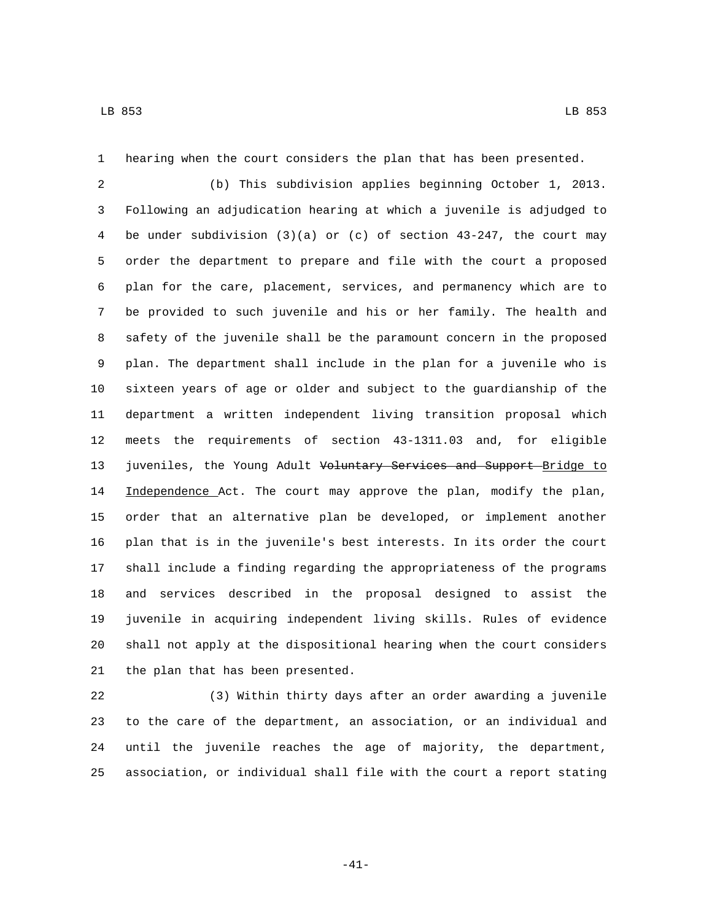hearing when the court considers the plan that has been presented.

(b) This subdivision applies beginning October 1, 2013. Following an adjudication hearing at which a juvenile is adjudged to be under subdivision (3)(a) or (c) of section 43-247, the court may order the department to prepare and file with the court a proposed plan for the care, placement, services, and permanency which are to be provided to such juvenile and his or her family. The health and safety of the juvenile shall be the paramount concern in the proposed plan. The department shall include in the plan for a juvenile who is sixteen years of age or older and subject to the guardianship of the department a written independent living transition proposal which meets the requirements of section 43-1311.03 and, for eligible juveniles, the Young Adult ~~Voluntary Services and Support~~ <u>Bridge to Independence</u> Act. The court may approve the plan, modify the plan, order that an alternative plan be developed, or implement another plan that is in the juvenile's best interests. In its order the court shall include a finding regarding the appropriateness of the programs and services described in the proposal designed to assist the juvenile in acquiring independent living skills. Rules of evidence shall not apply at the dispositional hearing when the court considers the plan that has been presented.

(3) Within thirty days after an order awarding a juvenile to the care of the department, an association, or an individual and until the juvenile reaches the age of majority, the department, association, or individual shall file with the court a report stating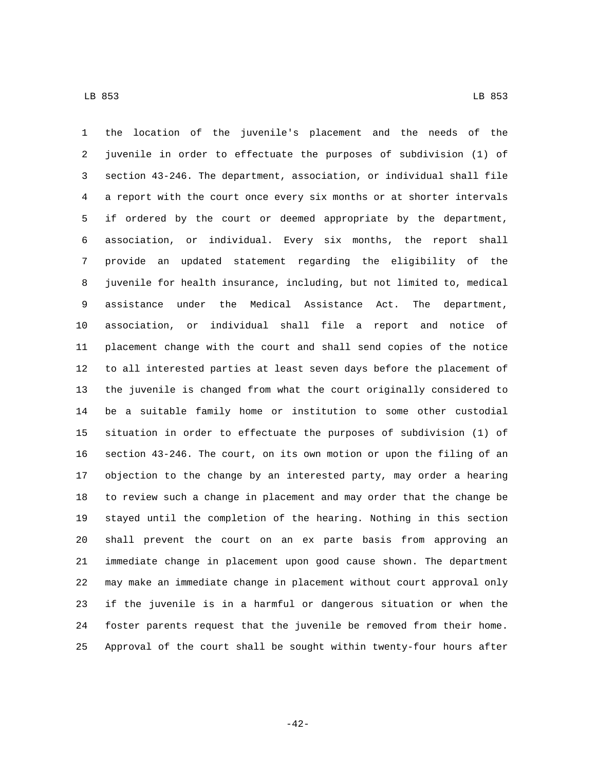the location of the juvenile's placement and the needs of the juvenile in order to effectuate the purposes of subdivision (1) of section 43-246. The department, association, or individual shall file a report with the court once every six months or at shorter intervals if ordered by the court or deemed appropriate by the department, association, or individual. Every six months, the report shall provide an updated statement regarding the eligibility of the juvenile for health insurance, including, but not limited to, medical assistance under the Medical Assistance Act. The department, association, or individual shall file a report and notice of placement change with the court and shall send copies of the notice to all interested parties at least seven days before the placement of the juvenile is changed from what the court originally considered to be a suitable family home or institution to some other custodial situation in order to effectuate the purposes of subdivision (1) of section 43-246. The court, on its own motion or upon the filing of an objection to the change by an interested party, may order a hearing to review such a change in placement and may order that the change be stayed until the completion of the hearing. Nothing in this section shall prevent the court on an ex parte basis from approving an immediate change in placement upon good cause shown. The department may make an immediate change in placement without court approval only if the juvenile is in a harmful or dangerous situation or when the foster parents request that the juvenile be removed from their home. Approval of the court shall be sought within twenty-four hours after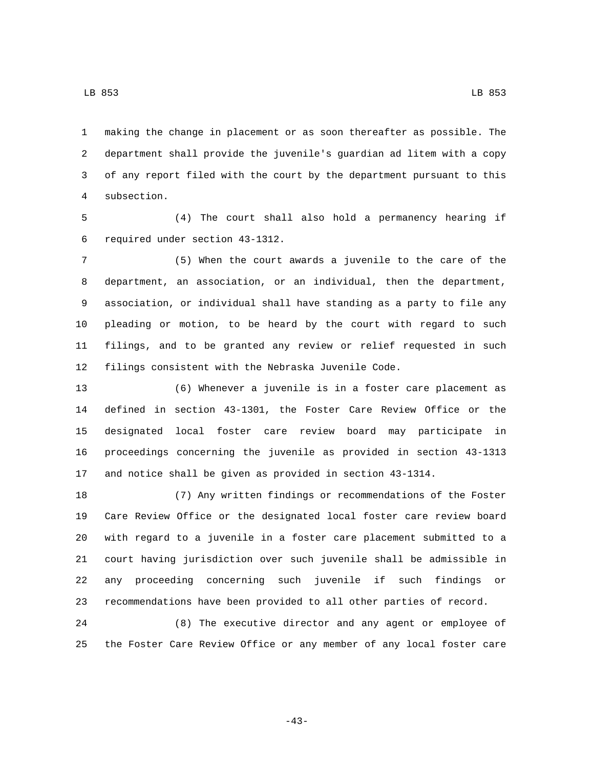making the change in placement or as soon thereafter as possible. The department shall provide the juvenile's guardian ad litem with a copy of any report filed with the court by the department pursuant to this subsection.

(4) The court shall also hold a permanency hearing if required under section 43-1312.

(5) When the court awards a juvenile to the care of the department, an association, or an individual, then the department, association, or individual shall have standing as a party to file any pleading or motion, to be heard by the court with regard to such filings, and to be granted any review or relief requested in such filings consistent with the Nebraska Juvenile Code.

(6) Whenever a juvenile is in a foster care placement as defined in section 43-1301, the Foster Care Review Office or the designated local foster care review board may participate in proceedings concerning the juvenile as provided in section 43-1313 and notice shall be given as provided in section 43-1314.

(7) Any written findings or recommendations of the Foster Care Review Office or the designated local foster care review board with regard to a juvenile in a foster care placement submitted to a court having jurisdiction over such juvenile shall be admissible in any proceeding concerning such juvenile if such findings or recommendations have been provided to all other parties of record.

(8) The executive director and any agent or employee of the Foster Care Review Office or any member of any local foster care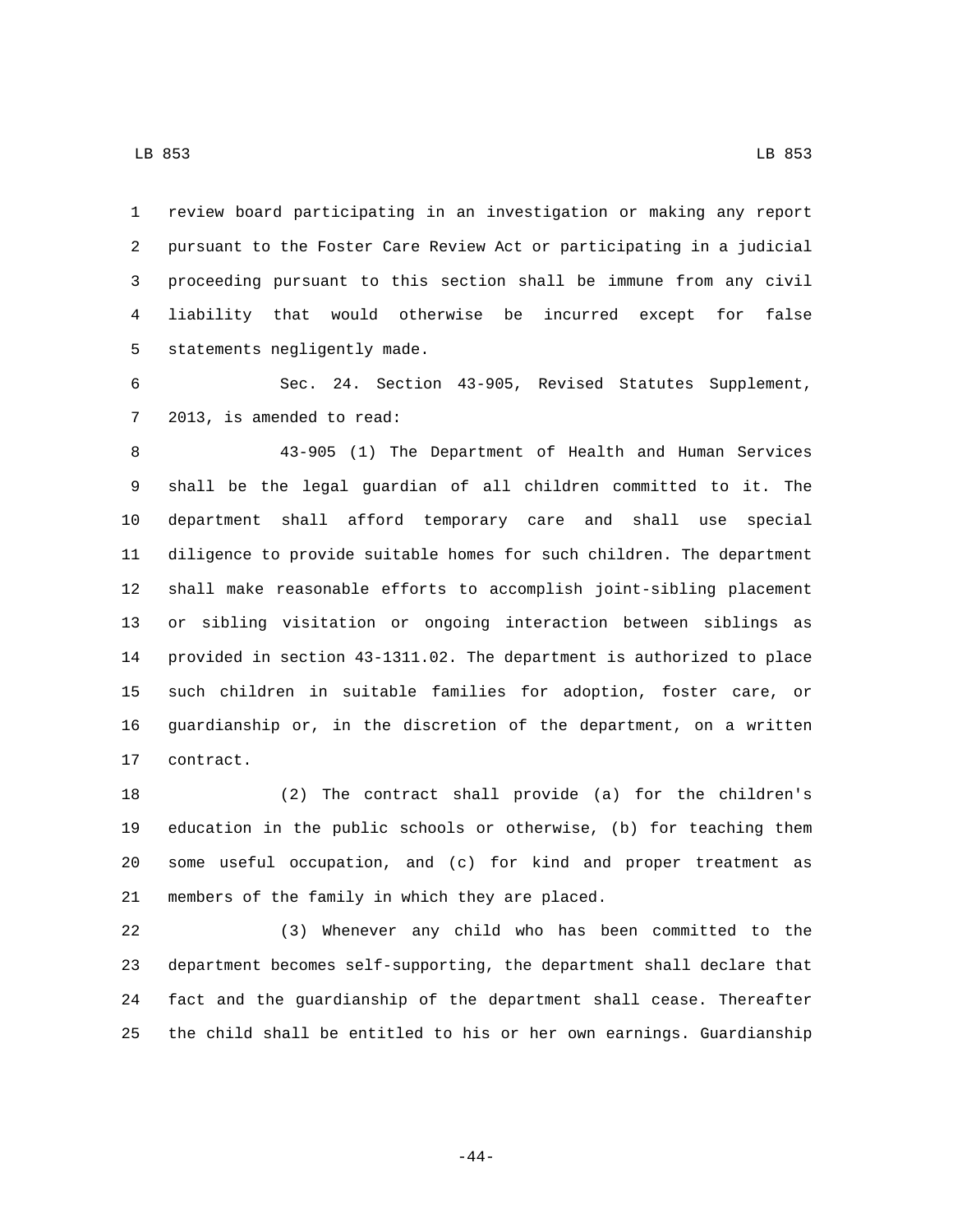review board participating in an investigation or making any report pursuant to the Foster Care Review Act or participating in a judicial proceeding pursuant to this section shall be immune from any civil liability that would otherwise be incurred except for false statements negligently made.

Sec. 24. Section 43-905, Revised Statutes Supplement, 2013, is amended to read:

43-905 (1) The Department of Health and Human Services shall be the legal guardian of all children committed to it. The department shall afford temporary care and shall use special diligence to provide suitable homes for such children. The department shall make reasonable efforts to accomplish joint-sibling placement or sibling visitation or ongoing interaction between siblings as provided in section 43-1311.02. The department is authorized to place such children in suitable families for adoption, foster care, or guardianship or, in the discretion of the department, on a written contract.

(2) The contract shall provide (a) for the children's education in the public schools or otherwise, (b) for teaching them some useful occupation, and (c) for kind and proper treatment as members of the family in which they are placed.

(3) Whenever any child who has been committed to the department becomes self-supporting, the department shall declare that fact and the guardianship of the department shall cease. Thereafter the child shall be entitled to his or her own earnings. Guardianship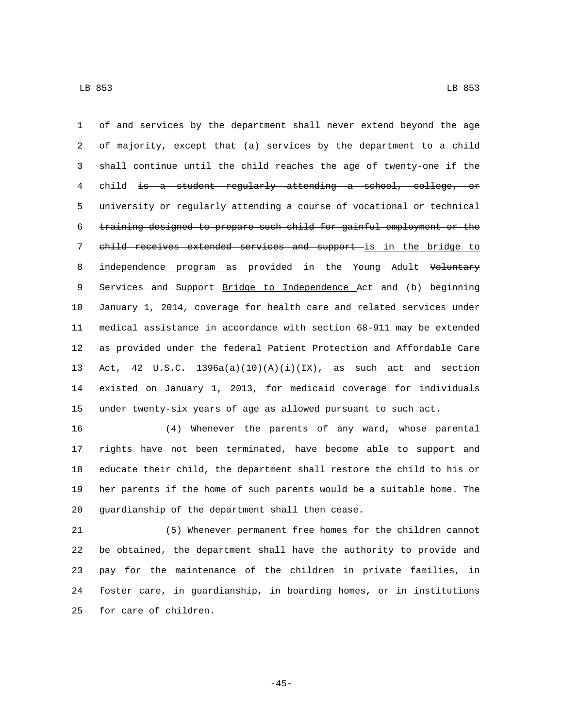of and services by the department shall never extend beyond the age of majority, except that (a) services by the department to a child shall continue until the child reaches the age of twenty-one if the child ~~is a student regularly attending a school, college, or university or regularly attending a course of vocational or technical training designed to prepare such child for gainful employment or the child receives extended services and support~~ <u>is in the bridge to independence program</u> as provided in the Young Adult ~~Voluntary Services and Support~~ <u>Bridge to Independence</u> Act and (b) beginning January 1, 2014, coverage for health care and related services under medical assistance in accordance with section 68-911 may be extended as provided under the federal Patient Protection and Affordable Care Act, 42 U.S.C. 1396a(a)(10)(A)(i)(IX), as such act and section existed on January 1, 2013, for medicaid coverage for individuals under twenty-six years of age as allowed pursuant to such act.

(4) Whenever the parents of any ward, whose parental rights have not been terminated, have become able to support and educate their child, the department shall restore the child to his or her parents if the home of such parents would be a suitable home. The guardianship of the department shall then cease.

(5) Whenever permanent free homes for the children cannot be obtained, the department shall have the authority to provide and pay for the maintenance of the children in private families, in foster care, in guardianship, in boarding homes, or in institutions for care of children.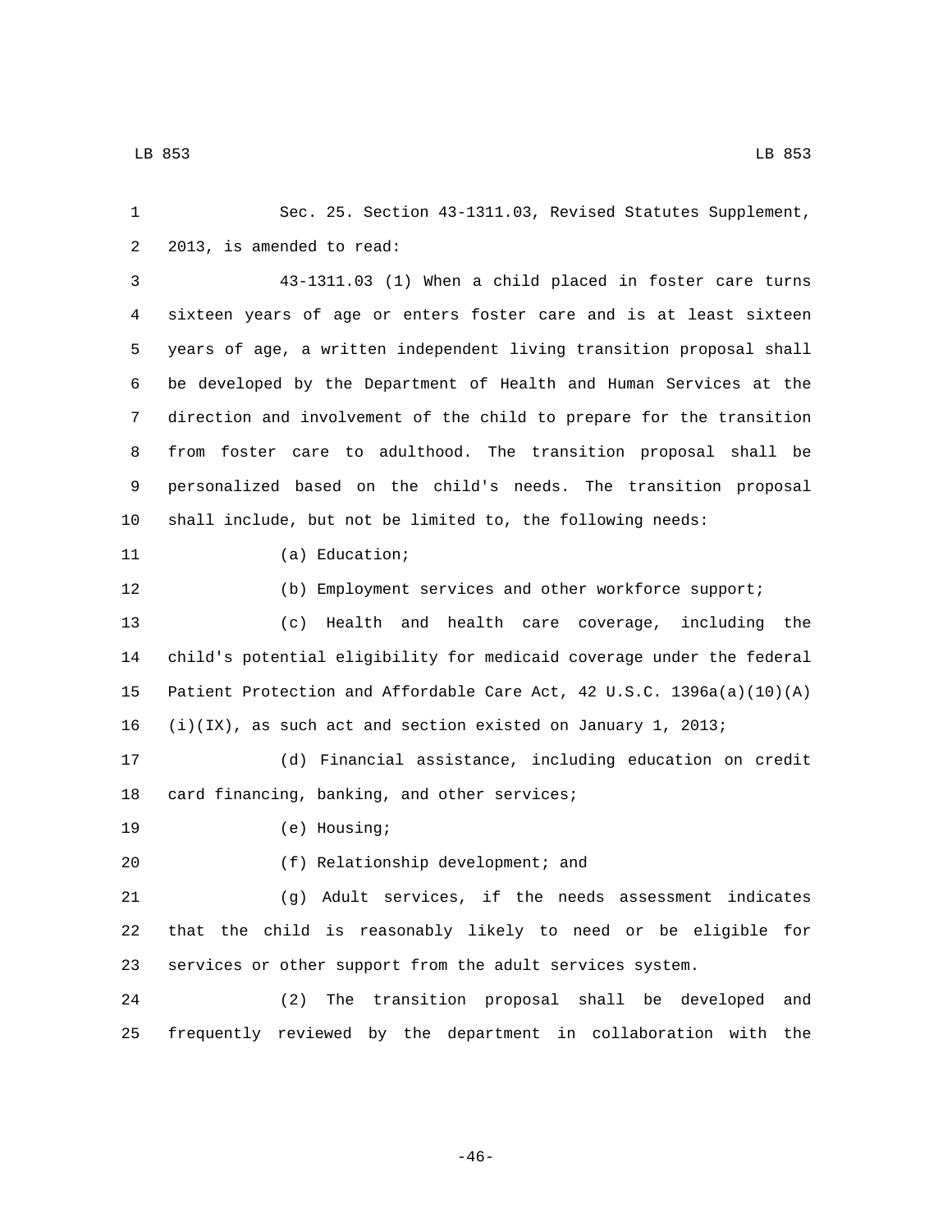Sec. 25. Section 43-1311.03, Revised Statutes Supplement, 2013, is amended to read:

43-1311.03 (1) When a child placed in foster care turns sixteen years of age or enters foster care and is at least sixteen years of age, a written independent living transition proposal shall be developed by the Department of Health and Human Services at the direction and involvement of the child to prepare for the transition from foster care to adulthood. The transition proposal shall be personalized based on the child's needs. The transition proposal shall include, but not be limited to, the following needs:

(a) Education;

(b) Employment services and other workforce support;

(c) Health and health care coverage, including the child's potential eligibility for medicaid coverage under the federal Patient Protection and Affordable Care Act, 42 U.S.C. 1396a(a)(10)(A)(i)(IX), as such act and section existed on January 1, 2013;

(d) Financial assistance, including education on credit card financing, banking, and other services;

(e) Housing;

(f) Relationship development; and

(g) Adult services, if the needs assessment indicates that the child is reasonably likely to need or be eligible for services or other support from the adult services system.

(2) The transition proposal shall be developed and frequently reviewed by the department in collaboration with the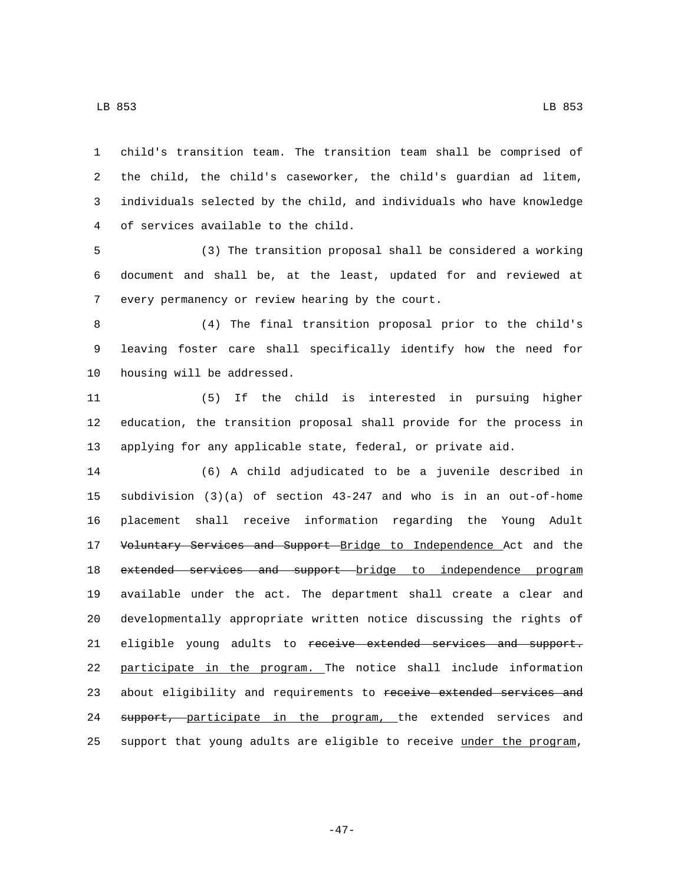child's transition team. The transition team shall be comprised of the child, the child's caseworker, the child's guardian ad litem, individuals selected by the child, and individuals who have knowledge of services available to the child.

(3) The transition proposal shall be considered a working document and shall be, at the least, updated for and reviewed at every permanency or review hearing by the court.

(4) The final transition proposal prior to the child's leaving foster care shall specifically identify how the need for housing will be addressed.

(5) If the child is interested in pursuing higher education, the transition proposal shall provide for the process in applying for any applicable state, federal, or private aid.

(6) A child adjudicated to be a juvenile described in subdivision (3)(a) of section 43-247 and who is in an out-of-home placement shall receive information regarding the Young Adult ~~Voluntary Services and Support~~ Bridge to Independence Act and the ~~extended services and support~~ bridge to independence program available under the act. The department shall create a clear and developmentally appropriate written notice discussing the rights of eligible young adults to ~~receive extended services and support.~~ participate in the program. The notice shall include information about eligibility and requirements to ~~receive extended services and support,~~ participate in the program, the extended services and support that young adults are eligible to receive under the program,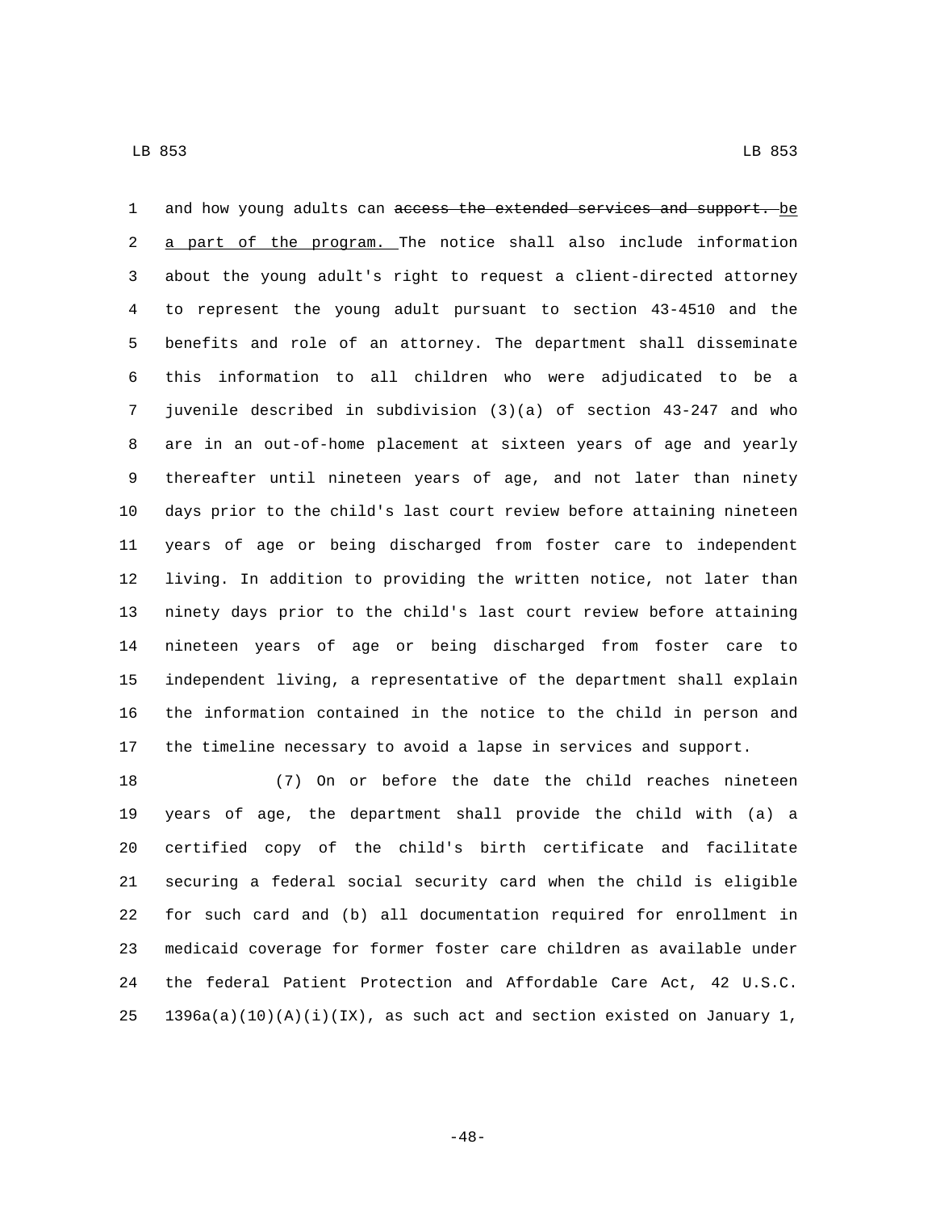and how young adults can ~~access the extended services and support.~~ be a part of the program. The notice shall also include information about the young adult's right to request a client-directed attorney to represent the young adult pursuant to section 43-4510 and the benefits and role of an attorney. The department shall disseminate this information to all children who were adjudicated to be a juvenile described in subdivision (3)(a) of section 43-247 and who are in an out-of-home placement at sixteen years of age and yearly thereafter until nineteen years of age, and not later than ninety days prior to the child's last court review before attaining nineteen years of age or being discharged from foster care to independent living. In addition to providing the written notice, not later than ninety days prior to the child's last court review before attaining nineteen years of age or being discharged from foster care to independent living, a representative of the department shall explain the information contained in the notice to the child in person and the timeline necessary to avoid a lapse in services and support.

(7) On or before the date the child reaches nineteen years of age, the department shall provide the child with (a) a certified copy of the child's birth certificate and facilitate securing a federal social security card when the child is eligible for such card and (b) all documentation required for enrollment in medicaid coverage for former foster care children as available under the federal Patient Protection and Affordable Care Act, 42 U.S.C. 1396a(a)(10)(A)(i)(IX), as such act and section existed on January 1,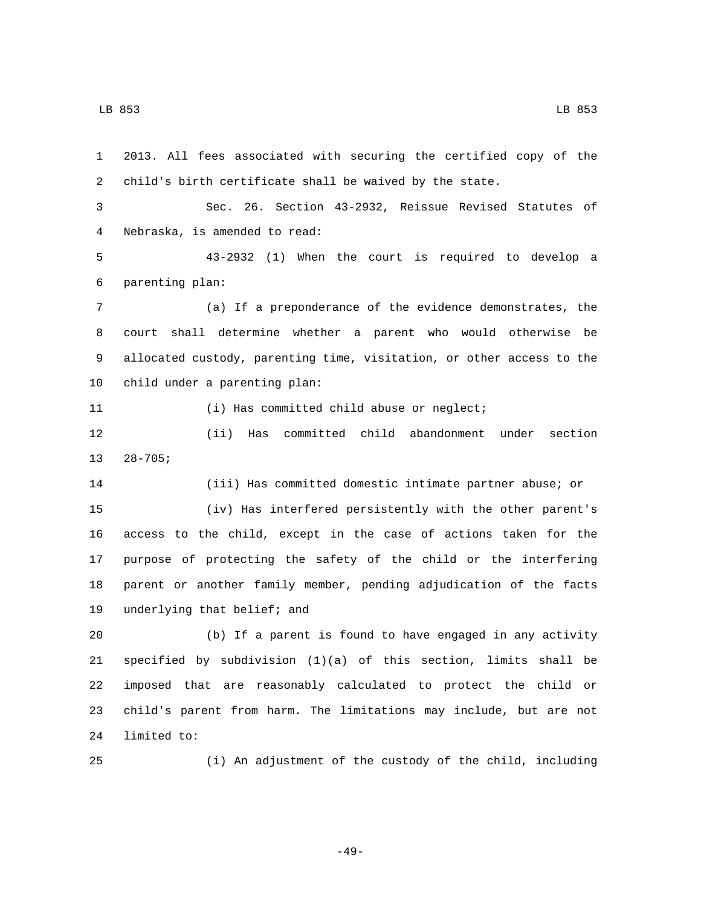2013. All fees associated with securing the certified copy of the child's birth certificate shall be waived by the state.

Sec. 26. Section 43-2932, Reissue Revised Statutes of Nebraska, is amended to read:

43-2932 (1) When the court is required to develop a parenting plan:

(a) If a preponderance of the evidence demonstrates, the court shall determine whether a parent who would otherwise be allocated custody, parenting time, visitation, or other access to the child under a parenting plan:

(i) Has committed child abuse or neglect;

(ii) Has committed child abandonment under section 28-705;

(iii) Has committed domestic intimate partner abuse; or

(iv) Has interfered persistently with the other parent's access to the child, except in the case of actions taken for the purpose of protecting the safety of the child or the interfering parent or another family member, pending adjudication of the facts underlying that belief; and

(b) If a parent is found to have engaged in any activity specified by subdivision (1)(a) of this section, limits shall be imposed that are reasonably calculated to protect the child or child's parent from harm. The limitations may include, but are not limited to:

(i) An adjustment of the custody of the child, including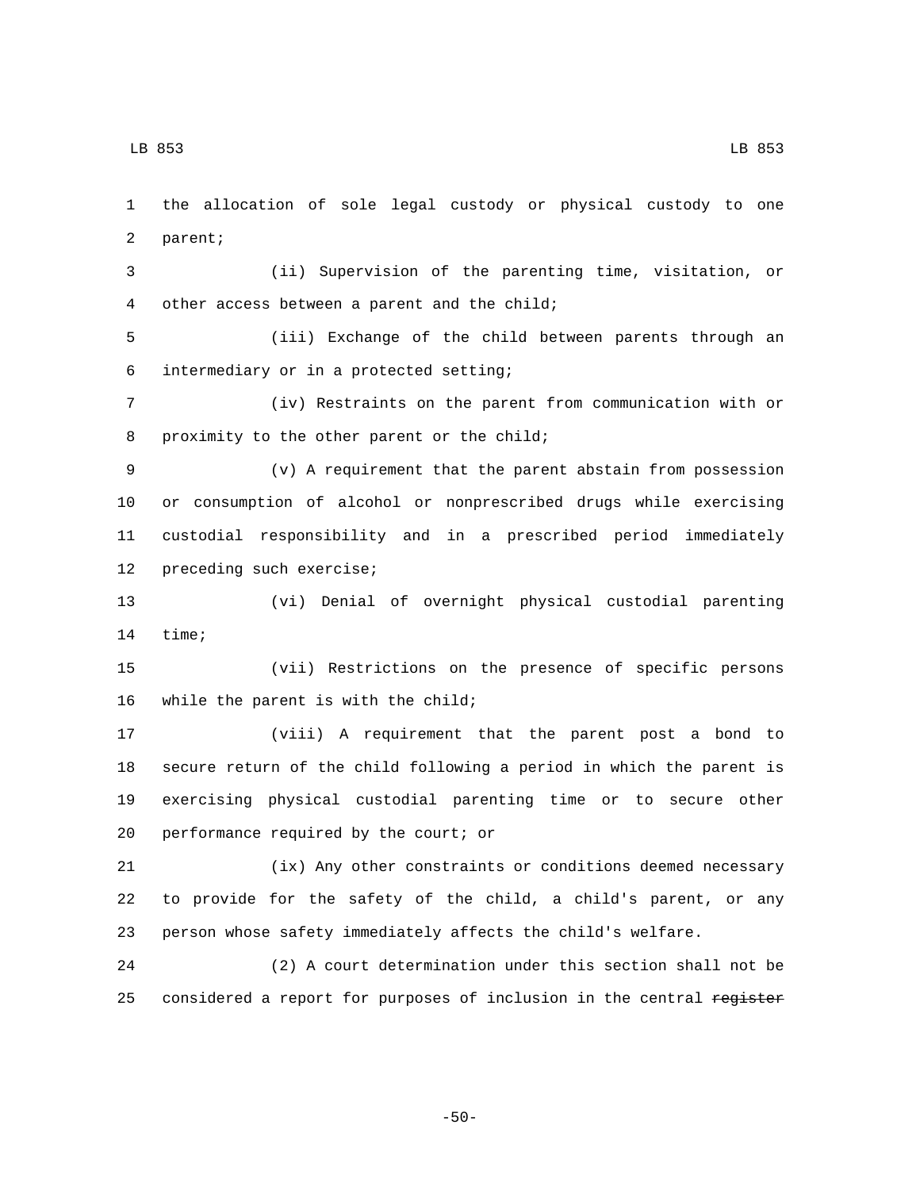the allocation of sole legal custody or physical custody to one parent;

(ii) Supervision of the parenting time, visitation, or other access between a parent and the child;

(iii) Exchange of the child between parents through an intermediary or in a protected setting;

(iv) Restraints on the parent from communication with or proximity to the other parent or the child;

(v) A requirement that the parent abstain from possession or consumption of alcohol or nonprescribed drugs while exercising custodial responsibility and in a prescribed period immediately preceding such exercise;

(vi) Denial of overnight physical custodial parenting time;

(vii) Restrictions on the presence of specific persons while the parent is with the child;

(viii) A requirement that the parent post a bond to secure return of the child following a period in which the parent is exercising physical custodial parenting time or to secure other performance required by the court; or

(ix) Any other constraints or conditions deemed necessary to provide for the safety of the child, a child's parent, or any person whose safety immediately affects the child's welfare.

(2) A court determination under this section shall not be considered a report for purposes of inclusion in the central ~~register~~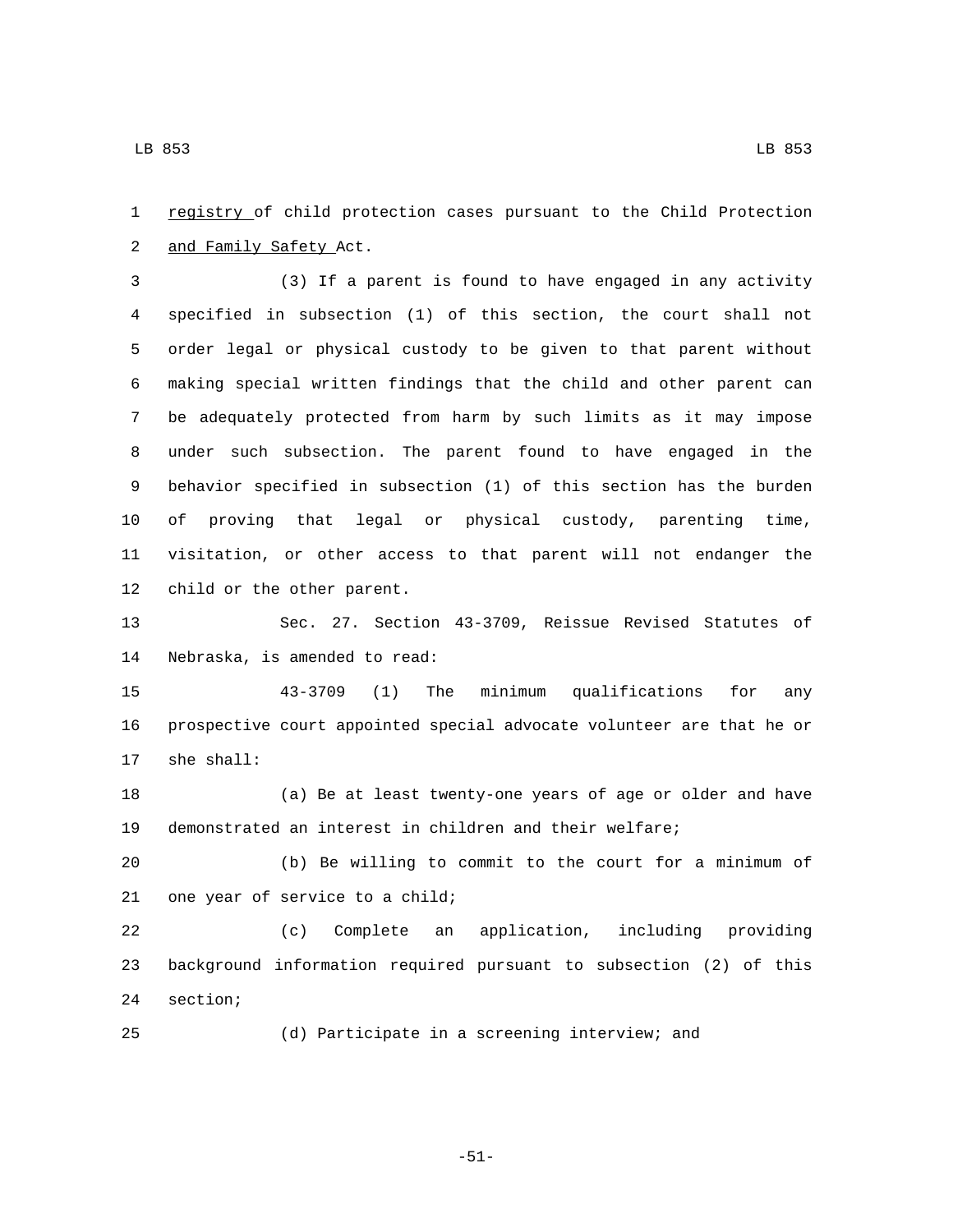registry of child protection cases pursuant to the Child Protection and Family Safety Act.

(3) If a parent is found to have engaged in any activity specified in subsection (1) of this section, the court shall not order legal or physical custody to be given to that parent without making special written findings that the child and other parent can be adequately protected from harm by such limits as it may impose under such subsection. The parent found to have engaged in the behavior specified in subsection (1) of this section has the burden of proving that legal or physical custody, parenting time, visitation, or other access to that parent will not endanger the child or the other parent.

Sec. 27. Section 43-3709, Reissue Revised Statutes of Nebraska, is amended to read:

43-3709 (1) The minimum qualifications for any prospective court appointed special advocate volunteer are that he or she shall:

(a) Be at least twenty-one years of age or older and have demonstrated an interest in children and their welfare;

(b) Be willing to commit to the court for a minimum of one year of service to a child;

(c) Complete an application, including providing background information required pursuant to subsection (2) of this section;

(d) Participate in a screening interview; and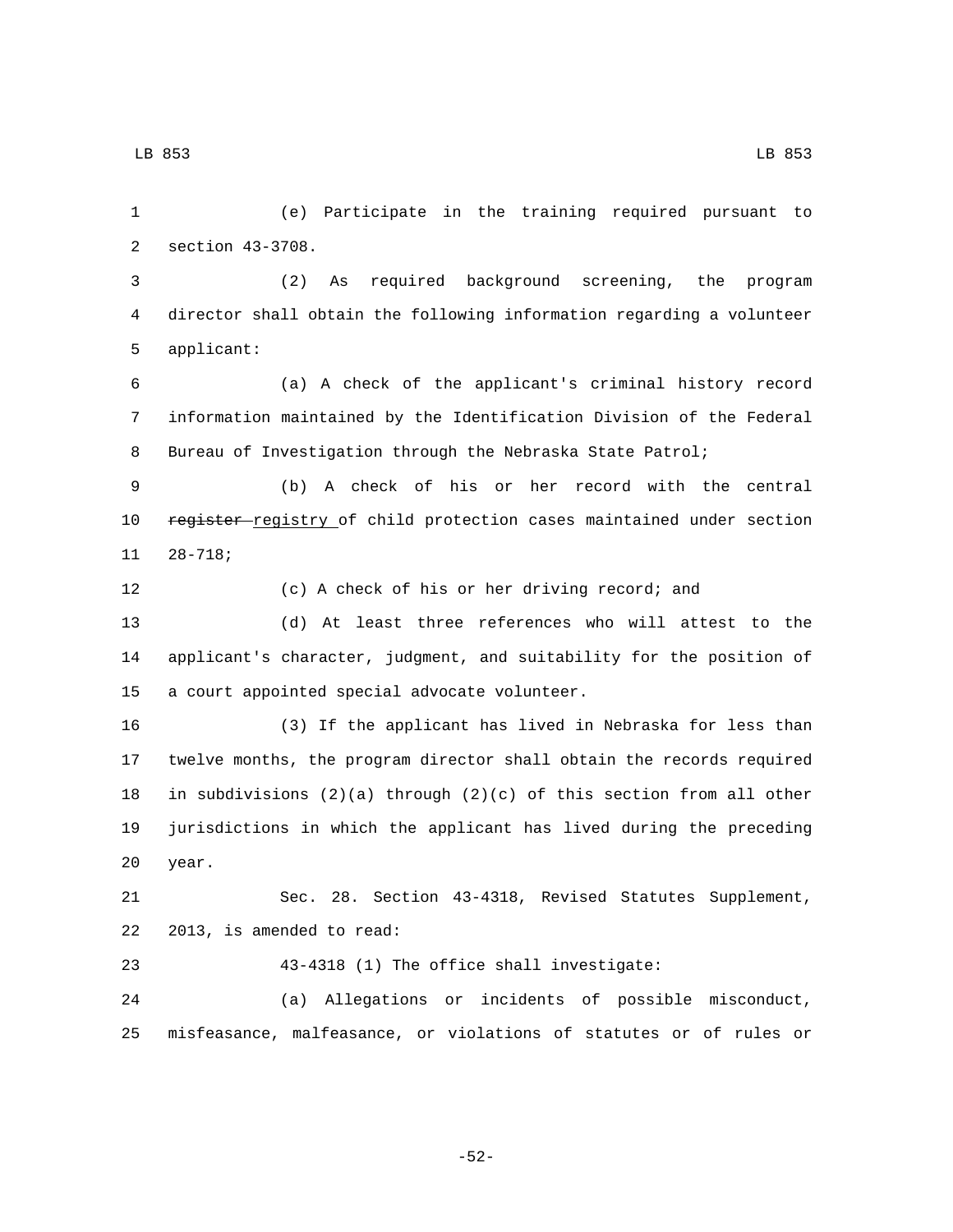(e) Participate in the training required pursuant to section 43-3708.

(2) As required background screening, the program director shall obtain the following information regarding a volunteer applicant:

(a) A check of the applicant's criminal history record information maintained by the Identification Division of the Federal Bureau of Investigation through the Nebraska State Patrol;

(b) A check of his or her record with the central ~~register~~ registry of child protection cases maintained under section 28-718;

(c) A check of his or her driving record; and

(d) At least three references who will attest to the applicant's character, judgment, and suitability for the position of a court appointed special advocate volunteer.

(3) If the applicant has lived in Nebraska for less than twelve months, the program director shall obtain the records required in subdivisions (2)(a) through (2)(c) of this section from all other jurisdictions in which the applicant has lived during the preceding year.

Sec. 28. Section 43-4318, Revised Statutes Supplement, 2013, is amended to read:

43-4318 (1) The office shall investigate:

(a) Allegations or incidents of possible misconduct, misfeasance, malfeasance, or violations of statutes or of rules or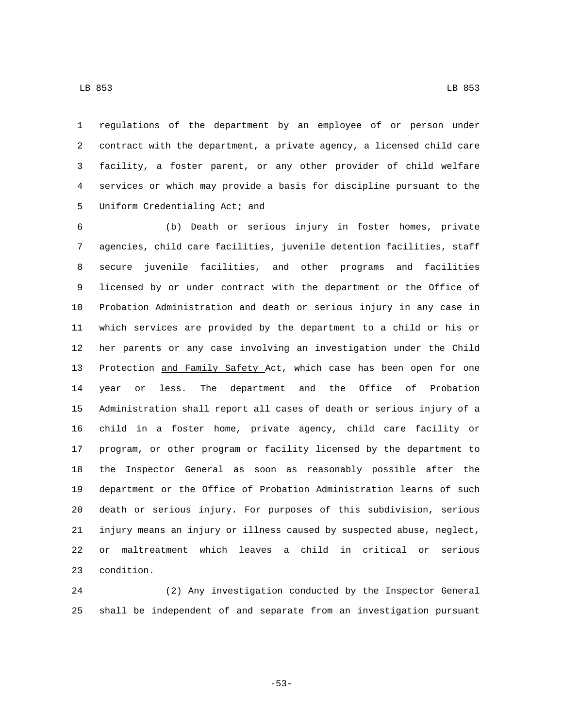regulations of the department by an employee of or person under contract with the department, a private agency, a licensed child care facility, a foster parent, or any other provider of child welfare services or which may provide a basis for discipline pursuant to the Uniform Credentialing Act; and

(b) Death or serious injury in foster homes, private agencies, child care facilities, juvenile detention facilities, staff secure juvenile facilities, and other programs and facilities licensed by or under contract with the department or the Office of Probation Administration and death or serious injury in any case in which services are provided by the department to a child or his or her parents or any case involving an investigation under the Child Protection and Family Safety Act, which case has been open for one year or less. The department and the Office of Probation Administration shall report all cases of death or serious injury of a child in a foster home, private agency, child care facility or program, or other program or facility licensed by the department to the Inspector General as soon as reasonably possible after the department or the Office of Probation Administration learns of such death or serious injury. For purposes of this subdivision, serious injury means an injury or illness caused by suspected abuse, neglect, or maltreatment which leaves a child in critical or serious condition.

(2) Any investigation conducted by the Inspector General shall be independent of and separate from an investigation pursuant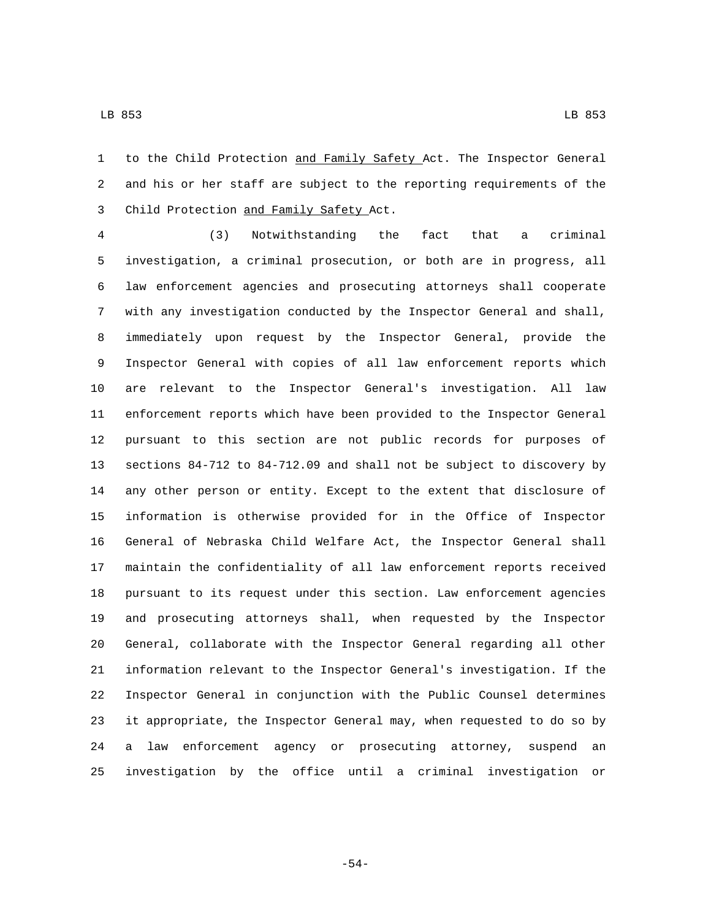to the Child Protection and Family Safety Act. The Inspector General and his or her staff are subject to the reporting requirements of the Child Protection and Family Safety Act.

(3) Notwithstanding the fact that a criminal investigation, a criminal prosecution, or both are in progress, all law enforcement agencies and prosecuting attorneys shall cooperate with any investigation conducted by the Inspector General and shall, immediately upon request by the Inspector General, provide the Inspector General with copies of all law enforcement reports which are relevant to the Inspector General's investigation. All law enforcement reports which have been provided to the Inspector General pursuant to this section are not public records for purposes of sections 84-712 to 84-712.09 and shall not be subject to discovery by any other person or entity. Except to the extent that disclosure of information is otherwise provided for in the Office of Inspector General of Nebraska Child Welfare Act, the Inspector General shall maintain the confidentiality of all law enforcement reports received pursuant to its request under this section. Law enforcement agencies and prosecuting attorneys shall, when requested by the Inspector General, collaborate with the Inspector General regarding all other information relevant to the Inspector General's investigation. If the Inspector General in conjunction with the Public Counsel determines it appropriate, the Inspector General may, when requested to do so by a law enforcement agency or prosecuting attorney, suspend an investigation by the office until a criminal investigation or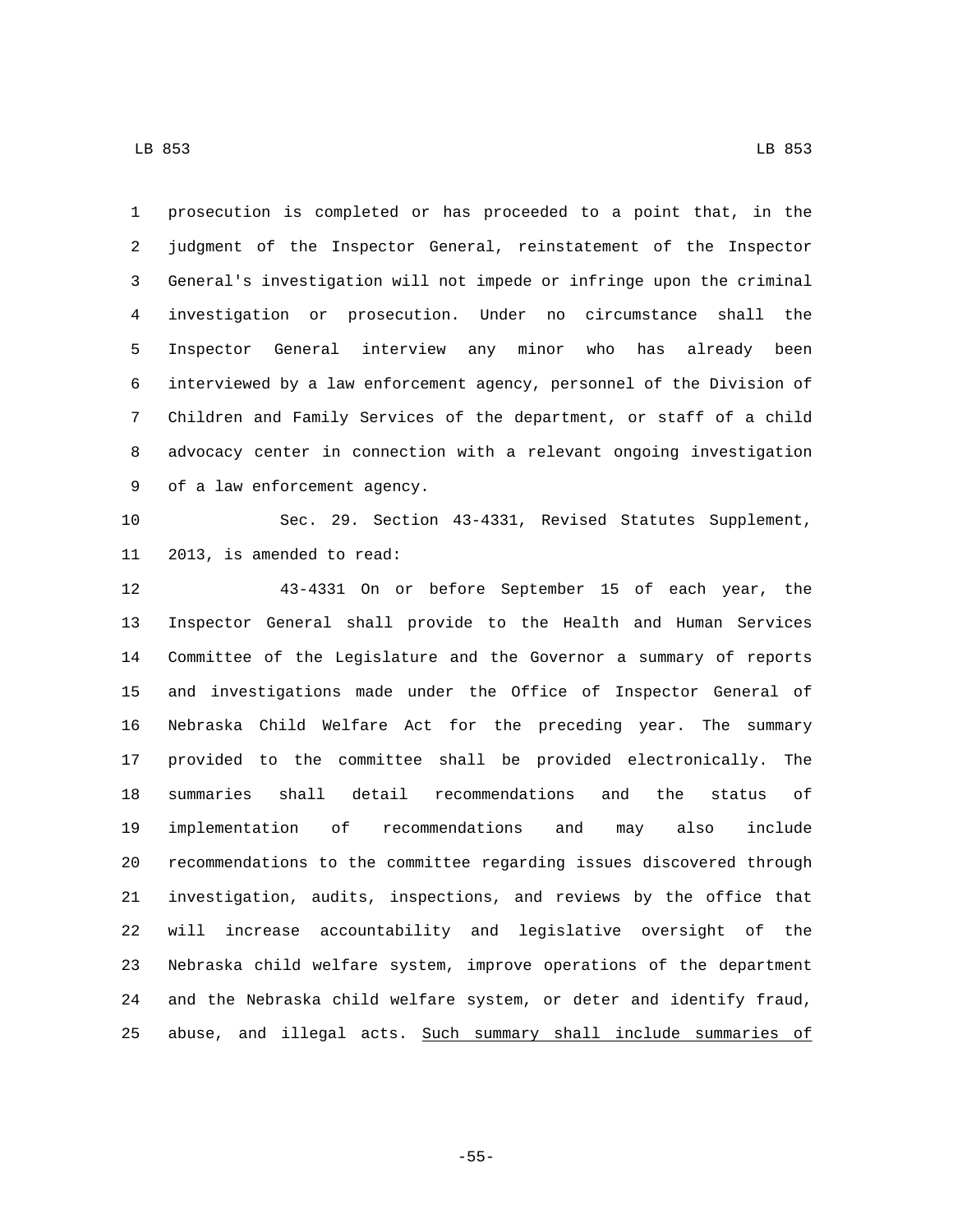prosecution is completed or has proceeded to a point that, in the judgment of the Inspector General, reinstatement of the Inspector General's investigation will not impede or infringe upon the criminal investigation or prosecution. Under no circumstance shall the Inspector General interview any minor who has already been interviewed by a law enforcement agency, personnel of the Division of Children and Family Services of the department, or staff of a child advocacy center in connection with a relevant ongoing investigation of a law enforcement agency.

Sec. 29. Section 43-4331, Revised Statutes Supplement, 2013, is amended to read:

43-4331 On or before September 15 of each year, the Inspector General shall provide to the Health and Human Services Committee of the Legislature and the Governor a summary of reports and investigations made under the Office of Inspector General of Nebraska Child Welfare Act for the preceding year. The summary provided to the committee shall be provided electronically. The summaries shall detail recommendations and the status of implementation of recommendations and may also include recommendations to the committee regarding issues discovered through investigation, audits, inspections, and reviews by the office that will increase accountability and legislative oversight of the Nebraska child welfare system, improve operations of the department and the Nebraska child welfare system, or deter and identify fraud, abuse, and illegal acts. Such summary shall include summaries of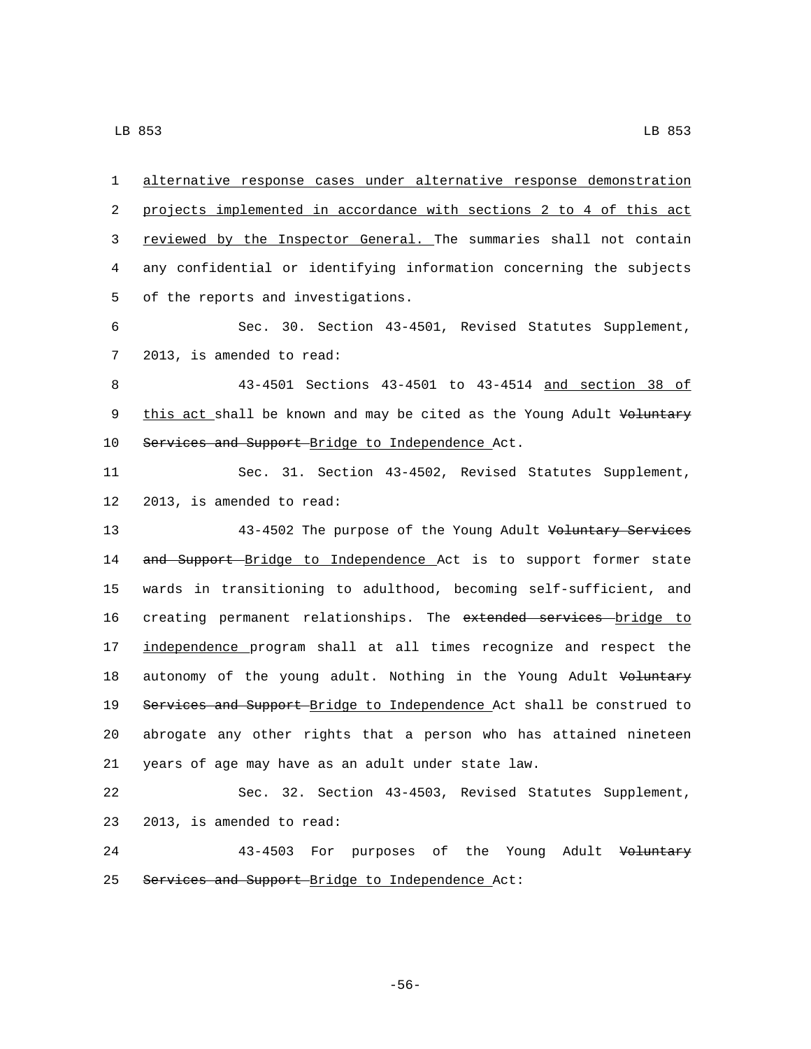alternative response cases under alternative response demonstration projects implemented in accordance with sections 2 to 4 of this act reviewed by the Inspector General. The summaries shall not contain any confidential or identifying information concerning the subjects of the reports and investigations.

Sec. 30. Section 43-4501, Revised Statutes Supplement, 2013, is amended to read:

43-4501 Sections 43-4501 to 43-4514 and section 38 of this act shall be known and may be cited as the Young Adult ~~Voluntary Services and Support~~ Bridge to Independence Act.

Sec. 31. Section 43-4502, Revised Statutes Supplement, 2013, is amended to read:

43-4502 The purpose of the Young Adult ~~Voluntary Services and Support~~ Bridge to Independence Act is to support former state wards in transitioning to adulthood, becoming self-sufficient, and creating permanent relationships. The ~~extended services~~ bridge to independence program shall at all times recognize and respect the autonomy of the young adult. Nothing in the Young Adult ~~Voluntary Services and Support~~ Bridge to Independence Act shall be construed to abrogate any other rights that a person who has attained nineteen years of age may have as an adult under state law.

Sec. 32. Section 43-4503, Revised Statutes Supplement, 2013, is amended to read:

43-4503 For purposes of the Young Adult ~~Voluntary Services and Support~~ Bridge to Independence Act: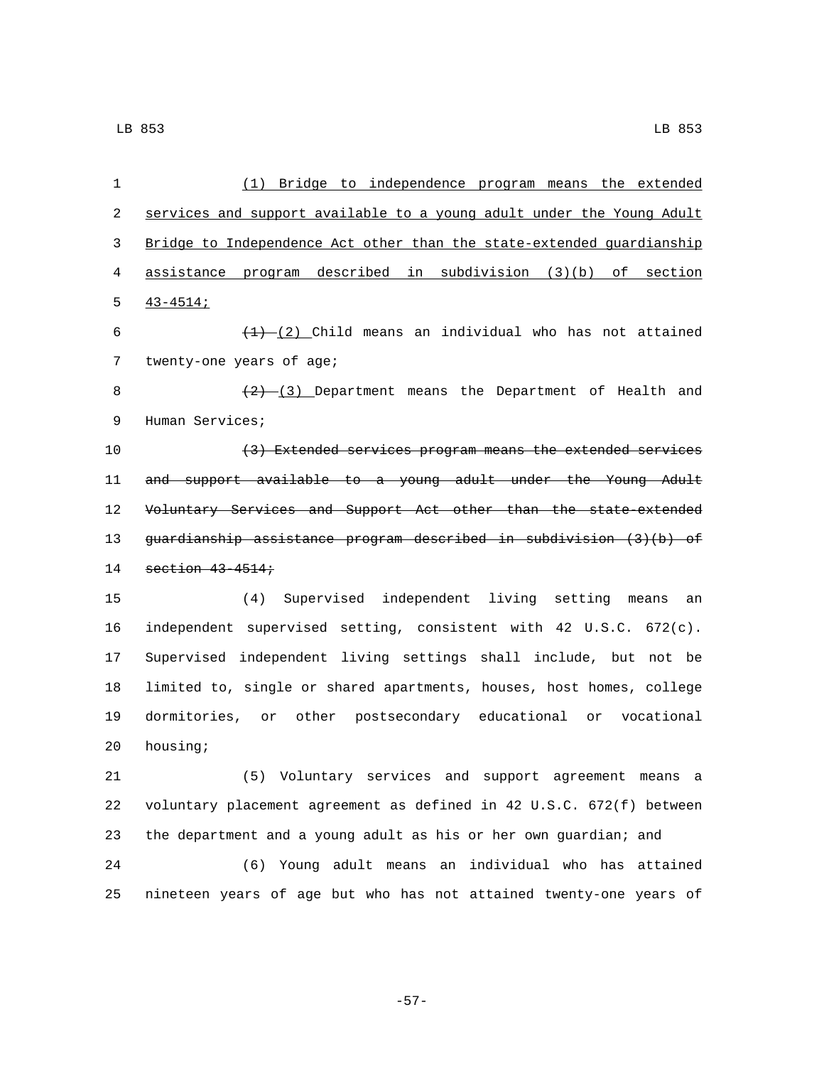(1) Bridge to independence program means the extended services and support available to a young adult under the Young Adult Bridge to Independence Act other than the state-extended guardianship assistance program described in subdivision (3)(b) of section 43-4514;

~~(1)~~ (2) Child means an individual who has not attained twenty-one years of age;

~~(2)~~ (3) Department means the Department of Health and Human Services;

~~(3) Extended services program means the extended services and support available to a young adult under the Young Adult Voluntary Services and Support Act other than the state-extended guardianship assistance program described in subdivision (3)(b) of section 43-4514;~~

(4) Supervised independent living setting means an independent supervised setting, consistent with 42 U.S.C. 672(c). Supervised independent living settings shall include, but not be limited to, single or shared apartments, houses, host homes, college dormitories, or other postsecondary educational or vocational housing;

(5) Voluntary services and support agreement means a voluntary placement agreement as defined in 42 U.S.C. 672(f) between the department and a young adult as his or her own guardian; and

(6) Young adult means an individual who has attained nineteen years of age but who has not attained twenty-one years of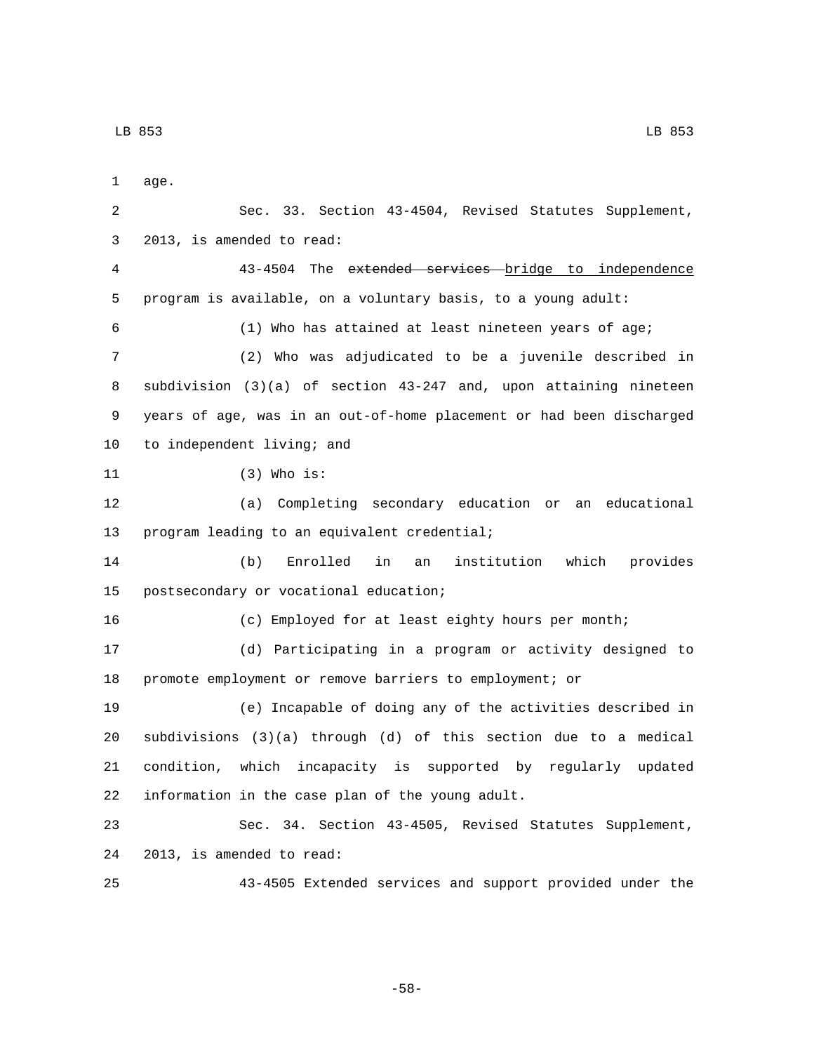age.

Sec. 33. Section 43-4504, Revised Statutes Supplement, 2013, is amended to read:

43-4504 The ~~extended services~~ bridge to independence program is available, on a voluntary basis, to a young adult:

(1) Who has attained at least nineteen years of age;

(2) Who was adjudicated to be a juvenile described in subdivision (3)(a) of section 43-247 and, upon attaining nineteen years of age, was in an out-of-home placement or had been discharged to independent living; and

(3) Who is:

(a) Completing secondary education or an educational program leading to an equivalent credential;

(b) Enrolled in an institution which provides postsecondary or vocational education;

(c) Employed for at least eighty hours per month;

(d) Participating in a program or activity designed to promote employment or remove barriers to employment; or

(e) Incapable of doing any of the activities described in subdivisions (3)(a) through (d) of this section due to a medical condition, which incapacity is supported by regularly updated information in the case plan of the young adult.

Sec. 34. Section 43-4505, Revised Statutes Supplement, 2013, is amended to read:

43-4505 Extended services and support provided under the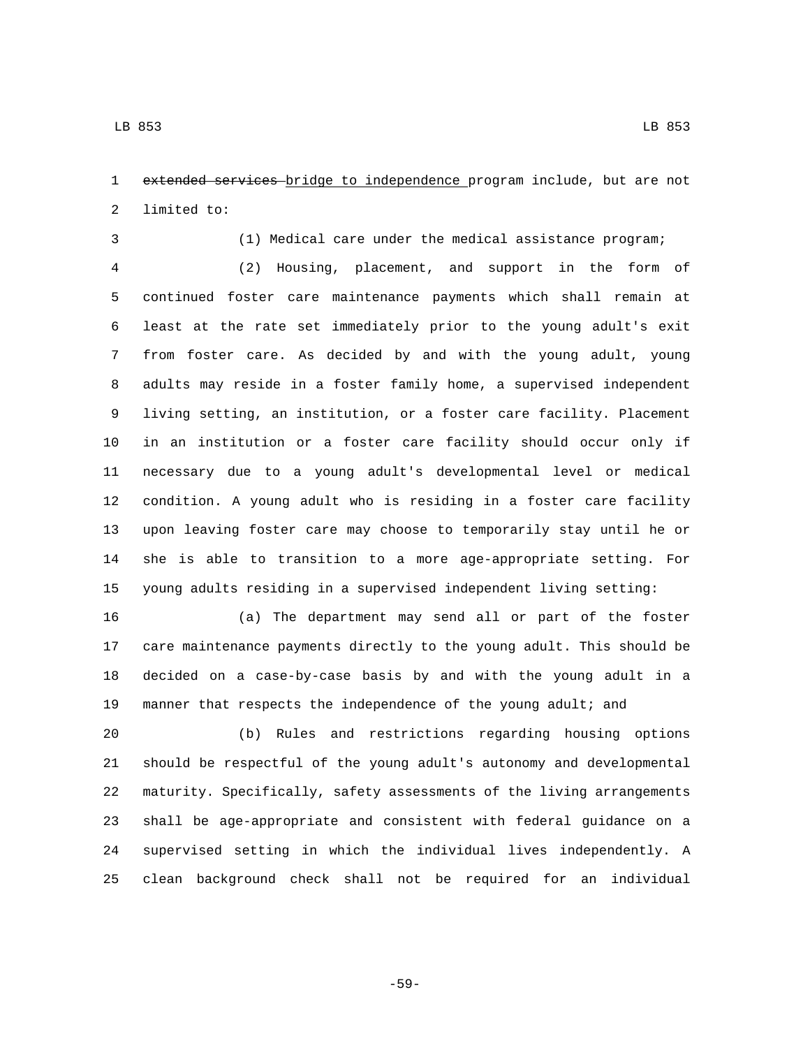~~extended services~~ <u>bridge to independence</u> program include, but are not limited to:

(1) Medical care under the medical assistance program;

(2) Housing, placement, and support in the form of continued foster care maintenance payments which shall remain at least at the rate set immediately prior to the young adult's exit from foster care. As decided by and with the young adult, young adults may reside in a foster family home, a supervised independent living setting, an institution, or a foster care facility. Placement in an institution or a foster care facility should occur only if necessary due to a young adult's developmental level or medical condition. A young adult who is residing in a foster care facility upon leaving foster care may choose to temporarily stay until he or she is able to transition to a more age-appropriate setting. For young adults residing in a supervised independent living setting:

(a) The department may send all or part of the foster care maintenance payments directly to the young adult. This should be decided on a case-by-case basis by and with the young adult in a manner that respects the independence of the young adult; and

(b) Rules and restrictions regarding housing options should be respectful of the young adult's autonomy and developmental maturity. Specifically, safety assessments of the living arrangements shall be age-appropriate and consistent with federal guidance on a supervised setting in which the individual lives independently. A clean background check shall not be required for an individual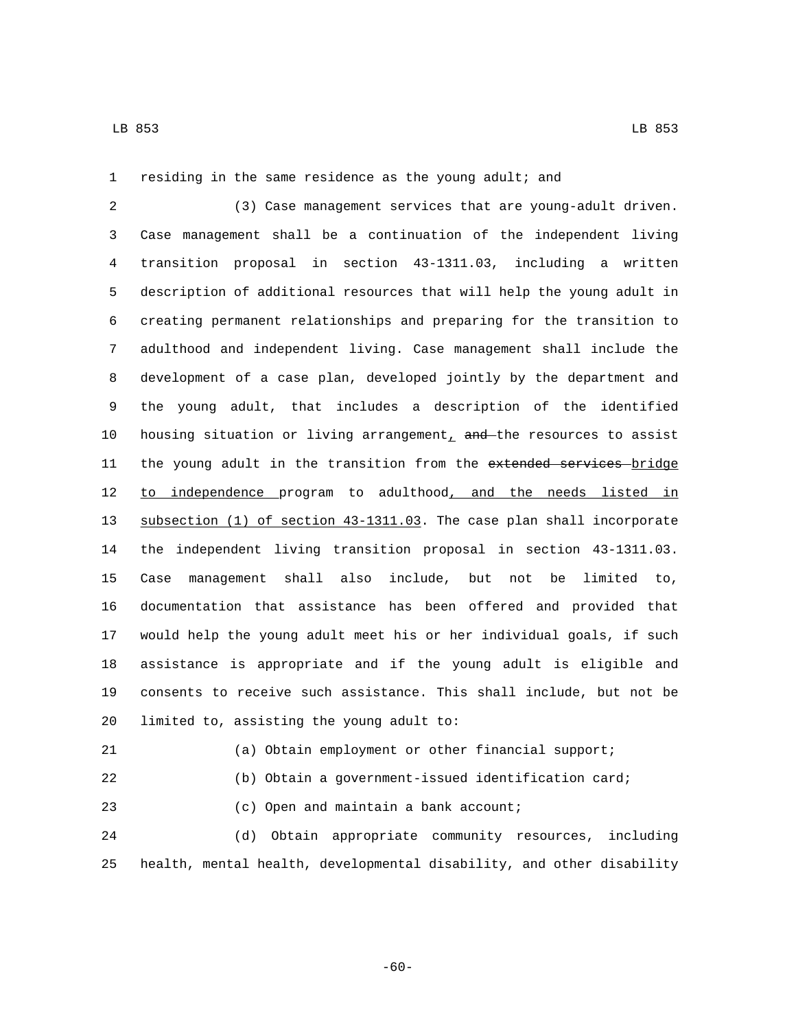residing in the same residence as the young adult; and

(3) Case management services that are young-adult driven. Case management shall be a continuation of the independent living transition proposal in section 43-1311.03, including a written description of additional resources that will help the young adult in creating permanent relationships and preparing for the transition to adulthood and independent living. Case management shall include the development of a case plan, developed jointly by the department and the young adult, that includes a description of the identified housing situation or living arrangement<u>,</u> ~~and~~ the resources to assist the young adult in the transition from the ~~extended services~~ <u>bridge to independence</u> program to adulthood<u>, and the needs listed in subsection (1) of section 43-1311.03</u>. The case plan shall incorporate the independent living transition proposal in section 43-1311.03. Case management shall also include, but not be limited to, documentation that assistance has been offered and provided that would help the young adult meet his or her individual goals, if such assistance is appropriate and if the young adult is eligible and consents to receive such assistance. This shall include, but not be limited to, assisting the young adult to:

(a) Obtain employment or other financial support;

(b) Obtain a government-issued identification card;

(c) Open and maintain a bank account;

(d) Obtain appropriate community resources, including health, mental health, developmental disability, and other disability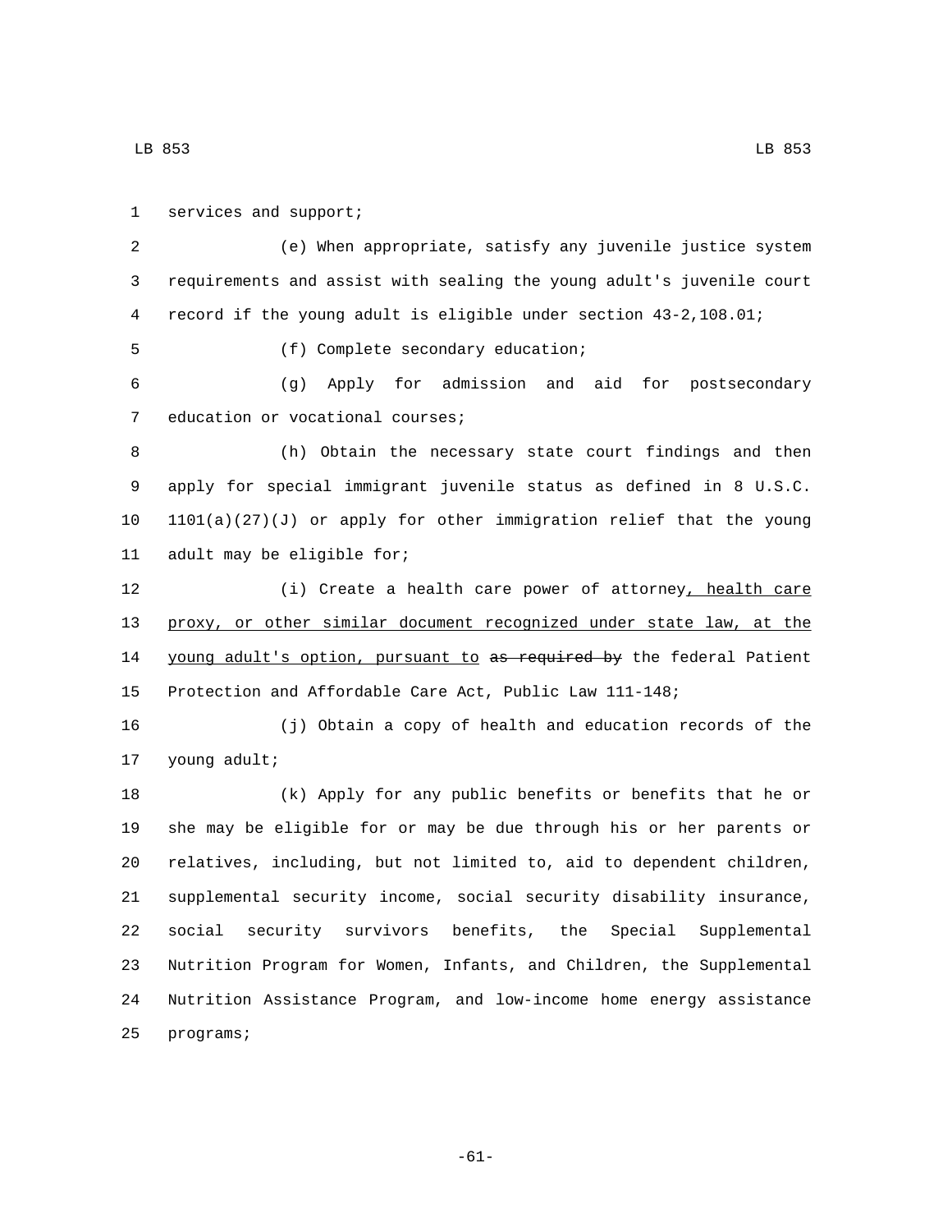services and support;

(e) When appropriate, satisfy any juvenile justice system requirements and assist with sealing the young adult's juvenile court record if the young adult is eligible under section 43-2,108.01;

(f) Complete secondary education;

(g) Apply for admission and aid for postsecondary education or vocational courses;

(h) Obtain the necessary state court findings and then apply for special immigrant juvenile status as defined in 8 U.S.C. 1101(a)(27)(J) or apply for other immigration relief that the young adult may be eligible for;

(i) Create a health care power of attorney, health care proxy, or other similar document recognized under state law, at the young adult's option, pursuant to ~~as required by~~ the federal Patient Protection and Affordable Care Act, Public Law 111-148;

(j) Obtain a copy of health and education records of the young adult;

(k) Apply for any public benefits or benefits that he or she may be eligible for or may be due through his or her parents or relatives, including, but not limited to, aid to dependent children, supplemental security income, social security disability insurance, social security survivors benefits, the Special Supplemental Nutrition Program for Women, Infants, and Children, the Supplemental Nutrition Assistance Program, and low-income home energy assistance programs;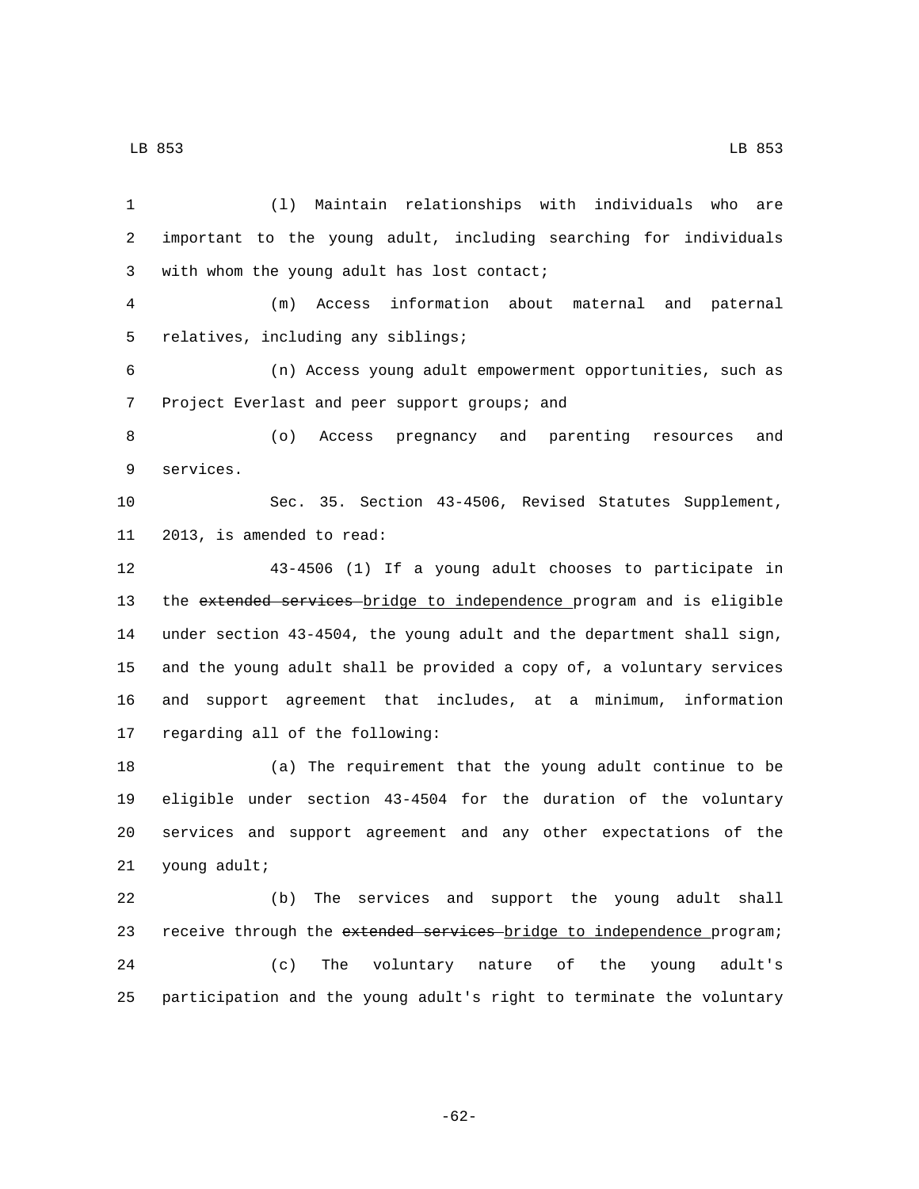(l) Maintain relationships with individuals who are important to the young adult, including searching for individuals with whom the young adult has lost contact;

(m) Access information about maternal and paternal relatives, including any siblings;

(n) Access young adult empowerment opportunities, such as Project Everlast and peer support groups; and

(o) Access pregnancy and parenting resources and services.

Sec. 35. Section 43-4506, Revised Statutes Supplement, 2013, is amended to read:

43-4506 (1) If a young adult chooses to participate in the ~~extended services~~ <u>bridge to independence</u> program and is eligible under section 43-4504, the young adult and the department shall sign, and the young adult shall be provided a copy of, a voluntary services and support agreement that includes, at a minimum, information regarding all of the following:

(a) The requirement that the young adult continue to be eligible under section 43-4504 for the duration of the voluntary services and support agreement and any other expectations of the young adult;

(b) The services and support the young adult shall receive through the ~~extended services~~ <u>bridge to independence</u> program;

(c) The voluntary nature of the young adult's participation and the young adult's right to terminate the voluntary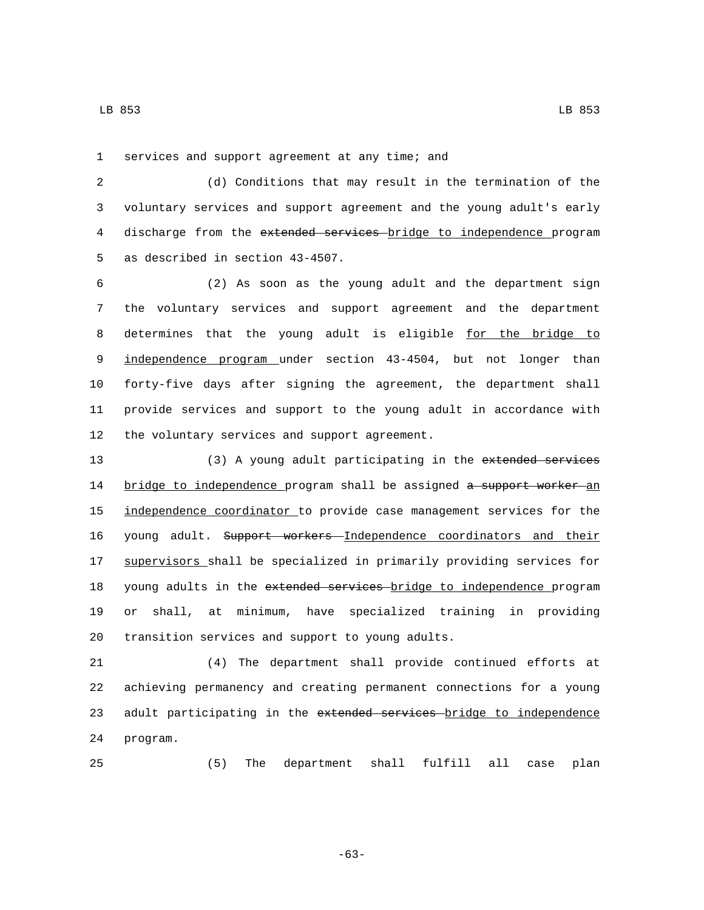services and support agreement at any time; and

(d) Conditions that may result in the termination of the voluntary services and support agreement and the young adult's early discharge from the ~~extended services~~ bridge to independence program as described in section 43-4507.

(2) As soon as the young adult and the department sign the voluntary services and support agreement and the department determines that the young adult is eligible for the bridge to independence program under section 43-4504, but not longer than forty-five days after signing the agreement, the department shall provide services and support to the young adult in accordance with the voluntary services and support agreement.

(3) A young adult participating in the ~~extended services~~ bridge to independence program shall be assigned ~~a support worker~~ an independence coordinator to provide case management services for the young adult. ~~Support workers~~ Independence coordinators and their supervisors shall be specialized in primarily providing services for young adults in the ~~extended services~~ bridge to independence program or shall, at minimum, have specialized training in providing transition services and support to young adults.

(4) The department shall provide continued efforts at achieving permanency and creating permanent connections for a young adult participating in the ~~extended services~~ bridge to independence program.

(5) The department shall fulfill all case plan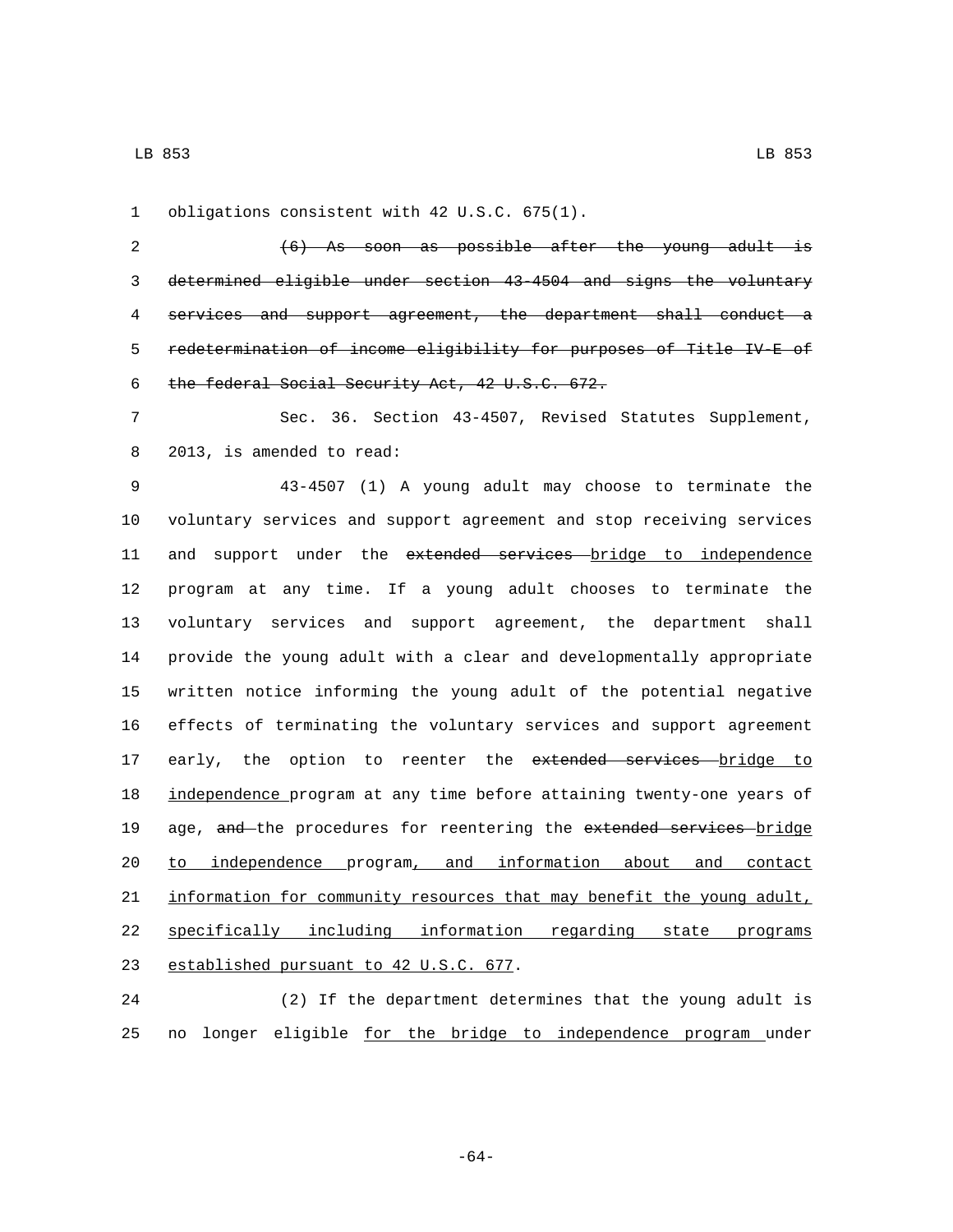obligations consistent with 42 U.S.C. 675(1).

~~(6) As soon as possible after the young adult is determined eligible under section 43-4504 and signs the voluntary services and support agreement, the department shall conduct a redetermination of income eligibility for purposes of Title IV-E of the federal Social Security Act, 42 U.S.C. 672.~~

Sec. 36. Section 43-4507, Revised Statutes Supplement, 2013, is amended to read:

43-4507 (1) A young adult may choose to terminate the voluntary services and support agreement and stop receiving services and support under the ~~extended services~~ bridge to independence program at any time. If a young adult chooses to terminate the voluntary services and support agreement, the department shall provide the young adult with a clear and developmentally appropriate written notice informing the young adult of the potential negative effects of terminating the voluntary services and support agreement early, the option to reenter the ~~extended services~~ bridge to independence program at any time before attaining twenty-one years of age, ~~and~~ the procedures for reentering the ~~extended services~~ bridge to independence program, and information about and contact information for community resources that may benefit the young adult, specifically including information regarding state programs established pursuant to 42 U.S.C. 677.

(2) If the department determines that the young adult is no longer eligible for the bridge to independence program under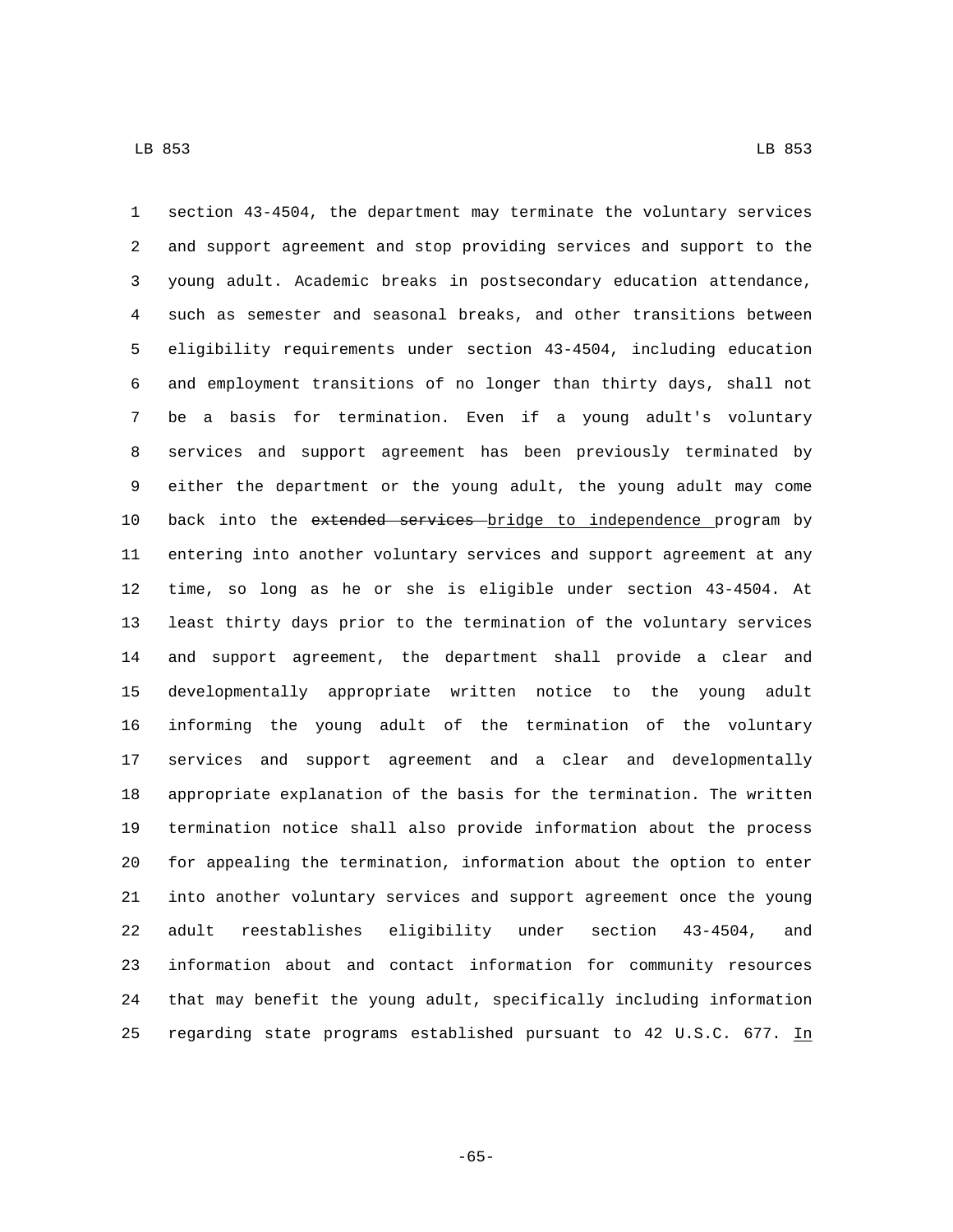section 43-4504, the department may terminate the voluntary services and support agreement and stop providing services and support to the young adult. Academic breaks in postsecondary education attendance, such as semester and seasonal breaks, and other transitions between eligibility requirements under section 43-4504, including education and employment transitions of no longer than thirty days, shall not be a basis for termination. Even if a young adult's voluntary services and support agreement has been previously terminated by either the department or the young adult, the young adult may come back into the ~~extended services~~ bridge to independence program by entering into another voluntary services and support agreement at any time, so long as he or she is eligible under section 43-4504. At least thirty days prior to the termination of the voluntary services and support agreement, the department shall provide a clear and developmentally appropriate written notice to the young adult informing the young adult of the termination of the voluntary services and support agreement and a clear and developmentally appropriate explanation of the basis for the termination. The written termination notice shall also provide information about the process for appealing the termination, information about the option to enter into another voluntary services and support agreement once the young adult reestablishes eligibility under section 43-4504, and information about and contact information for community resources that may benefit the young adult, specifically including information regarding state programs established pursuant to 42 U.S.C. 677. In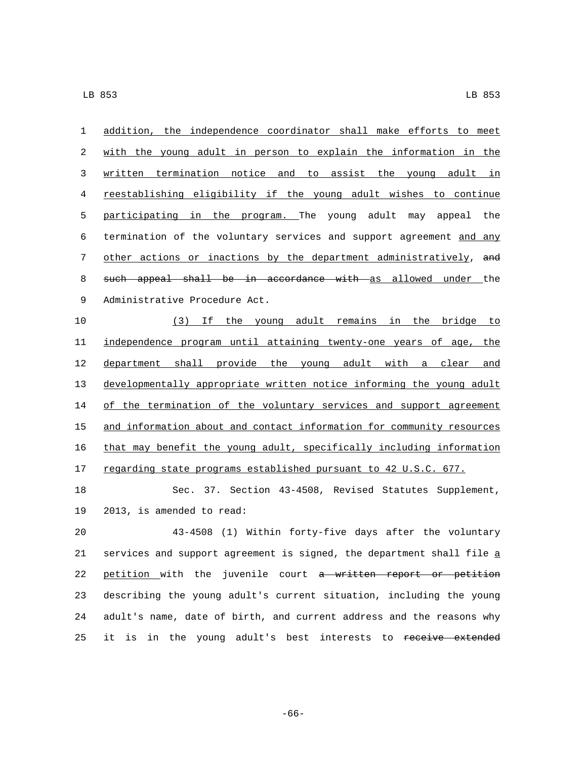addition, the independence coordinator shall make efforts to meet with the young adult in person to explain the information in the written termination notice and to assist the young adult in reestablishing eligibility if the young adult wishes to continue participating in the program. The young adult may appeal the termination of the voluntary services and support agreement and any other actions or inactions by the department administratively, ~~and such appeal shall be in accordance with~~ as allowed under the Administrative Procedure Act.

(3) If the young adult remains in the bridge to independence program until attaining twenty-one years of age, the department shall provide the young adult with a clear and developmentally appropriate written notice informing the young adult of the termination of the voluntary services and support agreement and information about and contact information for community resources that may benefit the young adult, specifically including information regarding state programs established pursuant to 42 U.S.C. 677.

Sec. 37. Section 43-4508, Revised Statutes Supplement, 2013, is amended to read:

43-4508 (1) Within forty-five days after the voluntary services and support agreement is signed, the department shall file a petition with the juvenile court ~~a written report or petition~~ describing the young adult's current situation, including the young adult's name, date of birth, and current address and the reasons why it is in the young adult's best interests to ~~receive extended~~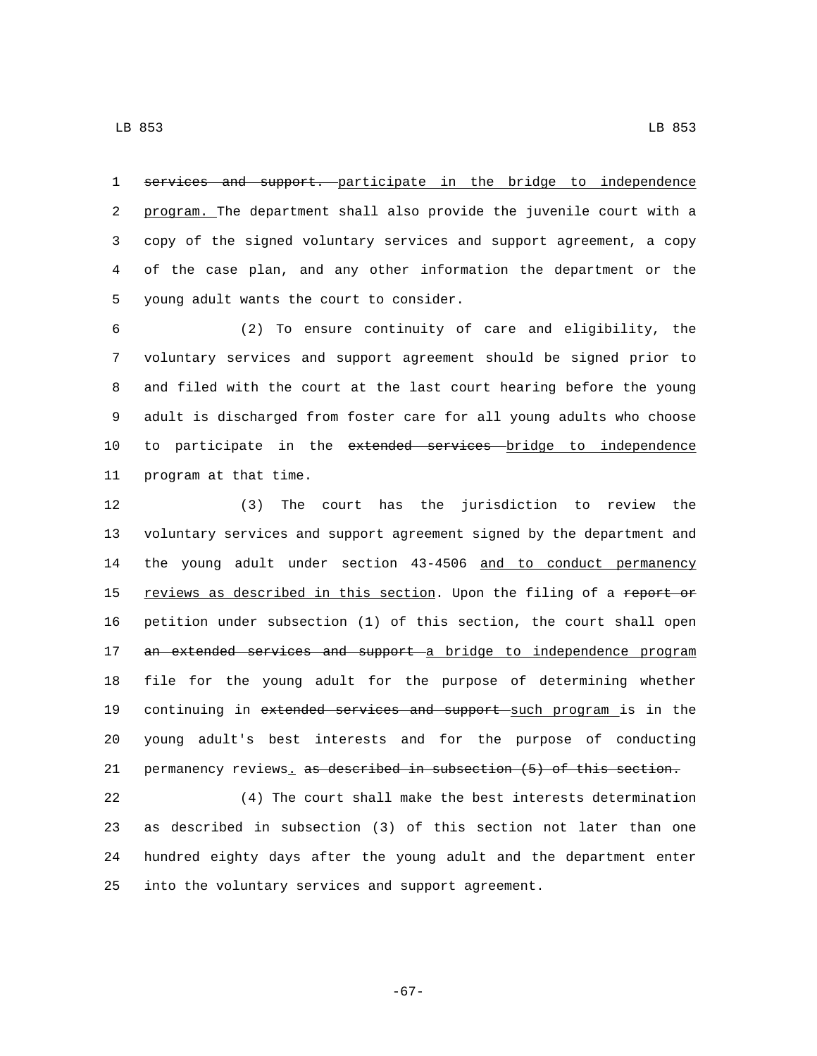~~services and support.~~ <u>participate in the bridge to independence program.</u> The department shall also provide the juvenile court with a copy of the signed voluntary services and support agreement, a copy of the case plan, and any other information the department or the young adult wants the court to consider.

(2) To ensure continuity of care and eligibility, the voluntary services and support agreement should be signed prior to and filed with the court at the last court hearing before the young adult is discharged from foster care for all young adults who choose to participate in the ~~extended services~~ <u>bridge to independence</u> program at that time.

(3) The court has the jurisdiction to review the voluntary services and support agreement signed by the department and the young adult under section 43-4506 <u>and to conduct permanency reviews as described in this section</u>. Upon the filing of a ~~report or~~ petition under subsection (1) of this section, the court shall open ~~an extended services and support~~ <u>a bridge to independence program</u> file for the young adult for the purpose of determining whether continuing in ~~extended services and support~~ <u>such program</u> is in the young adult's best interests and for the purpose of conducting permanency reviews<u>.</u> ~~as described in subsection (5) of this section.~~

(4) The court shall make the best interests determination as described in subsection (3) of this section not later than one hundred eighty days after the young adult and the department enter into the voluntary services and support agreement.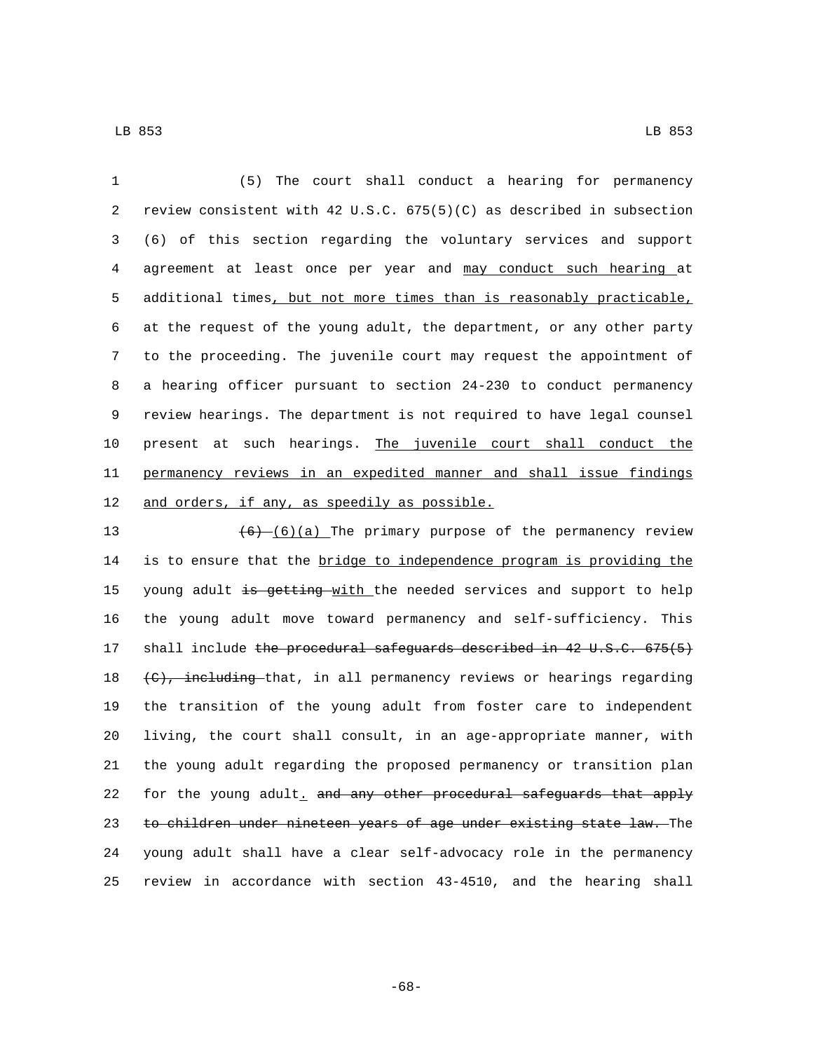(5) The court shall conduct a hearing for permanency review consistent with 42 U.S.C. 675(5)(C) as described in subsection (6) of this section regarding the voluntary services and support agreement at least once per year and may conduct such hearing at additional times, but not more times than is reasonably practicable, at the request of the young adult, the department, or any other party to the proceeding. The juvenile court may request the appointment of a hearing officer pursuant to section 24-230 to conduct permanency review hearings. The department is not required to have legal counsel present at such hearings. The juvenile court shall conduct the permanency reviews in an expedited manner and shall issue findings and orders, if any, as speedily as possible.

~~(6)~~ (6)(a) The primary purpose of the permanency review is to ensure that the bridge to independence program is providing the young adult ~~is getting~~ with the needed services and support to help the young adult move toward permanency and self-sufficiency. This shall include ~~the procedural safeguards described in 42 U.S.C. 675(5)(C), including~~ that, in all permanency reviews or hearings regarding the transition of the young adult from foster care to independent living, the court shall consult, in an age-appropriate manner, with the young adult regarding the proposed permanency or transition plan for the young adult. ~~and any other procedural safeguards that apply to children under nineteen years of age under existing state law.~~ The young adult shall have a clear self-advocacy role in the permanency review in accordance with section 43-4510, and the hearing shall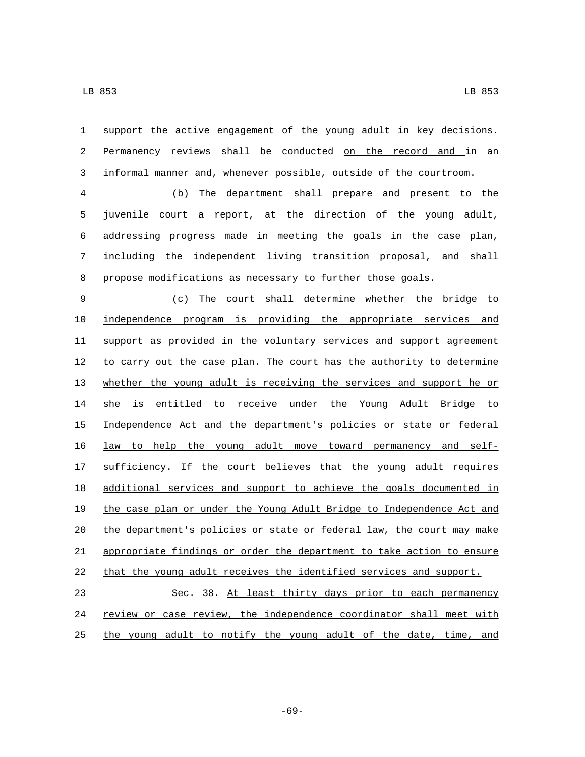support the active engagement of the young adult in key decisions. Permanency reviews shall be conducted on the record and in an informal manner and, whenever possible, outside of the courtroom.

(b) The department shall prepare and present to the juvenile court a report, at the direction of the young adult, addressing progress made in meeting the goals in the case plan, including the independent living transition proposal, and shall propose modifications as necessary to further those goals.

(c) The court shall determine whether the bridge to independence program is providing the appropriate services and support as provided in the voluntary services and support agreement to carry out the case plan. The court has the authority to determine whether the young adult is receiving the services and support he or she is entitled to receive under the Young Adult Bridge to Independence Act and the department's policies or state or federal law to help the young adult move toward permanency and self-sufficiency. If the court believes that the young adult requires additional services and support to achieve the goals documented in the case plan or under the Young Adult Bridge to Independence Act and the department's policies or state or federal law, the court may make appropriate findings or order the department to take action to ensure that the young adult receives the identified services and support.

Sec. 38. At least thirty days prior to each permanency review or case review, the independence coordinator shall meet with the young adult to notify the young adult of the date, time, and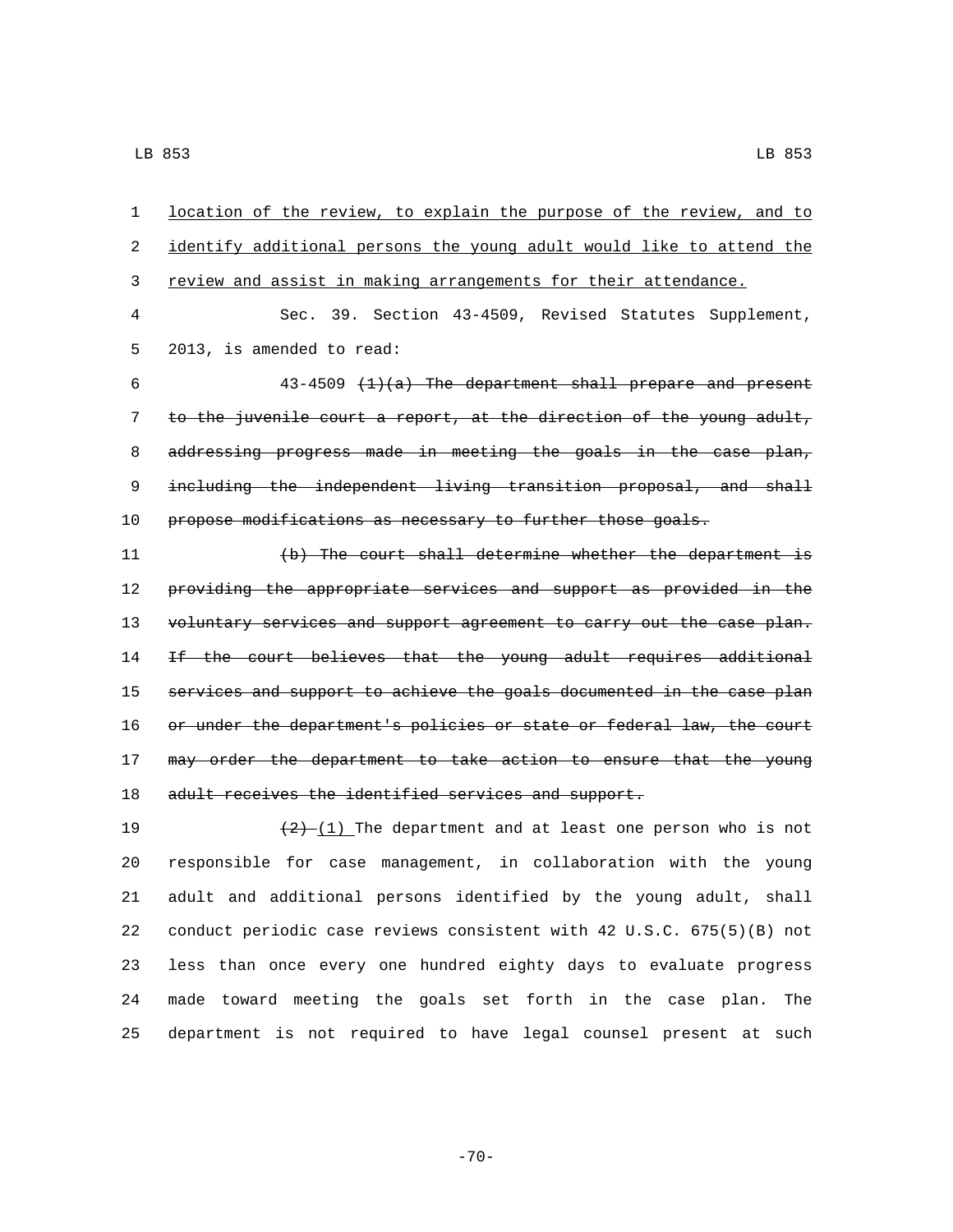location of the review, to explain the purpose of the review, and to identify additional persons the young adult would like to attend the review and assist in making arrangements for their attendance.

Sec. 39. Section 43-4509, Revised Statutes Supplement, 2013, is amended to read:

43-4509 ~~(1)(a) The department shall prepare and present to the juvenile court a report, at the direction of the young adult, addressing progress made in meeting the goals in the case plan, including the independent living transition proposal, and shall propose modifications as necessary to further those goals.~~

~~(b) The court shall determine whether the department is providing the appropriate services and support as provided in the voluntary services and support agreement to carry out the case plan. If the court believes that the young adult requires additional services and support to achieve the goals documented in the case plan or under the department's policies or state or federal law, the court may order the department to take action to ensure that the young adult receives the identified services and support.~~

~~(2)~~ (1) The department and at least one person who is not responsible for case management, in collaboration with the young adult and additional persons identified by the young adult, shall conduct periodic case reviews consistent with 42 U.S.C. 675(5)(B) not less than once every one hundred eighty days to evaluate progress made toward meeting the goals set forth in the case plan. The department is not required to have legal counsel present at such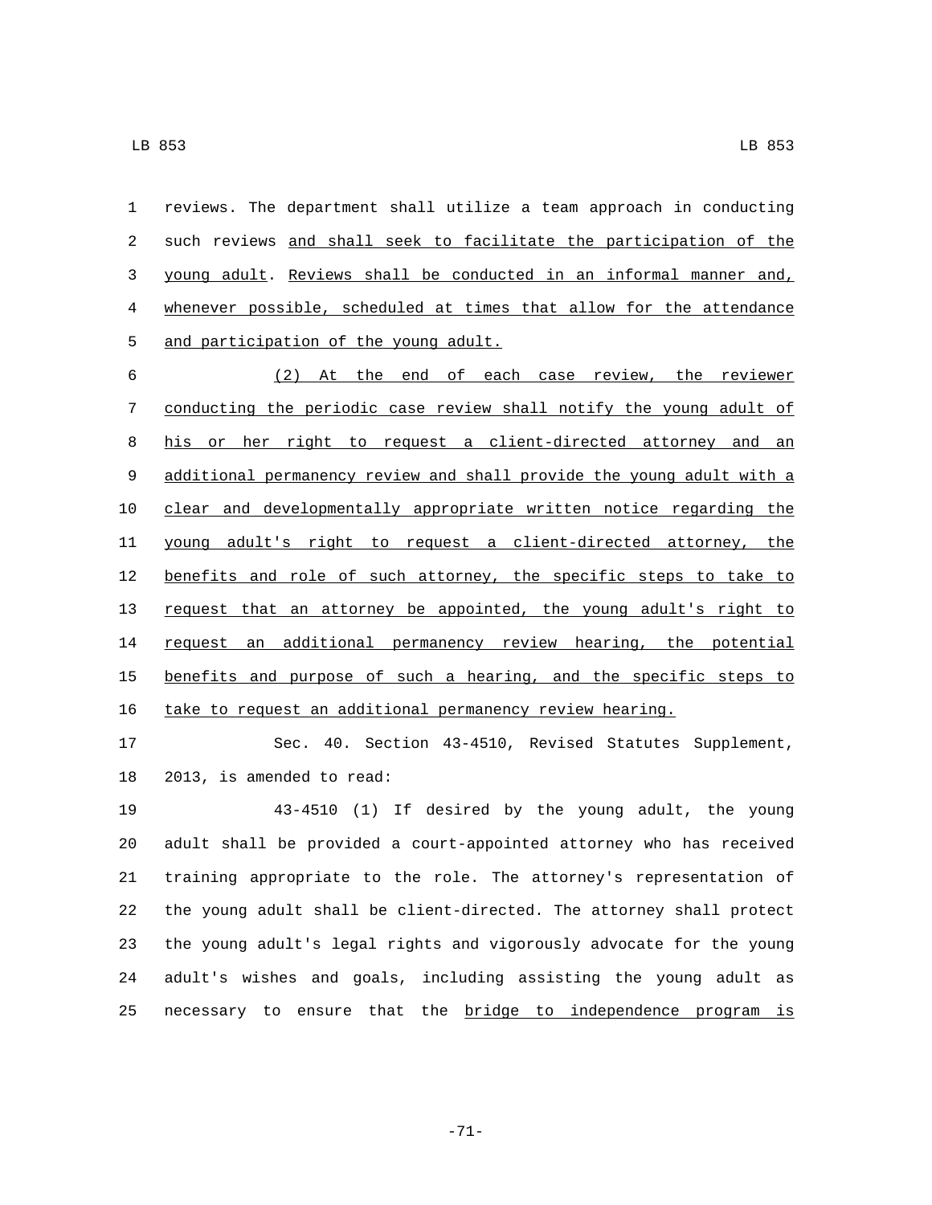reviews. The department shall utilize a team approach in conducting such reviews and shall seek to facilitate the participation of the young adult. Reviews shall be conducted in an informal manner and, whenever possible, scheduled at times that allow for the attendance and participation of the young adult.

(2) At the end of each case review, the reviewer conducting the periodic case review shall notify the young adult of his or her right to request a client-directed attorney and an additional permanency review and shall provide the young adult with a clear and developmentally appropriate written notice regarding the young adult's right to request a client-directed attorney, the benefits and role of such attorney, the specific steps to take to request that an attorney be appointed, the young adult's right to request an additional permanency review hearing, the potential benefits and purpose of such a hearing, and the specific steps to take to request an additional permanency review hearing.

Sec. 40. Section 43-4510, Revised Statutes Supplement, 2013, is amended to read:

43-4510 (1) If desired by the young adult, the young adult shall be provided a court-appointed attorney who has received training appropriate to the role. The attorney's representation of the young adult shall be client-directed. The attorney shall protect the young adult's legal rights and vigorously advocate for the young adult's wishes and goals, including assisting the young adult as necessary to ensure that the bridge to independence program is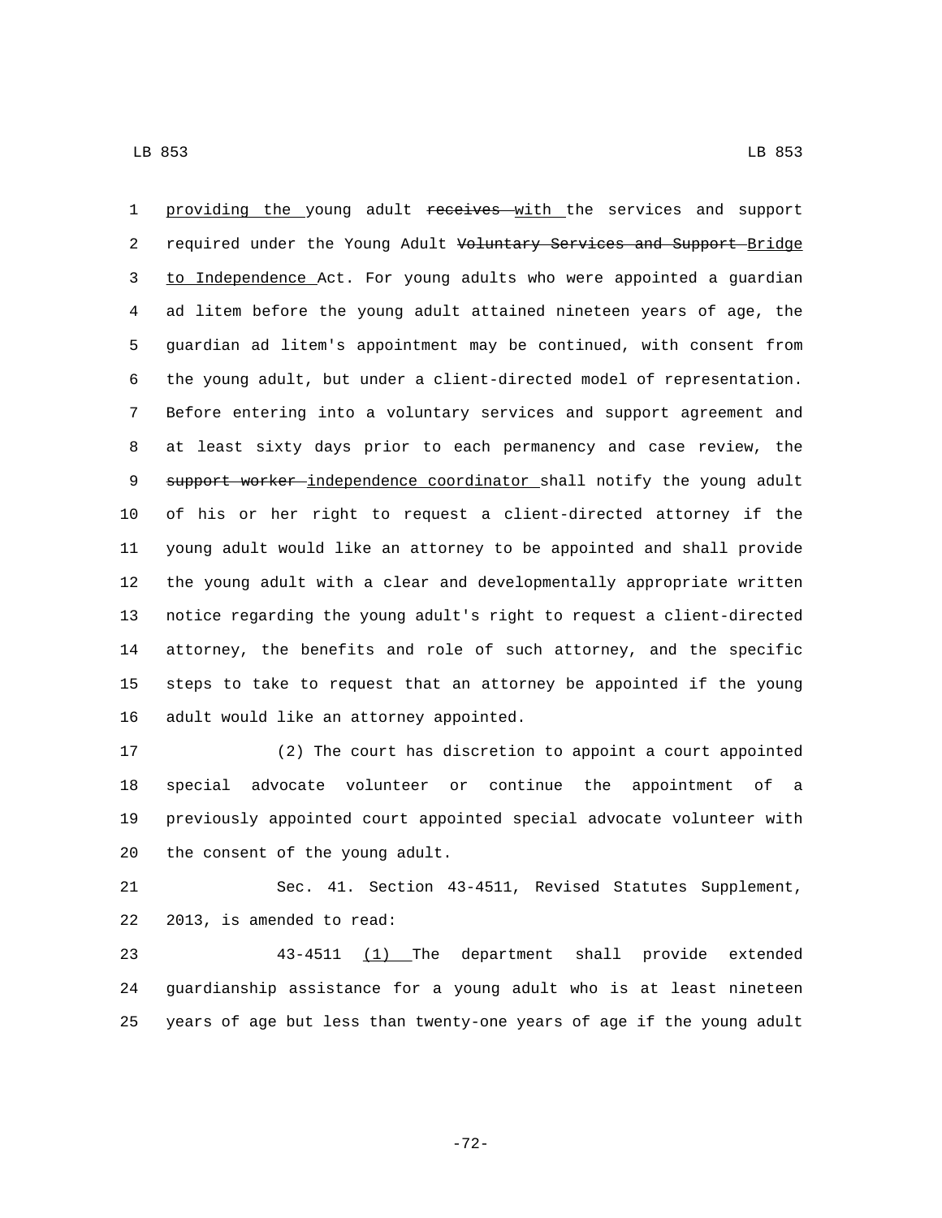<u>providing the</u> young adult ~~receives~~ <u>with</u> the services and support required under the Young Adult ~~Voluntary Services and Support~~ <u>Bridge to Independence</u> Act. For young adults who were appointed a guardian ad litem before the young adult attained nineteen years of age, the guardian ad litem's appointment may be continued, with consent from the young adult, but under a client-directed model of representation. Before entering into a voluntary services and support agreement and at least sixty days prior to each permanency and case review, the ~~support worker~~ <u>independence coordinator</u> shall notify the young adult of his or her right to request a client-directed attorney if the young adult would like an attorney to be appointed and shall provide the young adult with a clear and developmentally appropriate written notice regarding the young adult's right to request a client-directed attorney, the benefits and role of such attorney, and the specific steps to take to request that an attorney be appointed if the young adult would like an attorney appointed.

(2) The court has discretion to appoint a court appointed special advocate volunteer or continue the appointment of a previously appointed court appointed special advocate volunteer with the consent of the young adult.

Sec. 41. Section 43-4511, Revised Statutes Supplement, 2013, is amended to read:

43-4511 <u>(1)</u> The department shall provide extended guardianship assistance for a young adult who is at least nineteen years of age but less than twenty-one years of age if the young adult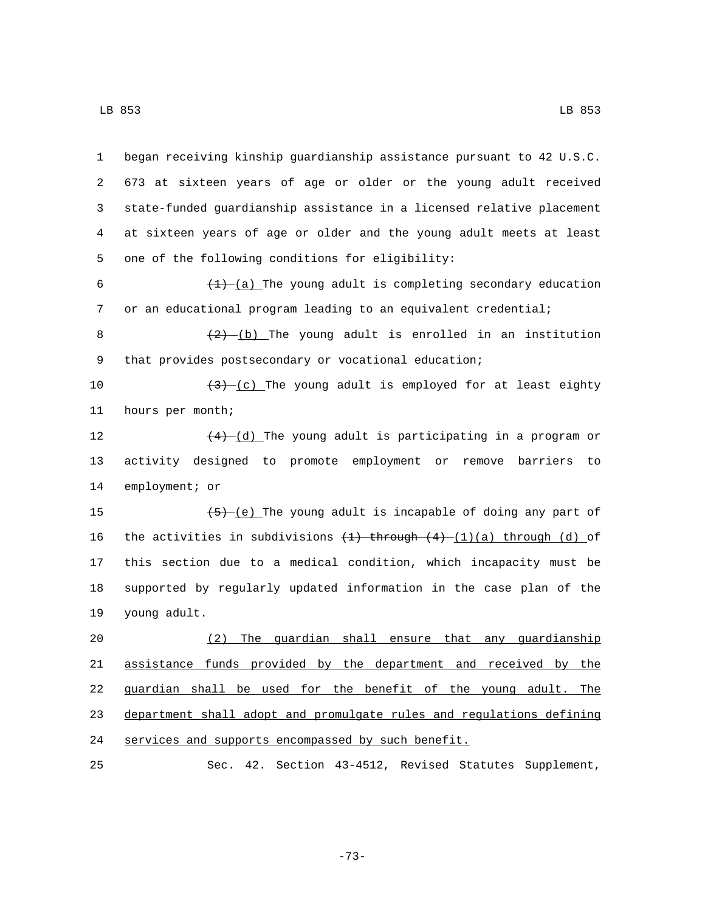began receiving kinship guardianship assistance pursuant to 42 U.S.C. 673 at sixteen years of age or older or the young adult received state-funded guardianship assistance in a licensed relative placement at sixteen years of age or older and the young adult meets at least one of the following conditions for eligibility:

~~(1)~~ (a) The young adult is completing secondary education or an educational program leading to an equivalent credential;

~~(2)~~ (b) The young adult is enrolled in an institution that provides postsecondary or vocational education;

~~(3)~~ (c) The young adult is employed for at least eighty hours per month;

~~(4)~~ (d) The young adult is participating in a program or activity designed to promote employment or remove barriers to employment; or

~~(5)~~ (e) The young adult is incapable of doing any part of the activities in subdivisions ~~(1) through (4)~~ (1)(a) through (d) of this section due to a medical condition, which incapacity must be supported by regularly updated information in the case plan of the young adult.

(2) The guardian shall ensure that any guardianship assistance funds provided by the department and received by the guardian shall be used for the benefit of the young adult. The department shall adopt and promulgate rules and regulations defining services and supports encompassed by such benefit.

Sec. 42. Section 43-4512, Revised Statutes Supplement,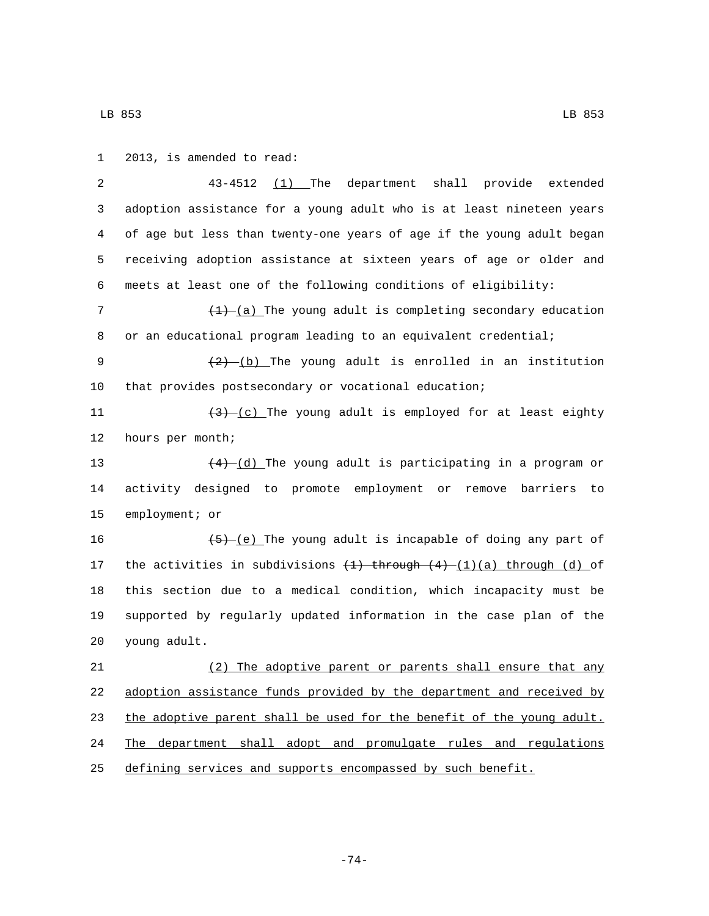2013, is amended to read:

43-4512 (1) The department shall provide extended adoption assistance for a young adult who is at least nineteen years of age but less than twenty-one years of age if the young adult began receiving adoption assistance at sixteen years of age or older and meets at least one of the following conditions of eligibility:

~~(1)~~ (a) The young adult is completing secondary education or an educational program leading to an equivalent credential;

~~(2)~~ (b) The young adult is enrolled in an institution that provides postsecondary or vocational education;

~~(3)~~ (c) The young adult is employed for at least eighty hours per month;

~~(4)~~ (d) The young adult is participating in a program or activity designed to promote employment or remove barriers to employment; or

~~(5)~~ (e) The young adult is incapable of doing any part of the activities in subdivisions ~~(1) through (4)~~ (1)(a) through (d) of this section due to a medical condition, which incapacity must be supported by regularly updated information in the case plan of the young adult.

(2) The adoptive parent or parents shall ensure that any adoption assistance funds provided by the department and received by the adoptive parent shall be used for the benefit of the young adult. The department shall adopt and promulgate rules and regulations defining services and supports encompassed by such benefit.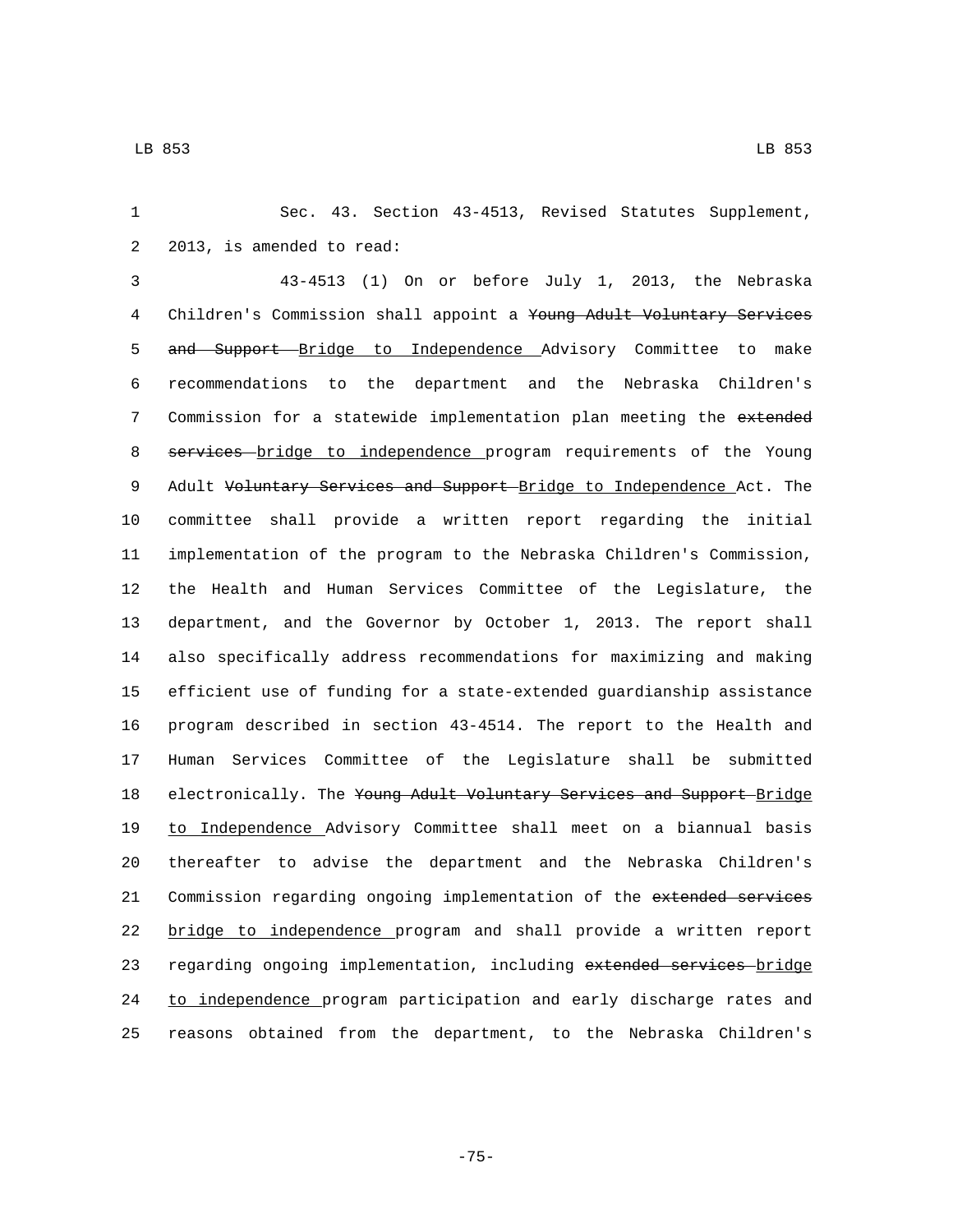Sec. 43. Section 43-4513, Revised Statutes Supplement, 2013, is amended to read:

43-4513 (1) On or before July 1, 2013, the Nebraska Children's Commission shall appoint a ~~Young Adult Voluntary Services and Support~~ Bridge to Independence Advisory Committee to make recommendations to the department and the Nebraska Children's Commission for a statewide implementation plan meeting the ~~extended services~~ bridge to independence program requirements of the Young Adult ~~Voluntary Services and Support~~ Bridge to Independence Act. The committee shall provide a written report regarding the initial implementation of the program to the Nebraska Children's Commission, the Health and Human Services Committee of the Legislature, the department, and the Governor by October 1, 2013. The report shall also specifically address recommendations for maximizing and making efficient use of funding for a state-extended guardianship assistance program described in section 43-4514. The report to the Health and Human Services Committee of the Legislature shall be submitted electronically. The ~~Young Adult Voluntary Services and Support~~ Bridge to Independence Advisory Committee shall meet on a biannual basis thereafter to advise the department and the Nebraska Children's Commission regarding ongoing implementation of the ~~extended services~~ bridge to independence program and shall provide a written report regarding ongoing implementation, including ~~extended services~~ bridge to independence program participation and early discharge rates and reasons obtained from the department, to the Nebraska Children's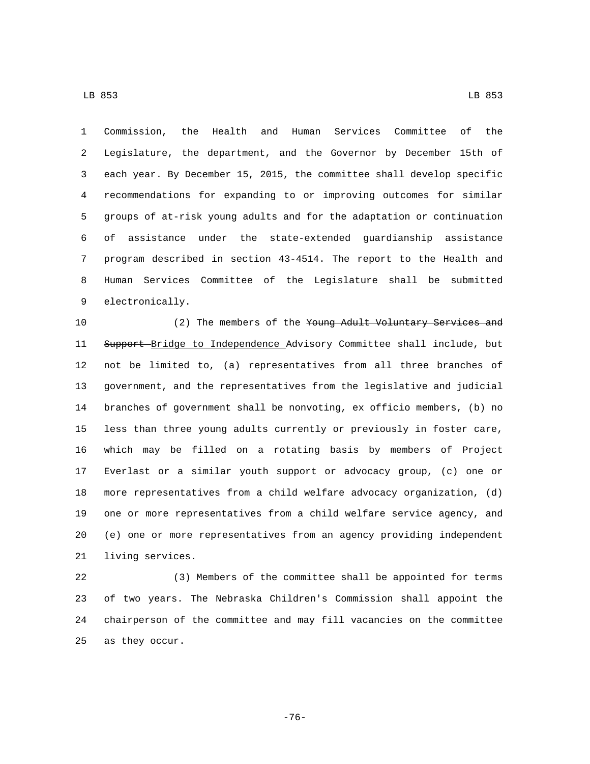Commission, the Health and Human Services Committee of the Legislature, the department, and the Governor by December 15th of each year. By December 15, 2015, the committee shall develop specific recommendations for expanding to or improving outcomes for similar groups of at-risk young adults and for the adaptation or continuation of assistance under the state-extended guardianship assistance program described in section 43-4514. The report to the Health and Human Services Committee of the Legislature shall be submitted electronically.

(2) The members of the ~~Young Adult Voluntary Services and Support~~ Bridge to Independence Advisory Committee shall include, but not be limited to, (a) representatives from all three branches of government, and the representatives from the legislative and judicial branches of government shall be nonvoting, ex officio members, (b) no less than three young adults currently or previously in foster care, which may be filled on a rotating basis by members of Project Everlast or a similar youth support or advocacy group, (c) one or more representatives from a child welfare advocacy organization, (d) one or more representatives from a child welfare service agency, and (e) one or more representatives from an agency providing independent living services.

(3) Members of the committee shall be appointed for terms of two years. The Nebraska Children's Commission shall appoint the chairperson of the committee and may fill vacancies on the committee as they occur.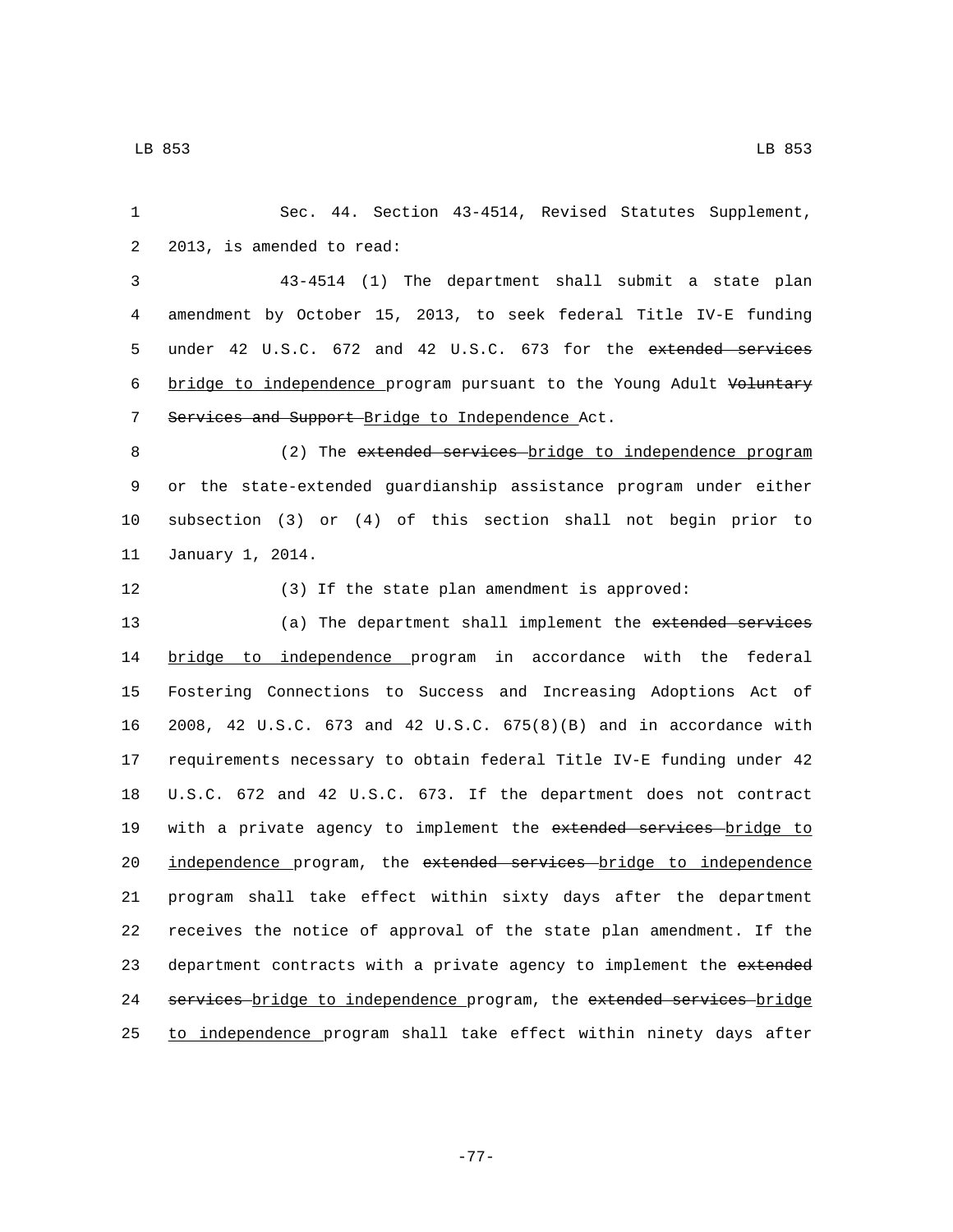Sec. 44. Section 43-4514, Revised Statutes Supplement, 2013, is amended to read:

43-4514 (1) The department shall submit a state plan amendment by October 15, 2013, to seek federal Title IV-E funding under 42 U.S.C. 672 and 42 U.S.C. 673 for the ~~extended services~~ <u>bridge to independence</u> program pursuant to the Young Adult ~~Voluntary Services and Support~~ <u>Bridge to Independence</u> Act.

(2) The ~~extended services~~ <u>bridge to independence program</u> or the state-extended guardianship assistance program under either subsection (3) or (4) of this section shall not begin prior to January 1, 2014.

(3) If the state plan amendment is approved:

(a) The department shall implement the ~~extended services~~ <u>bridge to independence</u> program in accordance with the federal Fostering Connections to Success and Increasing Adoptions Act of 2008, 42 U.S.C. 673 and 42 U.S.C. 675(8)(B) and in accordance with requirements necessary to obtain federal Title IV-E funding under 42 U.S.C. 672 and 42 U.S.C. 673. If the department does not contract with a private agency to implement the ~~extended services~~ <u>bridge to independence</u> program, the ~~extended services~~ <u>bridge to independence</u> program shall take effect within sixty days after the department receives the notice of approval of the state plan amendment. If the department contracts with a private agency to implement the ~~extended services~~ <u>bridge to independence</u> program, the ~~extended services~~ <u>bridge to independence</u> program shall take effect within ninety days after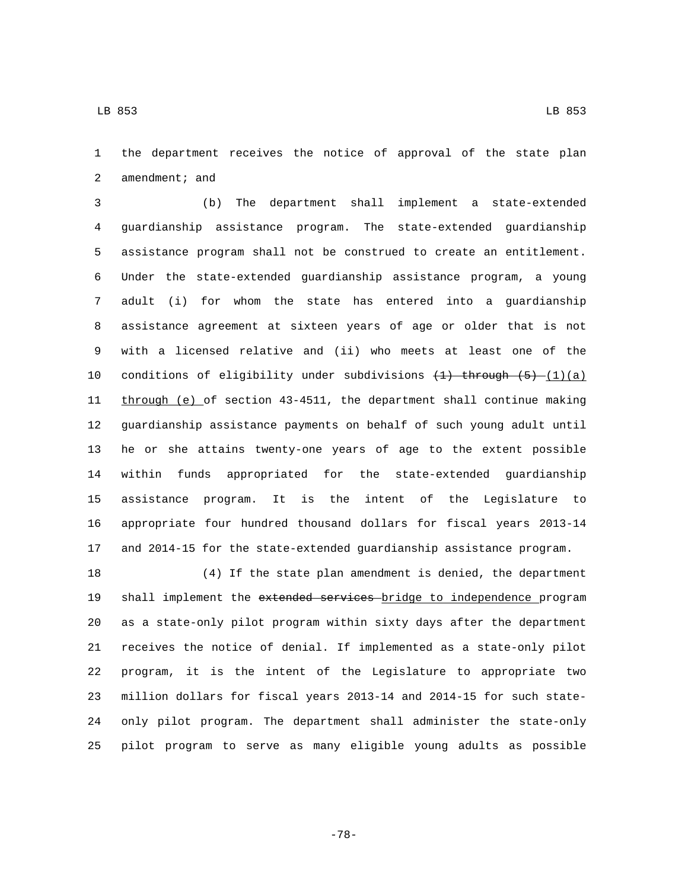the department receives the notice of approval of the state plan amendment; and

(b) The department shall implement a state-extended guardianship assistance program. The state-extended guardianship assistance program shall not be construed to create an entitlement. Under the state-extended guardianship assistance program, a young adult (i) for whom the state has entered into a guardianship assistance agreement at sixteen years of age or older that is not with a licensed relative and (ii) who meets at least one of the conditions of eligibility under subdivisions ~~(1) through (5)~~ (1)(a) through (e) of section 43-4511, the department shall continue making guardianship assistance payments on behalf of such young adult until he or she attains twenty-one years of age to the extent possible within funds appropriated for the state-extended guardianship assistance program. It is the intent of the Legislature to appropriate four hundred thousand dollars for fiscal years 2013-14 and 2014-15 for the state-extended guardianship assistance program.

(4) If the state plan amendment is denied, the department shall implement the ~~extended services~~ bridge to independence program as a state-only pilot program within sixty days after the department receives the notice of denial. If implemented as a state-only pilot program, it is the intent of the Legislature to appropriate two million dollars for fiscal years 2013-14 and 2014-15 for such state-only pilot program. The department shall administer the state-only pilot program to serve as many eligible young adults as possible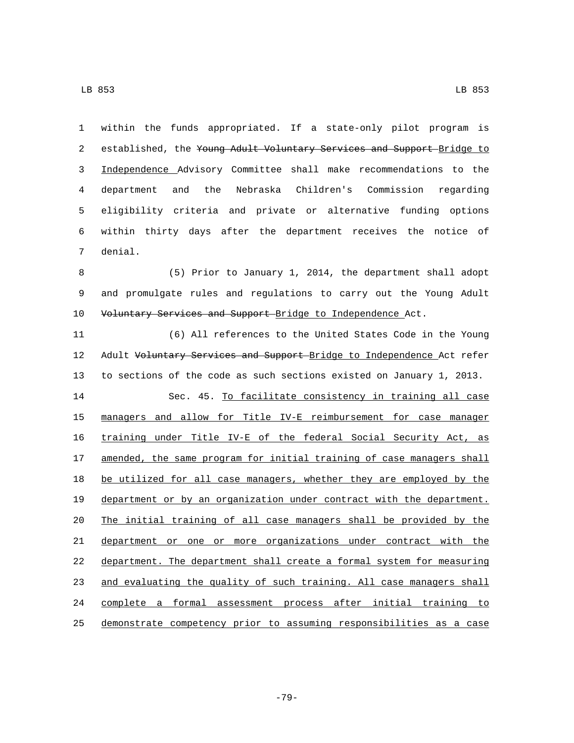within the funds appropriated. If a state-only pilot program is established, the ~~Young Adult Voluntary Services and Support~~ Bridge to Independence Advisory Committee shall make recommendations to the department and the Nebraska Children's Commission regarding eligibility criteria and private or alternative funding options within thirty days after the department receives the notice of denial.

(5) Prior to January 1, 2014, the department shall adopt and promulgate rules and regulations to carry out the Young Adult ~~Voluntary Services and Support~~ Bridge to Independence Act.

(6) All references to the United States Code in the Young Adult ~~Voluntary Services and Support~~ Bridge to Independence Act refer to sections of the code as such sections existed on January 1, 2013.

Sec. 45. To facilitate consistency in training all case managers and allow for Title IV-E reimbursement for case manager training under Title IV-E of the federal Social Security Act, as amended, the same program for initial training of case managers shall be utilized for all case managers, whether they are employed by the department or by an organization under contract with the department. The initial training of all case managers shall be provided by the department or one or more organizations under contract with the department. The department shall create a formal system for measuring and evaluating the quality of such training. All case managers shall complete a formal assessment process after initial training to demonstrate competency prior to assuming responsibilities as a case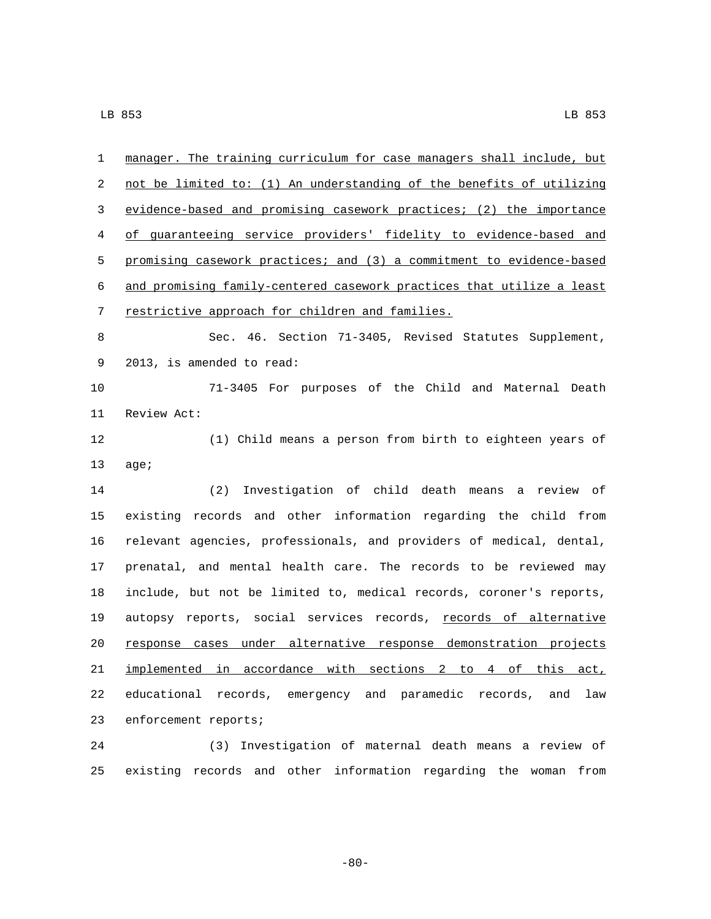manager. The training curriculum for case managers shall include, but not be limited to: (1) An understanding of the benefits of utilizing evidence-based and promising casework practices; (2) the importance of guaranteeing service providers' fidelity to evidence-based and promising casework practices; and (3) a commitment to evidence-based and promising family-centered casework practices that utilize a least restrictive approach for children and families.

Sec. 46. Section 71-3405, Revised Statutes Supplement, 2013, is amended to read:

71-3405 For purposes of the Child and Maternal Death Review Act:

(1) Child means a person from birth to eighteen years of age;

(2) Investigation of child death means a review of existing records and other information regarding the child from relevant agencies, professionals, and providers of medical, dental, prenatal, and mental health care. The records to be reviewed may include, but not be limited to, medical records, coroner's reports, autopsy reports, social services records, records of alternative response cases under alternative response demonstration projects implemented in accordance with sections 2 to 4 of this act, educational records, emergency and paramedic records, and law enforcement reports;

(3) Investigation of maternal death means a review of existing records and other information regarding the woman from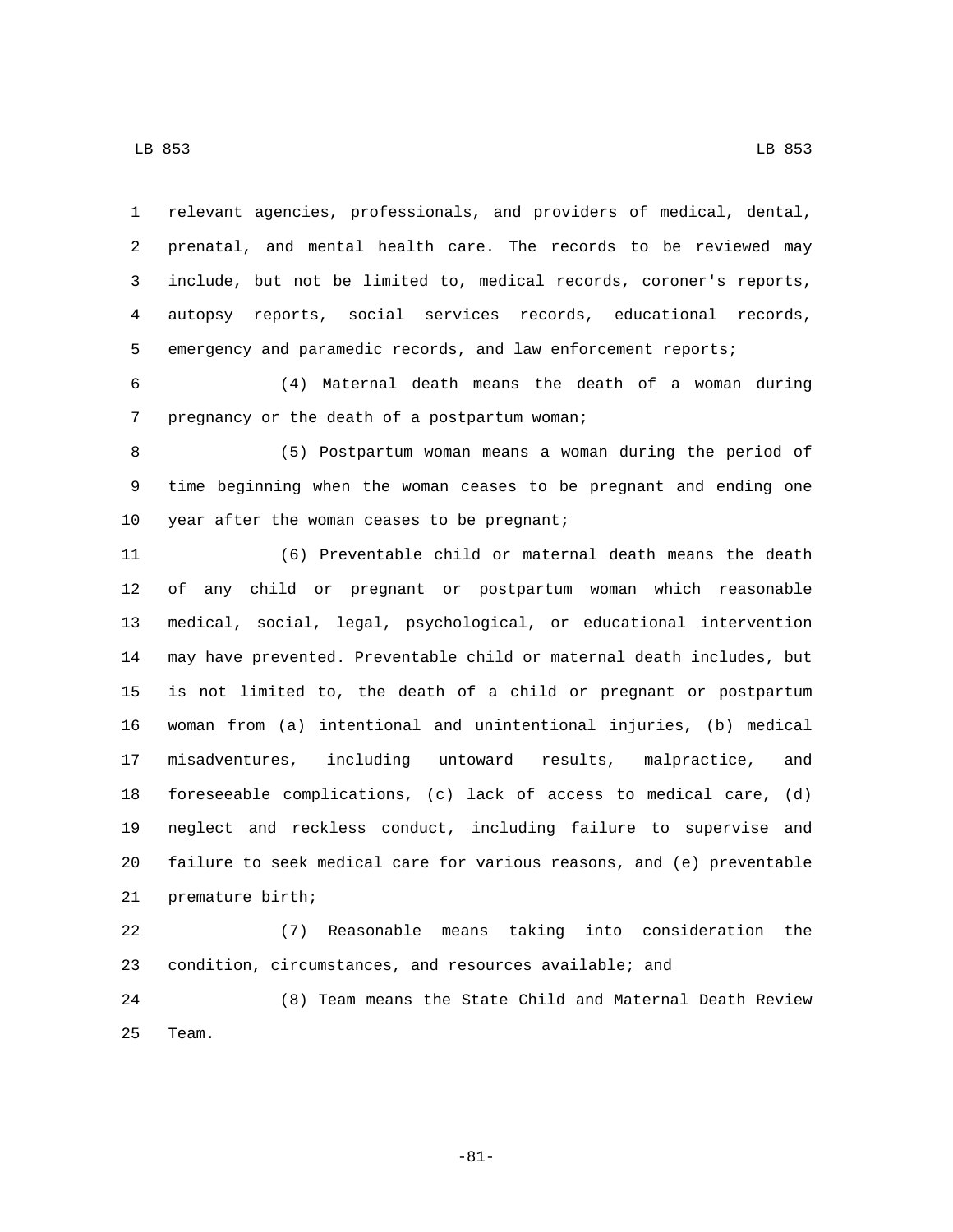relevant agencies, professionals, and providers of medical, dental, prenatal, and mental health care. The records to be reviewed may include, but not be limited to, medical records, coroner's reports, autopsy reports, social services records, educational records, emergency and paramedic records, and law enforcement reports;

(4) Maternal death means the death of a woman during pregnancy or the death of a postpartum woman;

(5) Postpartum woman means a woman during the period of time beginning when the woman ceases to be pregnant and ending one year after the woman ceases to be pregnant;

(6) Preventable child or maternal death means the death of any child or pregnant or postpartum woman which reasonable medical, social, legal, psychological, or educational intervention may have prevented. Preventable child or maternal death includes, but is not limited to, the death of a child or pregnant or postpartum woman from (a) intentional and unintentional injuries, (b) medical misadventures, including untoward results, malpractice, and foreseeable complications, (c) lack of access to medical care, (d) neglect and reckless conduct, including failure to supervise and failure to seek medical care for various reasons, and (e) preventable premature birth;

(7) Reasonable means taking into consideration the condition, circumstances, and resources available; and

(8) Team means the State Child and Maternal Death Review Team.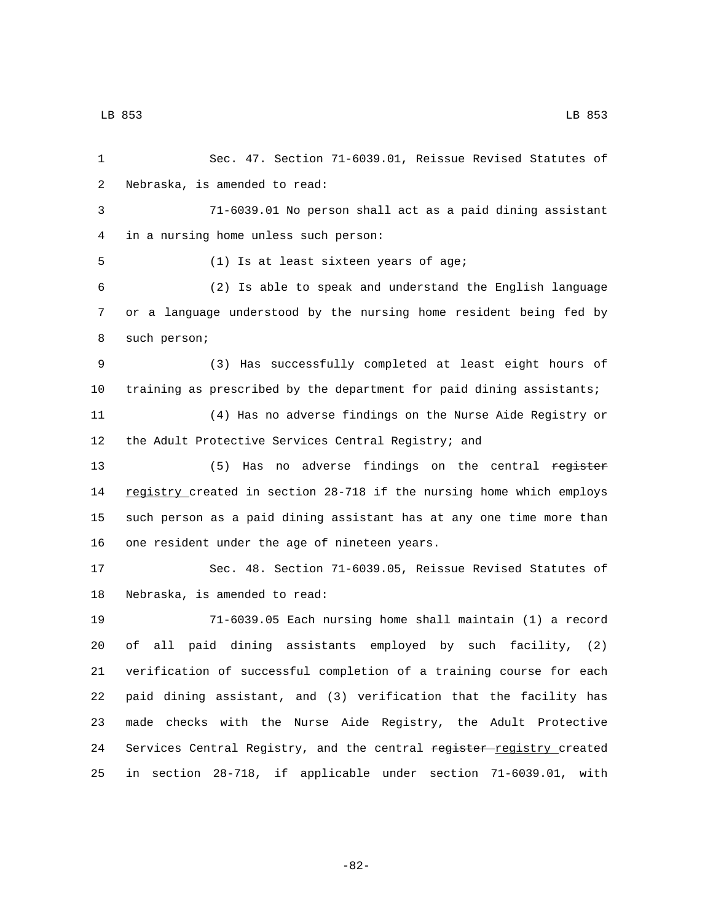Sec. 47. Section 71-6039.01, Reissue Revised Statutes of Nebraska, is amended to read:

71-6039.01 No person shall act as a paid dining assistant in a nursing home unless such person:

(1) Is at least sixteen years of age;

(2) Is able to speak and understand the English language or a language understood by the nursing home resident being fed by such person;

(3) Has successfully completed at least eight hours of training as prescribed by the department for paid dining assistants;

(4) Has no adverse findings on the Nurse Aide Registry or the Adult Protective Services Central Registry; and

(5) Has no adverse findings on the central ~~register~~ registry created in section 28-718 if the nursing home which employs such person as a paid dining assistant has at any one time more than one resident under the age of nineteen years.

Sec. 48. Section 71-6039.05, Reissue Revised Statutes of Nebraska, is amended to read:

71-6039.05 Each nursing home shall maintain (1) a record of all paid dining assistants employed by such facility, (2) verification of successful completion of a training course for each paid dining assistant, and (3) verification that the facility has made checks with the Nurse Aide Registry, the Adult Protective Services Central Registry, and the central ~~register~~ registry created in section 28-718, if applicable under section 71-6039.01, with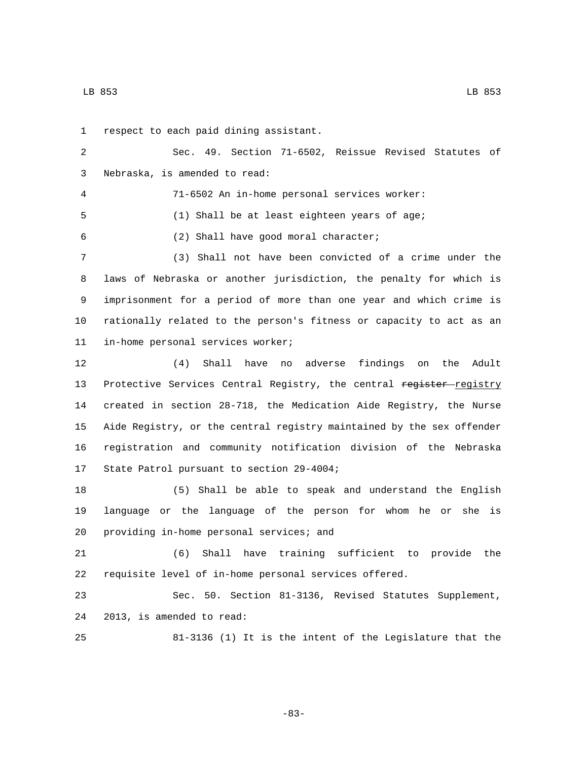respect to each paid dining assistant.

Sec. 49. Section 71-6502, Reissue Revised Statutes of Nebraska, is amended to read:

71-6502 An in-home personal services worker:

(1) Shall be at least eighteen years of age;

(2) Shall have good moral character;

(3) Shall not have been convicted of a crime under the laws of Nebraska or another jurisdiction, the penalty for which is imprisonment for a period of more than one year and which crime is rationally related to the person's fitness or capacity to act as an in-home personal services worker;

(4) Shall have no adverse findings on the Adult Protective Services Central Registry, the central ~~register~~ registry created in section 28-718, the Medication Aide Registry, the Nurse Aide Registry, or the central registry maintained by the sex offender registration and community notification division of the Nebraska State Patrol pursuant to section 29-4004;

(5) Shall be able to speak and understand the English language or the language of the person for whom he or she is providing in-home personal services; and

(6) Shall have training sufficient to provide the requisite level of in-home personal services offered.

Sec. 50. Section 81-3136, Revised Statutes Supplement, 2013, is amended to read:

81-3136 (1) It is the intent of the Legislature that the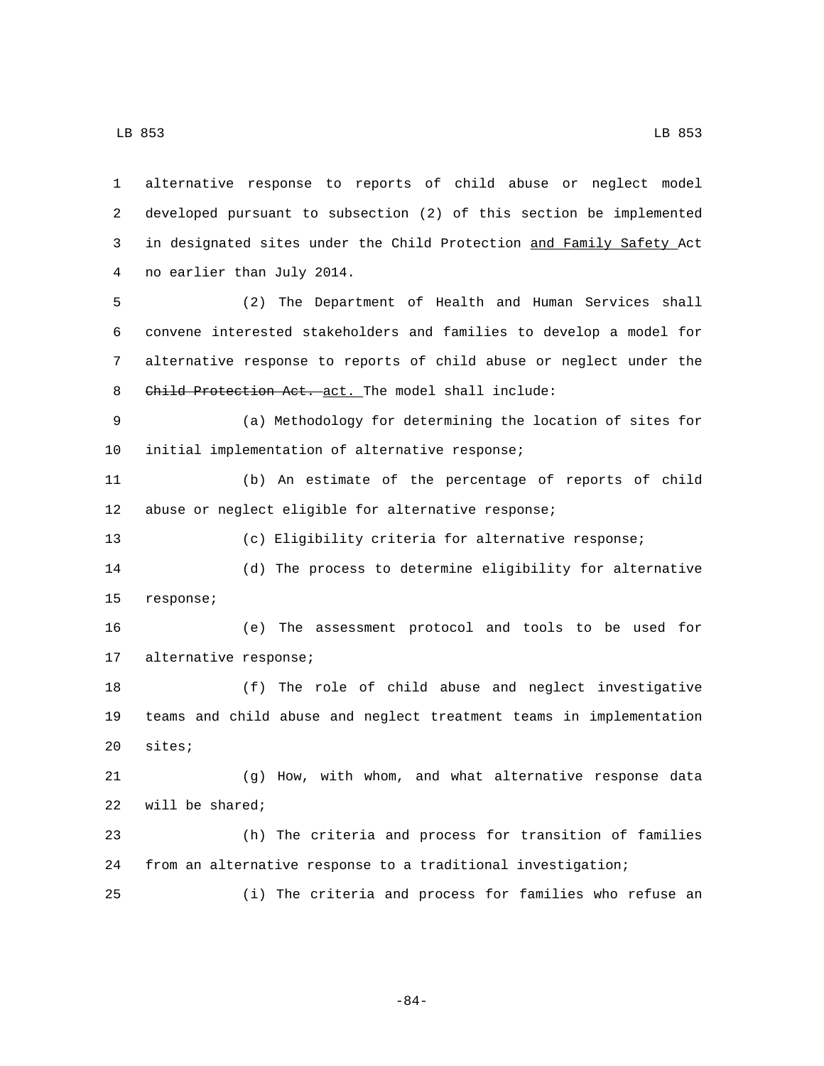alternative response to reports of child abuse or neglect model developed pursuant to subsection (2) of this section be implemented in designated sites under the Child Protection and Family Safety Act no earlier than July 2014.

(2) The Department of Health and Human Services shall convene interested stakeholders and families to develop a model for alternative response to reports of child abuse or neglect under the ~~Child Protection Act.~~ act. The model shall include:

(a) Methodology for determining the location of sites for initial implementation of alternative response;

(b) An estimate of the percentage of reports of child abuse or neglect eligible for alternative response;

(c) Eligibility criteria for alternative response;

(d) The process to determine eligibility for alternative response;

(e) The assessment protocol and tools to be used for alternative response;

(f) The role of child abuse and neglect investigative teams and child abuse and neglect treatment teams in implementation sites;

(g) How, with whom, and what alternative response data will be shared;

(h) The criteria and process for transition of families from an alternative response to a traditional investigation;

(i) The criteria and process for families who refuse an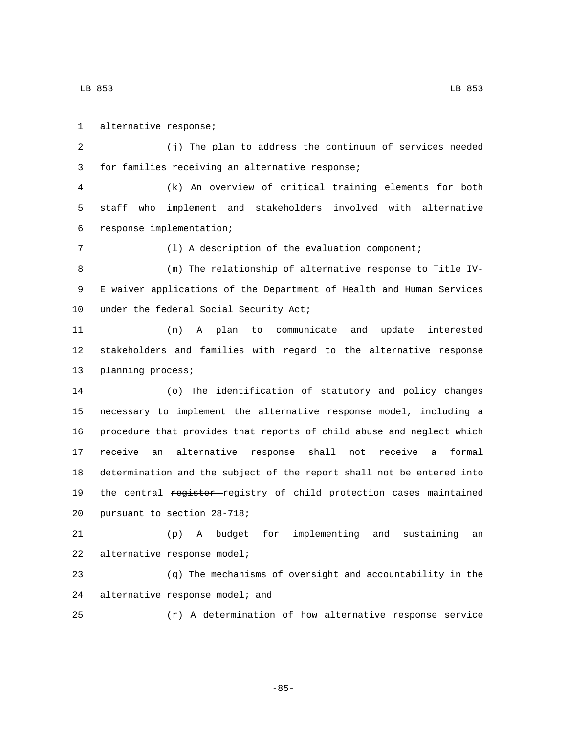alternative response;

(j) The plan to address the continuum of services needed for families receiving an alternative response;

(k) An overview of critical training elements for both staff who implement and stakeholders involved with alternative response implementation;

(l) A description of the evaluation component;

(m) The relationship of alternative response to Title IV-E waiver applications of the Department of Health and Human Services under the federal Social Security Act;

(n) A plan to communicate and update interested stakeholders and families with regard to the alternative response planning process;

(o) The identification of statutory and policy changes necessary to implement the alternative response model, including a procedure that provides that reports of child abuse and neglect which receive an alternative response shall not receive a formal determination and the subject of the report shall not be entered into the central ~~register~~ registry of child protection cases maintained pursuant to section 28-718;

(p) A budget for implementing and sustaining an alternative response model;

(q) The mechanisms of oversight and accountability in the alternative response model; and

(r) A determination of how alternative response service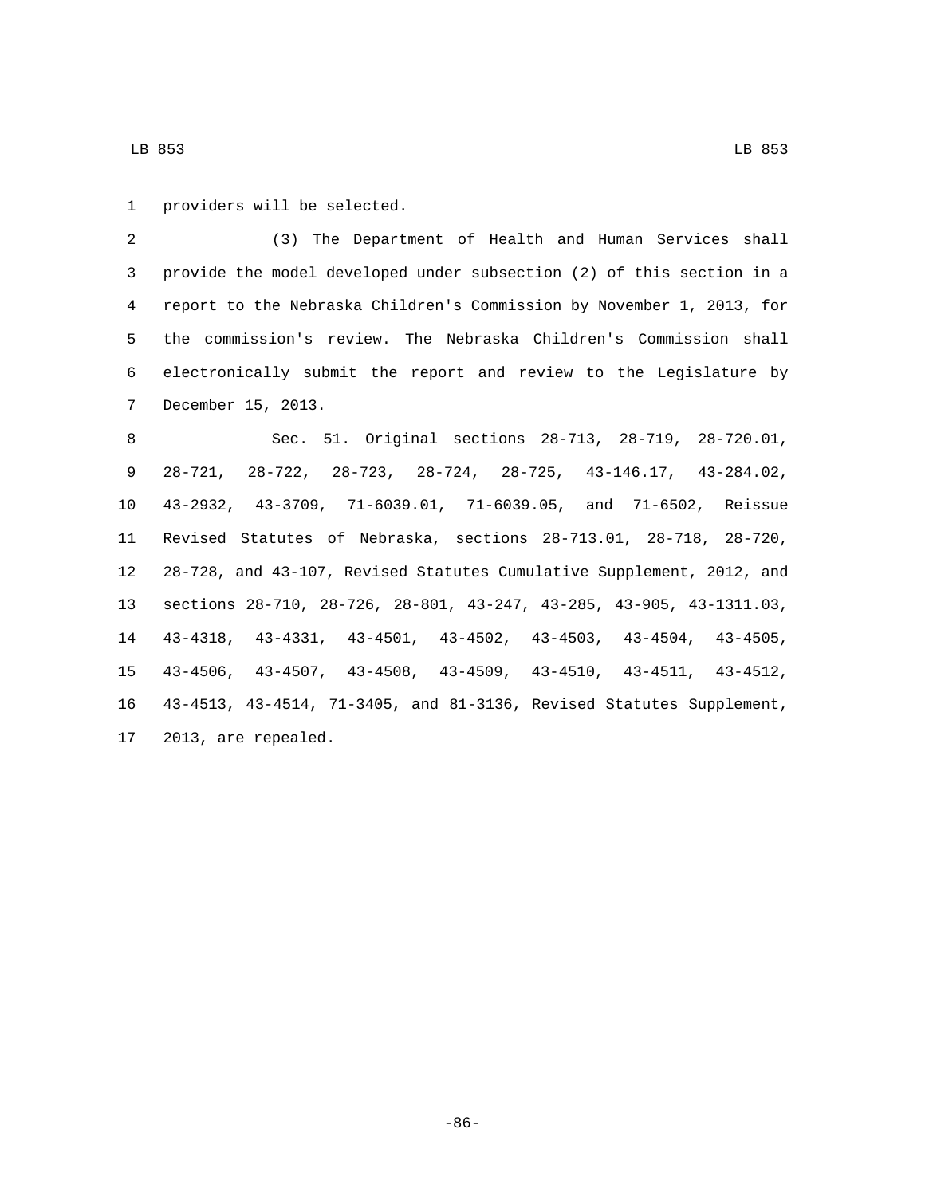providers will be selected.

(3) The Department of Health and Human Services shall provide the model developed under subsection (2) of this section in a report to the Nebraska Children's Commission by November 1, 2013, for the commission's review. The Nebraska Children's Commission shall electronically submit the report and review to the Legislature by December 15, 2013.

Sec. 51. Original sections 28-713, 28-719, 28-720.01, 28-721, 28-722, 28-723, 28-724, 28-725, 43-146.17, 43-284.02, 43-2932, 43-3709, 71-6039.01, 71-6039.05, and 71-6502, Reissue Revised Statutes of Nebraska, sections 28-713.01, 28-718, 28-720, 28-728, and 43-107, Revised Statutes Cumulative Supplement, 2012, and sections 28-710, 28-726, 28-801, 43-247, 43-285, 43-905, 43-1311.03, 43-4318, 43-4331, 43-4501, 43-4502, 43-4503, 43-4504, 43-4505, 43-4506, 43-4507, 43-4508, 43-4509, 43-4510, 43-4511, 43-4512, 43-4513, 43-4514, 71-3405, and 81-3136, Revised Statutes Supplement, 2013, are repealed.